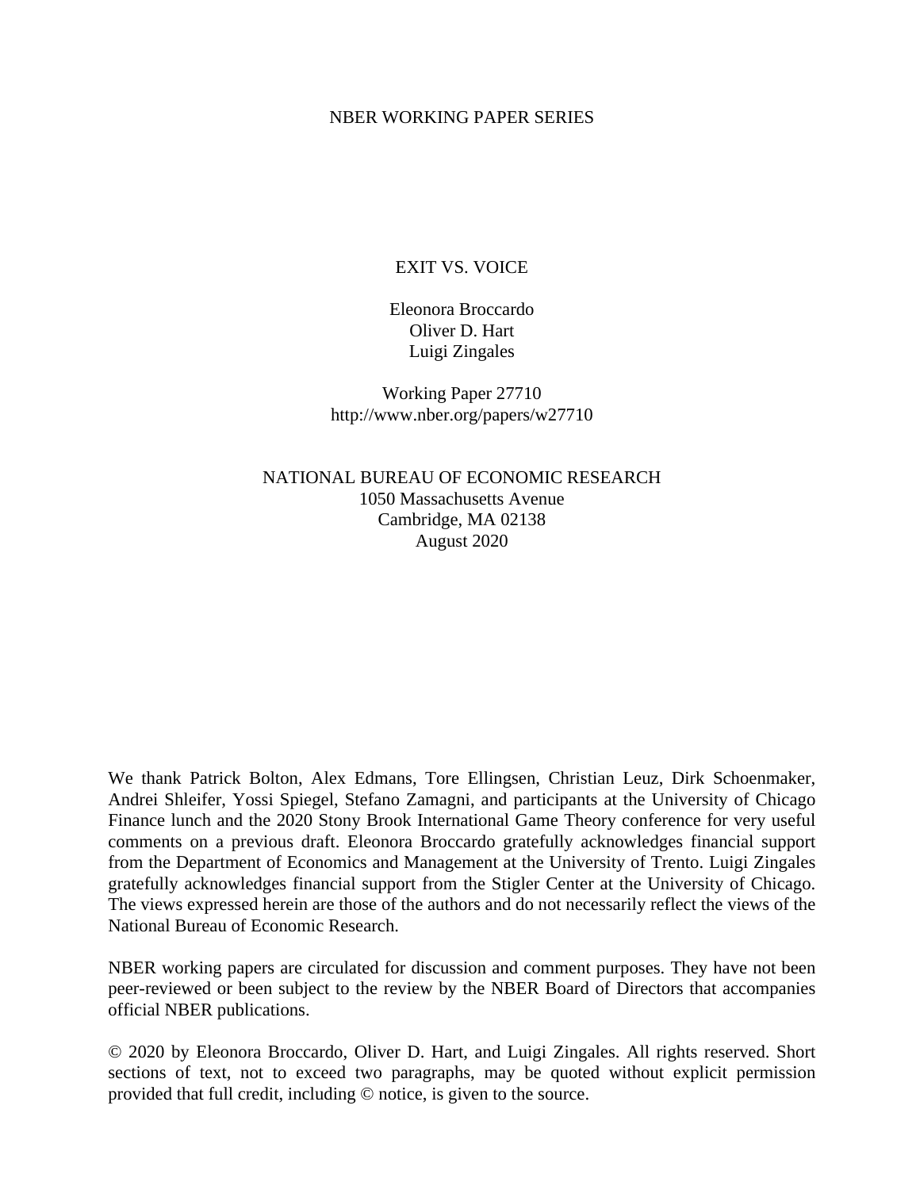NBER WORKING PAPER SERIES

# EXIT VS. VOICE

Eleonora Broccardo
Oliver D. Hart
Luigi Zingales

Working Paper 27710
http://www.nber.org/papers/w27710

NATIONAL BUREAU OF ECONOMIC RESEARCH
1050 Massachusetts Avenue
Cambridge, MA 02138
August 2020

We thank Patrick Bolton, Alex Edmans, Tore Ellingsen, Christian Leuz, Dirk Schoenmaker, Andrei Shleifer, Yossi Spiegel, Stefano Zamagni, and participants at the University of Chicago Finance lunch and the 2020 Stony Brook International Game Theory conference for very useful comments on a previous draft. Eleonora Broccardo gratefully acknowledges financial support from the Department of Economics and Management at the University of Trento. Luigi Zingales gratefully acknowledges financial support from the Stigler Center at the University of Chicago. The views expressed herein are those of the authors and do not necessarily reflect the views of the National Bureau of Economic Research.

NBER working papers are circulated for discussion and comment purposes. They have not been peer-reviewed or been subject to the review by the NBER Board of Directors that accompanies official NBER publications.

© 2020 by Eleonora Broccardo, Oliver D. Hart, and Luigi Zingales. All rights reserved. Short sections of text, not to exceed two paragraphs, may be quoted without explicit permission provided that full credit, including © notice, is given to the source.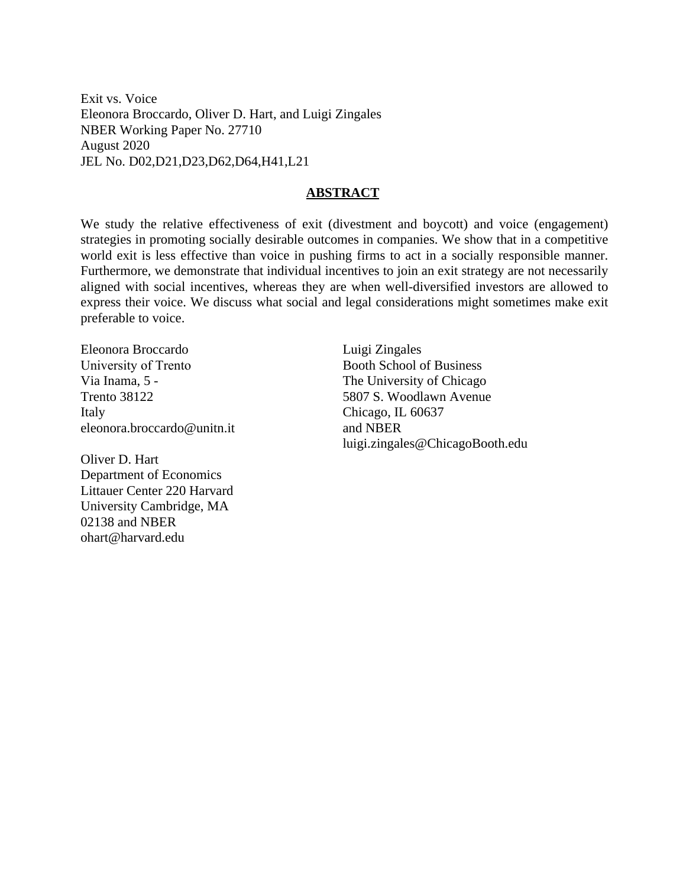Exit vs. Voice
Eleonora Broccardo, Oliver D. Hart, and Luigi Zingales
NBER Working Paper No. 27710
August 2020
JEL No. D02,D21,D23,D62,D64,H41,L21

## ABSTRACT

We study the relative effectiveness of exit (divestment and boycott) and voice (engagement) strategies in promoting socially desirable outcomes in companies. We show that in a competitive world exit is less effective than voice in pushing firms to act in a socially responsible manner. Furthermore, we demonstrate that individual incentives to join an exit strategy are not necessarily aligned with social incentives, whereas they are when well-diversified investors are allowed to express their voice. We discuss what social and legal considerations might sometimes make exit preferable to voice.

Eleonora Broccardo
University of Trento
Via Inama, 5 -
Trento 38122
Italy
eleonora.broccardo@unitn.it

Oliver D. Hart
Department of Economics
Littauer Center 220 Harvard
University Cambridge, MA
02138 and NBER
ohart@harvard.edu

Luigi Zingales
Booth School of Business
The University of Chicago
5807 S. Woodlawn Avenue
Chicago, IL 60637
and NBER
luigi.zingales@ChicagoBooth.edu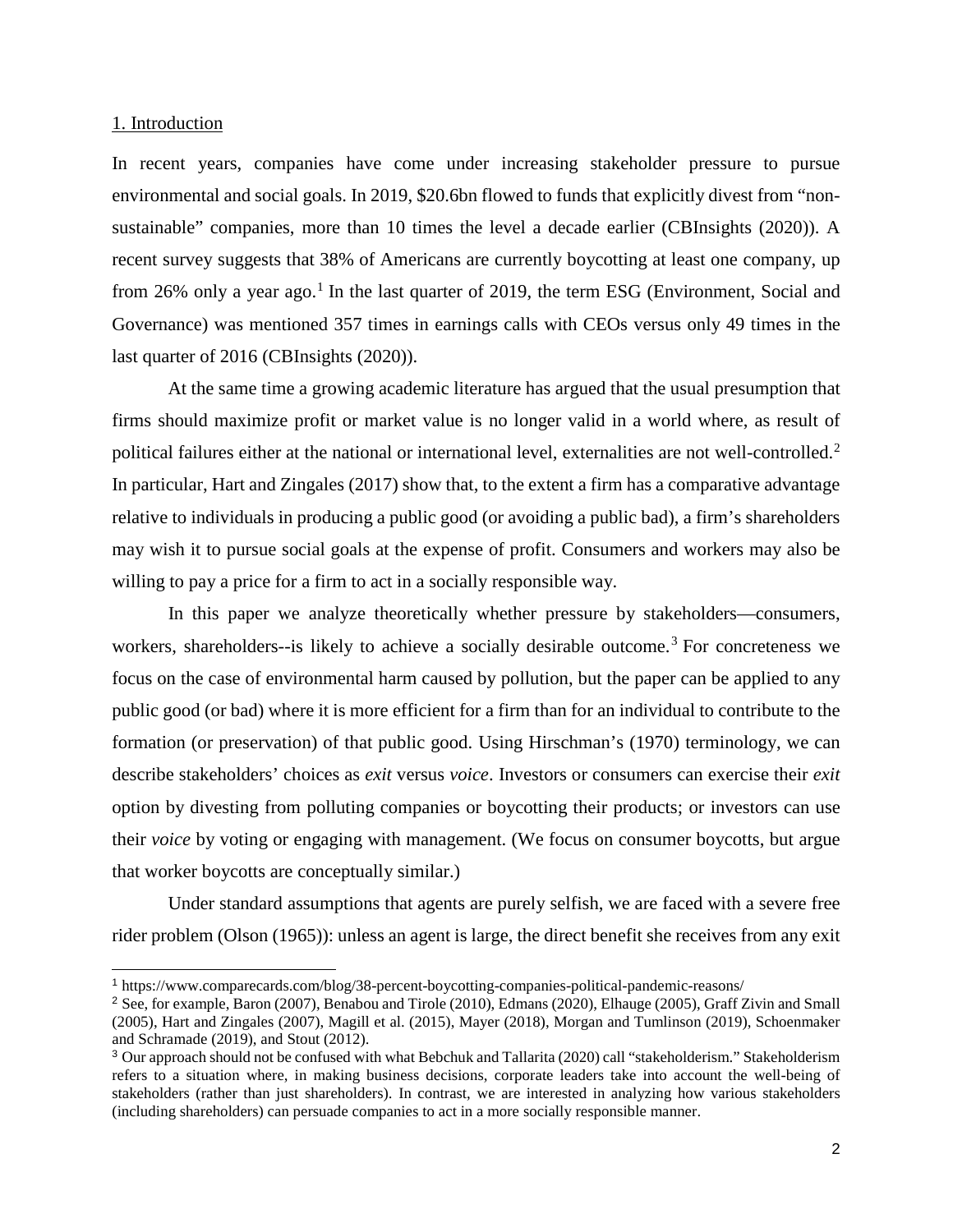## 1. Introduction

In recent years, companies have come under increasing stakeholder pressure to pursue environmental and social goals. In 2019, \$20.6bn flowed to funds that explicitly divest from "non-sustainable" companies, more than 10 times the level a decade earlier (CBInsights (2020)). A recent survey suggests that 38% of Americans are currently boycotting at least one company, up from 26% only a year ago.[1] In the last quarter of 2019, the term ESG (Environment, Social and Governance) was mentioned 357 times in earnings calls with CEOs versus only 49 times in the last quarter of 2016 (CBInsights (2020)).

At the same time a growing academic literature has argued that the usual presumption that firms should maximize profit or market value is no longer valid in a world where, as result of political failures either at the national or international level, externalities are not well-controlled.[2] In particular, Hart and Zingales (2017) show that, to the extent a firm has a comparative advantage relative to individuals in producing a public good (or avoiding a public bad), a firm's shareholders may wish it to pursue social goals at the expense of profit. Consumers and workers may also be willing to pay a price for a firm to act in a socially responsible way.

In this paper we analyze theoretically whether pressure by stakeholders—consumers, workers, shareholders--is likely to achieve a socially desirable outcome.[3] For concreteness we focus on the case of environmental harm caused by pollution, but the paper can be applied to any public good (or bad) where it is more efficient for a firm than for an individual to contribute to the formation (or preservation) of that public good. Using Hirschman's (1970) terminology, we can describe stakeholders' choices as *exit* versus *voice*. Investors or consumers can exercise their *exit* option by divesting from polluting companies or boycotting their products; or investors can use their *voice* by voting or engaging with management. (We focus on consumer boycotts, but argue that worker boycotts are conceptually similar.)

Under standard assumptions that agents are purely selfish, we are faced with a severe free rider problem (Olson (1965)): unless an agent is large, the direct benefit she receives from any exit

---

[1] https://www.comparecards.com/blog/38-percent-boycotting-companies-political-pandemic-reasons/

[2] See, for example, Baron (2007), Benabou and Tirole (2010), Edmans (2020), Elhauge (2005), Graff Zivin and Small (2005), Hart and Zingales (2007), Magill et al. (2015), Mayer (2018), Morgan and Tumlinson (2019), Schoenmaker and Schramade (2019), and Stout (2012).

[3] Our approach should not be confused with what Bebchuk and Tallarita (2020) call "stakeholderism." Stakeholderism refers to a situation where, in making business decisions, corporate leaders take into account the well-being of stakeholders (rather than just shareholders). In contrast, we are interested in analyzing how various stakeholders (including shareholders) can persuade companies to act in a more socially responsible manner.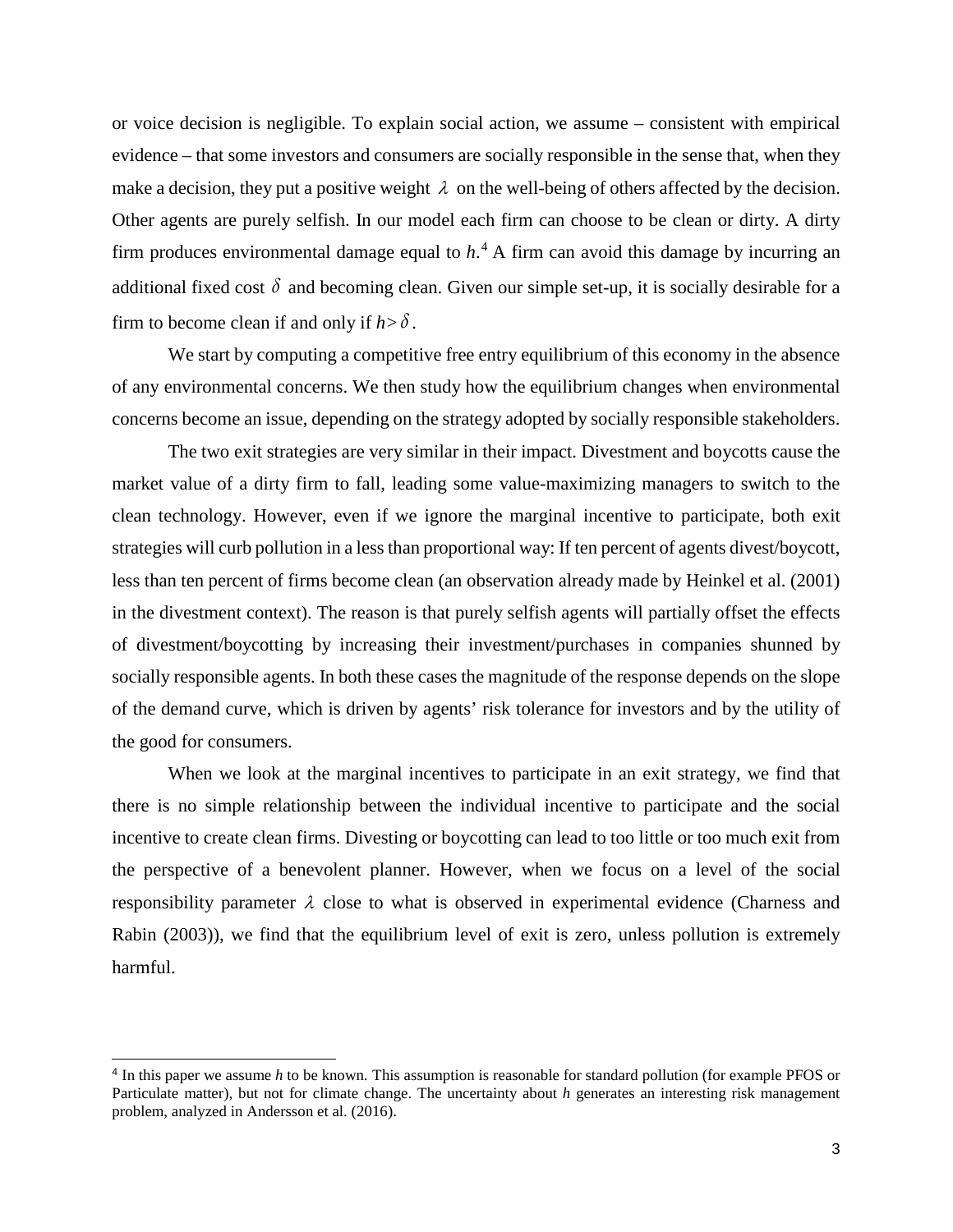or voice decision is negligible. To explain social action, we assume – consistent with empirical evidence – that some investors and consumers are socially responsible in the sense that, when they make a decision, they put a positive weight $\lambda$ on the well-being of others affected by the decision. Other agents are purely selfish. In our model each firm can choose to be clean or dirty. A dirty firm produces environmental damage equal to $h$.[4] A firm can avoid this damage by incurring an additional fixed cost $\delta$ and becoming clean. Given our simple set-up, it is socially desirable for a firm to become clean if and only if $h > \delta$.

We start by computing a competitive free entry equilibrium of this economy in the absence of any environmental concerns. We then study how the equilibrium changes when environmental concerns become an issue, depending on the strategy adopted by socially responsible stakeholders.

The two exit strategies are very similar in their impact. Divestment and boycotts cause the market value of a dirty firm to fall, leading some value-maximizing managers to switch to the clean technology. However, even if we ignore the marginal incentive to participate, both exit strategies will curb pollution in a less than proportional way: If ten percent of agents divest/boycott, less than ten percent of firms become clean (an observation already made by Heinkel et al. (2001) in the divestment context). The reason is that purely selfish agents will partially offset the effects of divestment/boycotting by increasing their investment/purchases in companies shunned by socially responsible agents. In both these cases the magnitude of the response depends on the slope of the demand curve, which is driven by agents' risk tolerance for investors and by the utility of the good for consumers.

When we look at the marginal incentives to participate in an exit strategy, we find that there is no simple relationship between the individual incentive to participate and the social incentive to create clean firms. Divesting or boycotting can lead to too little or too much exit from the perspective of a benevolent planner. However, when we focus on a level of the social responsibility parameter $\lambda$ close to what is observed in experimental evidence (Charness and Rabin (2003)), we find that the equilibrium level of exit is zero, unless pollution is extremely harmful.

[4] In this paper we assume $h$ to be known. This assumption is reasonable for standard pollution (for example PFOS or Particulate matter), but not for climate change. The uncertainty about $h$ generates an interesting risk management problem, analyzed in Andersson et al. (2016).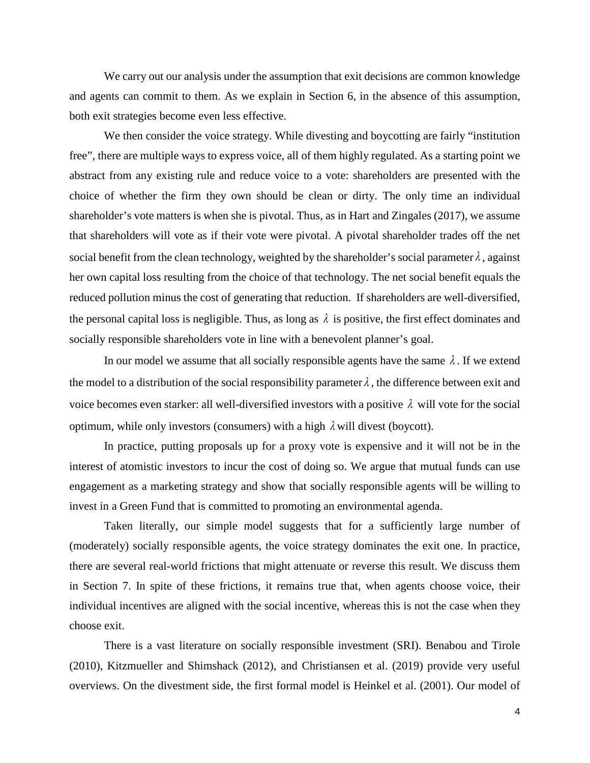We carry out our analysis under the assumption that exit decisions are common knowledge and agents can commit to them. As we explain in Section 6, in the absence of this assumption, both exit strategies become even less effective.

We then consider the voice strategy. While divesting and boycotting are fairly "institution free", there are multiple ways to express voice, all of them highly regulated. As a starting point we abstract from any existing rule and reduce voice to a vote: shareholders are presented with the choice of whether the firm they own should be clean or dirty. The only time an individual shareholder's vote matters is when she is pivotal. Thus, as in Hart and Zingales (2017), we assume that shareholders will vote as if their vote were pivotal. A pivotal shareholder trades off the net social benefit from the clean technology, weighted by the shareholder's social parameter $\lambda$, against her own capital loss resulting from the choice of that technology. The net social benefit equals the reduced pollution minus the cost of generating that reduction. If shareholders are well-diversified, the personal capital loss is negligible. Thus, as long as $\lambda$ is positive, the first effect dominates and socially responsible shareholders vote in line with a benevolent planner's goal.

In our model we assume that all socially responsible agents have the same $\lambda$. If we extend the model to a distribution of the social responsibility parameter $\lambda$, the difference between exit and voice becomes even starker: all well-diversified investors with a positive $\lambda$ will vote for the social optimum, while only investors (consumers) with a high $\lambda$ will divest (boycott).

In practice, putting proposals up for a proxy vote is expensive and it will not be in the interest of atomistic investors to incur the cost of doing so. We argue that mutual funds can use engagement as a marketing strategy and show that socially responsible agents will be willing to invest in a Green Fund that is committed to promoting an environmental agenda.

Taken literally, our simple model suggests that for a sufficiently large number of (moderately) socially responsible agents, the voice strategy dominates the exit one. In practice, there are several real-world frictions that might attenuate or reverse this result. We discuss them in Section 7. In spite of these frictions, it remains true that, when agents choose voice, their individual incentives are aligned with the social incentive, whereas this is not the case when they choose exit.

There is a vast literature on socially responsible investment (SRI). Benabou and Tirole (2010), Kitzmueller and Shimshack (2012), and Christiansen et al. (2019) provide very useful overviews. On the divestment side, the first formal model is Heinkel et al. (2001). Our model of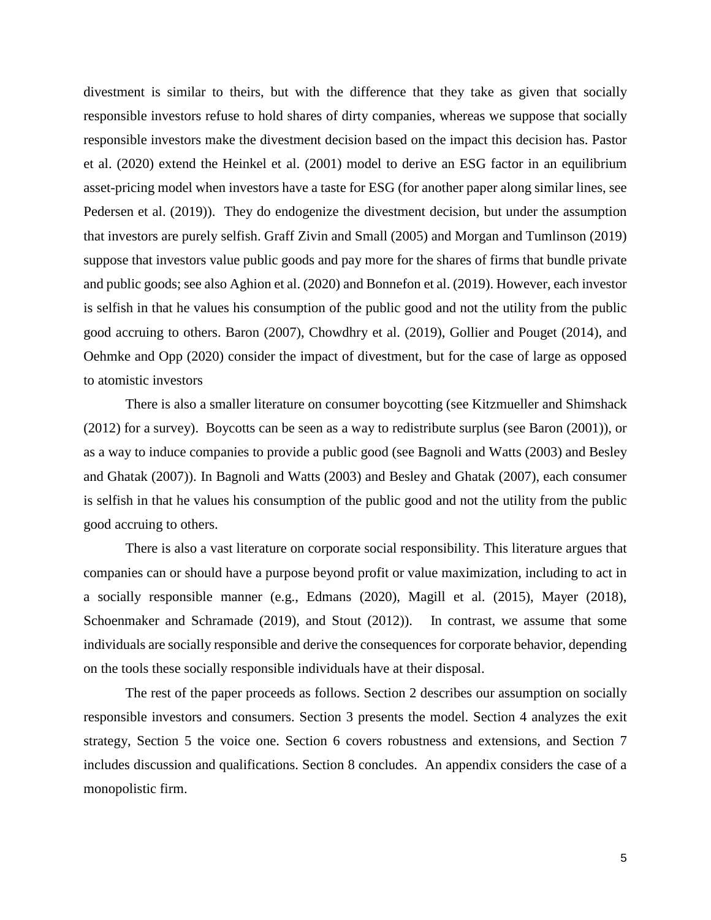divestment is similar to theirs, but with the difference that they take as given that socially responsible investors refuse to hold shares of dirty companies, whereas we suppose that socially responsible investors make the divestment decision based on the impact this decision has. Pastor et al. (2020) extend the Heinkel et al. (2001) model to derive an ESG factor in an equilibrium asset-pricing model when investors have a taste for ESG (for another paper along similar lines, see Pedersen et al. (2019)). They do endogenize the divestment decision, but under the assumption that investors are purely selfish. Graff Zivin and Small (2005) and Morgan and Tumlinson (2019) suppose that investors value public goods and pay more for the shares of firms that bundle private and public goods; see also Aghion et al. (2020) and Bonnefon et al. (2019). However, each investor is selfish in that he values his consumption of the public good and not the utility from the public good accruing to others. Baron (2007), Chowdhry et al. (2019), Gollier and Pouget (2014), and Oehmke and Opp (2020) consider the impact of divestment, but for the case of large as opposed to atomistic investors

There is also a smaller literature on consumer boycotting (see Kitzmueller and Shimshack (2012) for a survey). Boycotts can be seen as a way to redistribute surplus (see Baron (2001)), or as a way to induce companies to provide a public good (see Bagnoli and Watts (2003) and Besley and Ghatak (2007)). In Bagnoli and Watts (2003) and Besley and Ghatak (2007), each consumer is selfish in that he values his consumption of the public good and not the utility from the public good accruing to others.

There is also a vast literature on corporate social responsibility. This literature argues that companies can or should have a purpose beyond profit or value maximization, including to act in a socially responsible manner (e.g., Edmans (2020), Magill et al. (2015), Mayer (2018), Schoenmaker and Schramade (2019), and Stout (2012)). In contrast, we assume that some individuals are socially responsible and derive the consequences for corporate behavior, depending on the tools these socially responsible individuals have at their disposal.

The rest of the paper proceeds as follows. Section 2 describes our assumption on socially responsible investors and consumers. Section 3 presents the model. Section 4 analyzes the exit strategy, Section 5 the voice one. Section 6 covers robustness and extensions, and Section 7 includes discussion and qualifications. Section 8 concludes. An appendix considers the case of a monopolistic firm.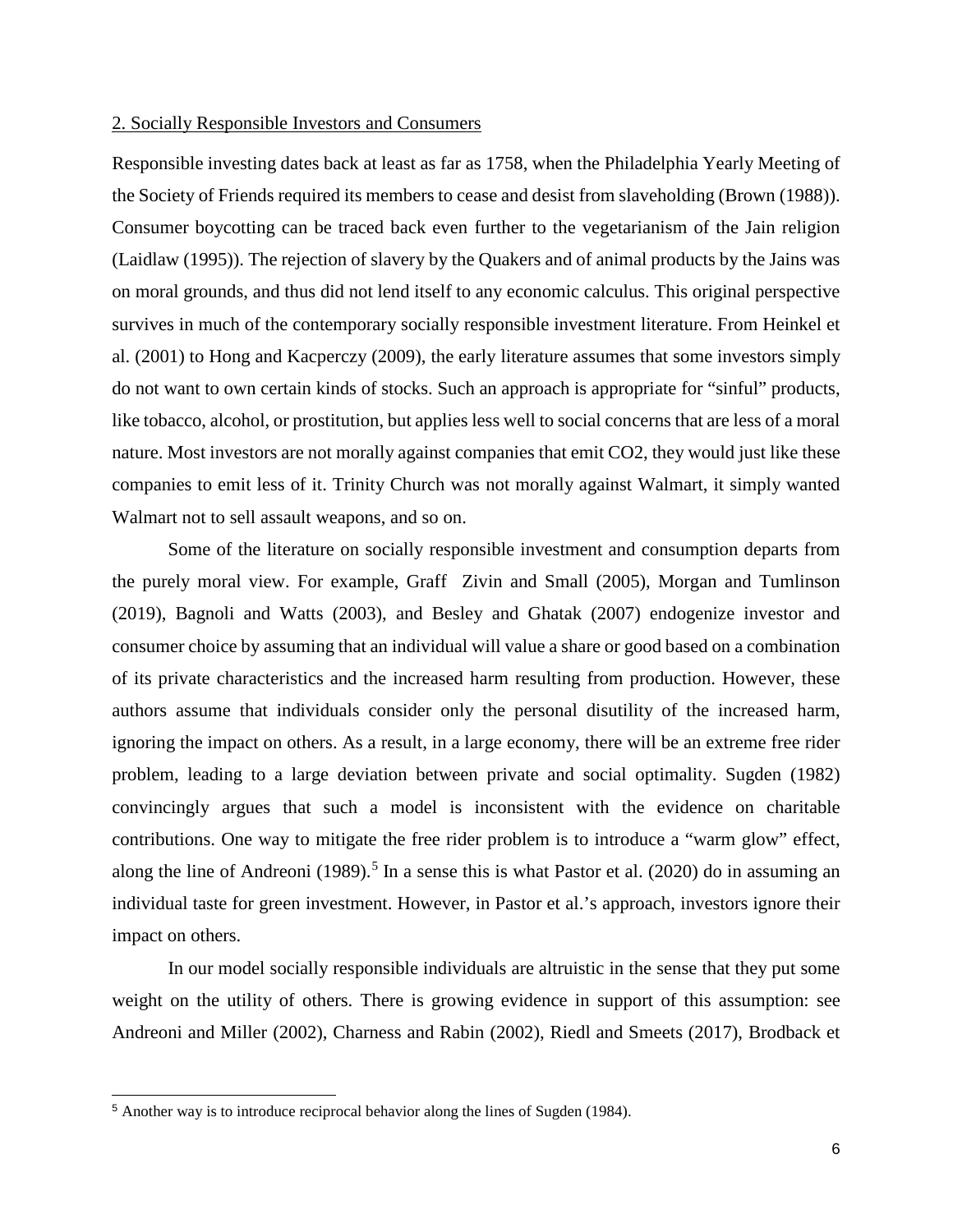## 2. Socially Responsible Investors and Consumers

Responsible investing dates back at least as far as 1758, when the Philadelphia Yearly Meeting of the Society of Friends required its members to cease and desist from slaveholding (Brown (1988)). Consumer boycotting can be traced back even further to the vegetarianism of the Jain religion (Laidlaw (1995)). The rejection of slavery by the Quakers and of animal products by the Jains was on moral grounds, and thus did not lend itself to any economic calculus. This original perspective survives in much of the contemporary socially responsible investment literature. From Heinkel et al. (2001) to Hong and Kacperczy (2009), the early literature assumes that some investors simply do not want to own certain kinds of stocks. Such an approach is appropriate for "sinful" products, like tobacco, alcohol, or prostitution, but applies less well to social concerns that are less of a moral nature. Most investors are not morally against companies that emit $CO_2$, they would just like these companies to emit less of it. Trinity Church was not morally against Walmart, it simply wanted Walmart not to sell assault weapons, and so on.

Some of the literature on socially responsible investment and consumption departs from the purely moral view. For example, Graff Zivin and Small (2005), Morgan and Tumlinson (2019), Bagnoli and Watts (2003), and Besley and Ghatak (2007) endogenize investor and consumer choice by assuming that an individual will value a share or good based on a combination of its private characteristics and the increased harm resulting from production. However, these authors assume that individuals consider only the personal disutility of the increased harm, ignoring the impact on others. As a result, in a large economy, there will be an extreme free rider problem, leading to a large deviation between private and social optimality. Sugden (1982) convincingly argues that such a model is inconsistent with the evidence on charitable contributions. One way to mitigate the free rider problem is to introduce a "warm glow" effect, along the line of Andreoni (1989).[5] In a sense this is what Pastor et al. (2020) do in assuming an individual taste for green investment. However, in Pastor et al.'s approach, investors ignore their impact on others.

In our model socially responsible individuals are altruistic in the sense that they put some weight on the utility of others. There is growing evidence in support of this assumption: see Andreoni and Miller (2002), Charness and Rabin (2002), Riedl and Smeets (2017), Brodback et

[5] Another way is to introduce reciprocal behavior along the lines of Sugden (1984).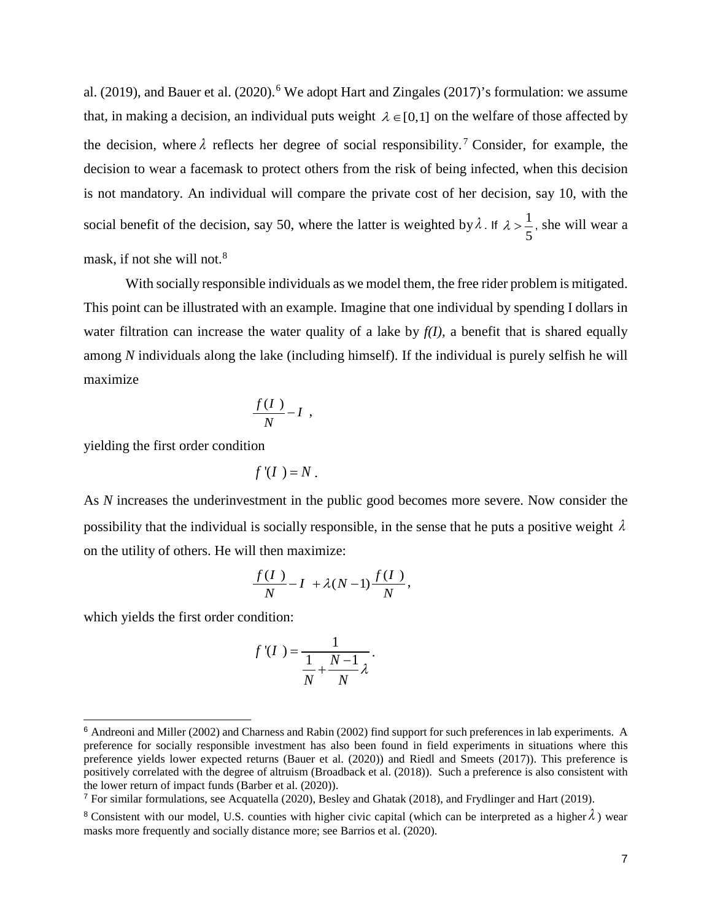al. (2019), and Bauer et al. (2020).[6] We adopt Hart and Zingales (2017)'s formulation: we assume that, in making a decision, an individual puts weight $\lambda \in [0,1]$ on the welfare of those affected by the decision, where $\lambda$ reflects her degree of social responsibility.[7] Consider, for example, the decision to wear a facemask to protect others from the risk of being infected, when this decision is not mandatory. An individual will compare the private cost of her decision, say 10, with the social benefit of the decision, say 50, where the latter is weighted by $\lambda$. If $\lambda > \frac{1}{5}$, she will wear a mask, if not she will not.[8]

With socially responsible individuals as we model them, the free rider problem is mitigated. This point can be illustrated with an example. Imagine that one individual by spending I dollars in water filtration can increase the water quality of a lake by *f(I),* a benefit that is shared equally among *N* individuals along the lake (including himself). If the individual is purely selfish he will maximize

$$\frac{f(I)}{N} - I \ ,$$

yielding the first order condition

$$f'(I) = N \, .$$

As *N* increases the underinvestment in the public good becomes more severe. Now consider the possibility that the individual is socially responsible, in the sense that he puts a positive weight $\lambda$ on the utility of others. He will then maximize:

$$\frac{f(I)}{N} - I + \lambda(N-1)\frac{f(I)}{N},$$

which yields the first order condition:

$$f'(I) = \frac{1}{\frac{1}{N} + \frac{N-1}{N}\lambda}.$$

---

[6] Andreoni and Miller (2002) and Charness and Rabin (2002) find support for such preferences in lab experiments. A preference for socially responsible investment has also been found in field experiments in situations where this preference yields lower expected returns (Bauer et al. (2020)) and Riedl and Smeets (2017)). This preference is positively correlated with the degree of altruism (Broadback et al. (2018)). Such a preference is also consistent with the lower return of impact funds (Barber et al. (2020)).

[7] For similar formulations, see Acquatella (2020), Besley and Ghatak (2018), and Frydlinger and Hart (2019).

[8] Consistent with our model, U.S. counties with higher civic capital (which can be interpreted as a higher $\lambda$) wear masks more frequently and socially distance more; see Barrios et al. (2020).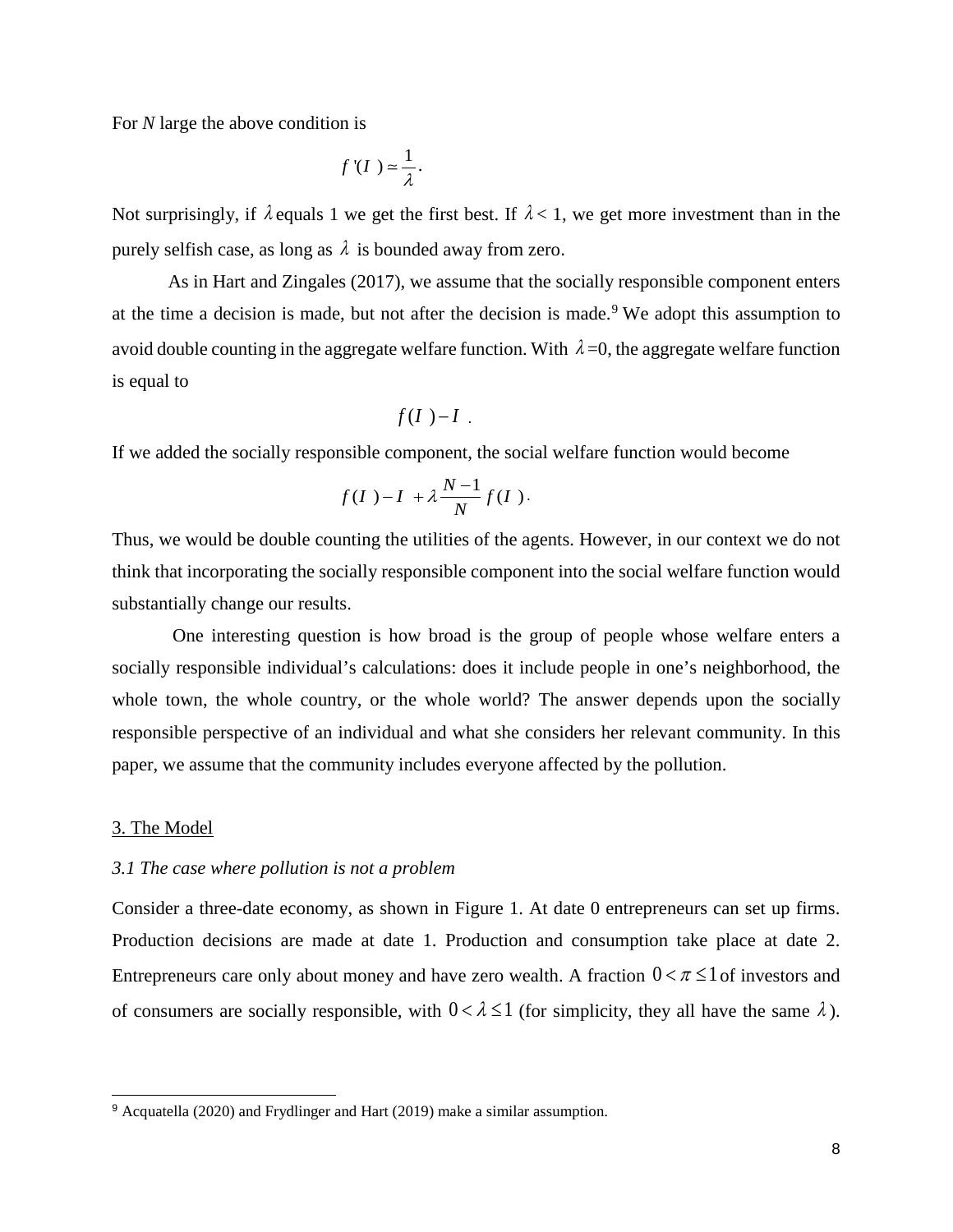For $N$ large the above condition is

$$f'(I) \simeq \frac{1}{\lambda}.$$

Not surprisingly, if $\lambda$ equals 1 we get the first best. If $\lambda < 1$, we get more investment than in the purely selfish case, as long as $\lambda$ is bounded away from zero.

As in Hart and Zingales (2017), we assume that the socially responsible component enters at the time a decision is made, but not after the decision is made.[9] We adopt this assumption to avoid double counting in the aggregate welfare function. With $\lambda$=0, the aggregate welfare function is equal to

$$f(I) - I \ .$$

If we added the socially responsible component, the social welfare function would become

$$f(I) - I + \lambda \frac{N-1}{N} f(I).$$

Thus, we would be double counting the utilities of the agents. However, in our context we do not think that incorporating the socially responsible component into the social welfare function would substantially change our results.

One interesting question is how broad is the group of people whose welfare enters a socially responsible individual's calculations: does it include people in one's neighborhood, the whole town, the whole country, or the whole world? The answer depends upon the socially responsible perspective of an individual and what she considers her relevant community. In this paper, we assume that the community includes everyone affected by the pollution.

## 3. The Model

### *3.1 The case where pollution is not a problem*

Consider a three-date economy, as shown in Figure 1. At date 0 entrepreneurs can set up firms. Production decisions are made at date 1. Production and consumption take place at date 2. Entrepreneurs care only about money and have zero wealth. A fraction $0 < \pi \leq 1$ of investors and of consumers are socially responsible, with $0 < \lambda \leq 1$ (for simplicity, they all have the same $\lambda$).

[9] Acquatella (2020) and Frydlinger and Hart (2019) make a similar assumption.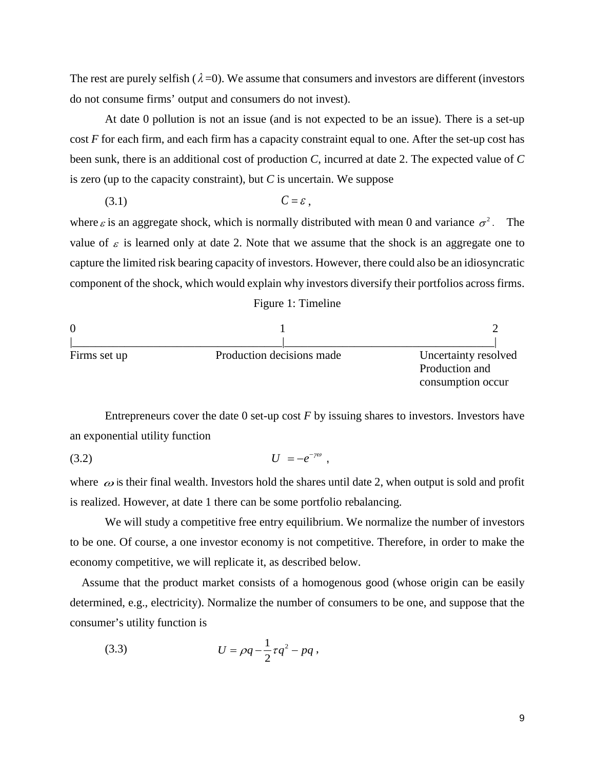The rest are purely selfish ($\lambda$=0). We assume that consumers and investors are different (investors do not consume firms' output and consumers do not invest).

At date 0 pollution is not an issue (and is not expected to be an issue). There is a set-up cost *F* for each firm, and each firm has a capacity constraint equal to one. After the set-up cost has been sunk, there is an additional cost of production *C*, incurred at date 2. The expected value of *C* is zero (up to the capacity constraint), but *C* is uncertain. We suppose

$$C = \varepsilon \,, \tag{3.1}$$

where $\varepsilon$ is an aggregate shock, which is normally distributed with mean 0 and variance $\sigma^2$. The value of $\varepsilon$ is learned only at date 2. Note that we assume that the shock is an aggregate one to capture the limited risk bearing capacity of investors. However, there could also be an idiosyncratic component of the shock, which would explain why investors diversify their portfolios across firms.

Figure 1: Timeline

| 0 | 1 | 2 |
|---|---|---|
| Firms set up | Production decisions made | Uncertainty resolved<br>Production and consumption occur |

Entrepreneurs cover the date 0 set-up cost *F* by issuing shares to investors. Investors have an exponential utility function

$$U = -e^{-\gamma\omega} \,, \tag{3.2}$$

where $\omega$ is their final wealth. Investors hold the shares until date 2, when output is sold and profit is realized. However, at date 1 there can be some portfolio rebalancing.

We will study a competitive free entry equilibrium. We normalize the number of investors to be one. Of course, a one investor economy is not competitive. Therefore, in order to make the economy competitive, we will replicate it, as described below.

Assume that the product market consists of a homogenous good (whose origin can be easily determined, e.g., electricity). Normalize the number of consumers to be one, and suppose that the consumer's utility function is

$$U = \rho q - \frac{1}{2}\tau q^2 - pq \,, \tag{3.3}$$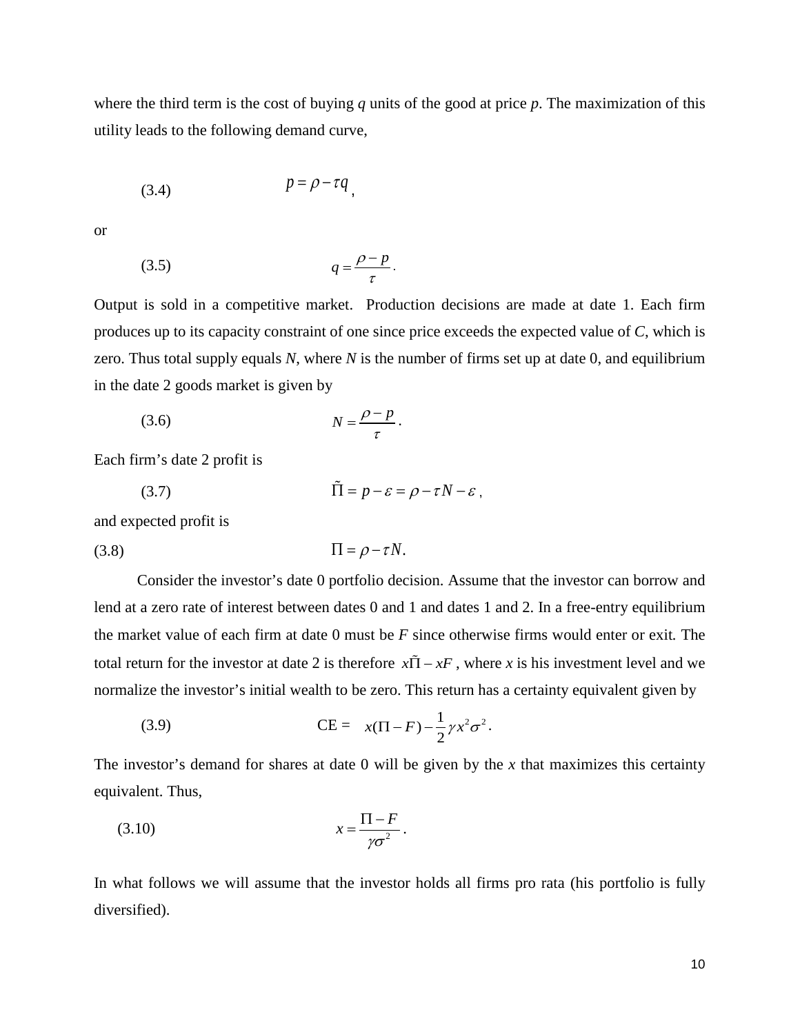where the third term is the cost of buying $q$ units of the good at price $p$. The maximization of this utility leads to the following demand curve,

$$p = \rho - \tau q \quad (3.4)$$

or

$$q = \frac{\rho - p}{\tau}. \quad (3.5)$$

Output is sold in a competitive market. Production decisions are made at date 1. Each firm produces up to its capacity constraint of one since price exceeds the expected value of $C$, which is zero. Thus total supply equals $N$, where $N$ is the number of firms set up at date 0, and equilibrium in the date 2 goods market is given by

$$N = \frac{\rho - p}{\tau}. \quad (3.6)$$

Each firm's date 2 profit is

$$\tilde{\Pi} = p - \varepsilon = \rho - \tau N - \varepsilon, \quad (3.7)$$

and expected profit is

$$\Pi = \rho - \tau N. \quad (3.8)$$

Consider the investor's date 0 portfolio decision. Assume that the investor can borrow and lend at a zero rate of interest between dates 0 and 1 and dates 1 and 2. In a free-entry equilibrium the market value of each firm at date 0 must be $F$ since otherwise firms would enter or exit. The total return for the investor at date 2 is therefore $x\tilde{\Pi} - xF$, where $x$ is his investment level and we normalize the investor's initial wealth to be zero. This return has a certainty equivalent given by

$$\text{CE} = x(\Pi - F) - \frac{1}{2}\gamma x^2 \sigma^2. \quad (3.9)$$

The investor's demand for shares at date 0 will be given by the $x$ that maximizes this certainty equivalent. Thus,

$$x = \frac{\Pi - F}{\gamma \sigma^2}. \quad (3.10)$$

In what follows we will assume that the investor holds all firms pro rata (his portfolio is fully diversified).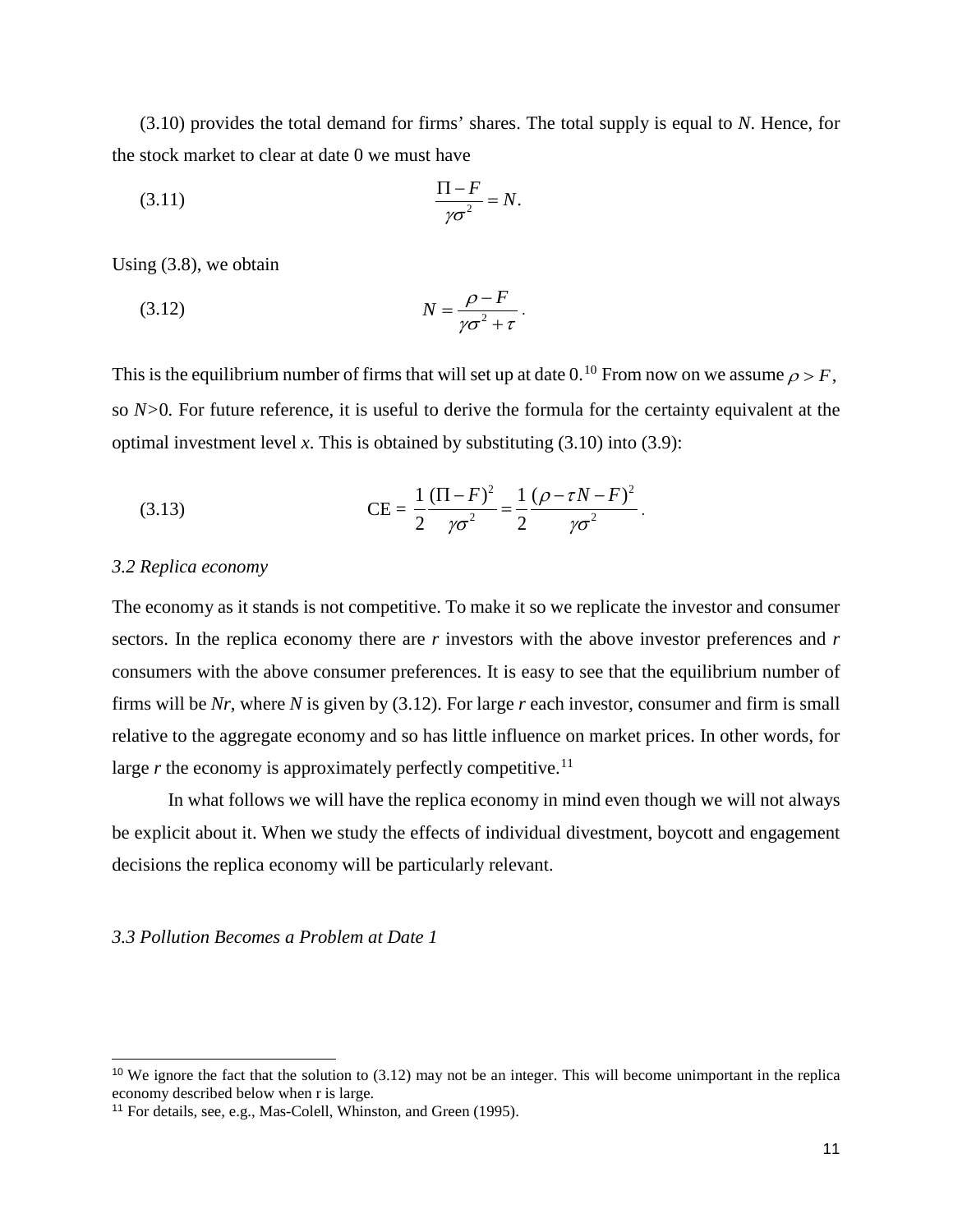(3.10) provides the total demand for firms' shares. The total supply is equal to $N$. Hence, for the stock market to clear at date 0 we must have

$$\text{(3.11)} \qquad \frac{\Pi - F}{\gamma\sigma^2} = N.$$

Using (3.8), we obtain

$$\text{(3.12)} \qquad N = \frac{\rho - F}{\gamma\sigma^2 + \tau}.$$

This is the equilibrium number of firms that will set up at date 0.[10] From now on we assume $\rho > F$, so $N>0$. For future reference, it is useful to derive the formula for the certainty equivalent at the optimal investment level $x$. This is obtained by substituting (3.10) into (3.9):

$$\text{(3.13)} \qquad \text{CE} = \frac{1}{2}\frac{(\Pi - F)^2}{\gamma\sigma^2} = \frac{1}{2}\frac{(\rho - \tau N - F)^2}{\gamma\sigma^2}.$$

*3.2 Replica economy*

The economy as it stands is not competitive. To make it so we replicate the investor and consumer sectors. In the replica economy there are $r$ investors with the above investor preferences and $r$ consumers with the above consumer preferences. It is easy to see that the equilibrium number of firms will be $Nr$, where $N$ is given by (3.12). For large $r$ each investor, consumer and firm is small relative to the aggregate economy and so has little influence on market prices. In other words, for large $r$ the economy is approximately perfectly competitive.[11]

In what follows we will have the replica economy in mind even though we will not always be explicit about it. When we study the effects of individual divestment, boycott and engagement decisions the replica economy will be particularly relevant.

*3.3 Pollution Becomes a Problem at Date 1*

[10] We ignore the fact that the solution to (3.12) may not be an integer. This will become unimportant in the replica economy described below when r is large.

[11] For details, see, e.g., Mas-Colell, Whinston, and Green (1995).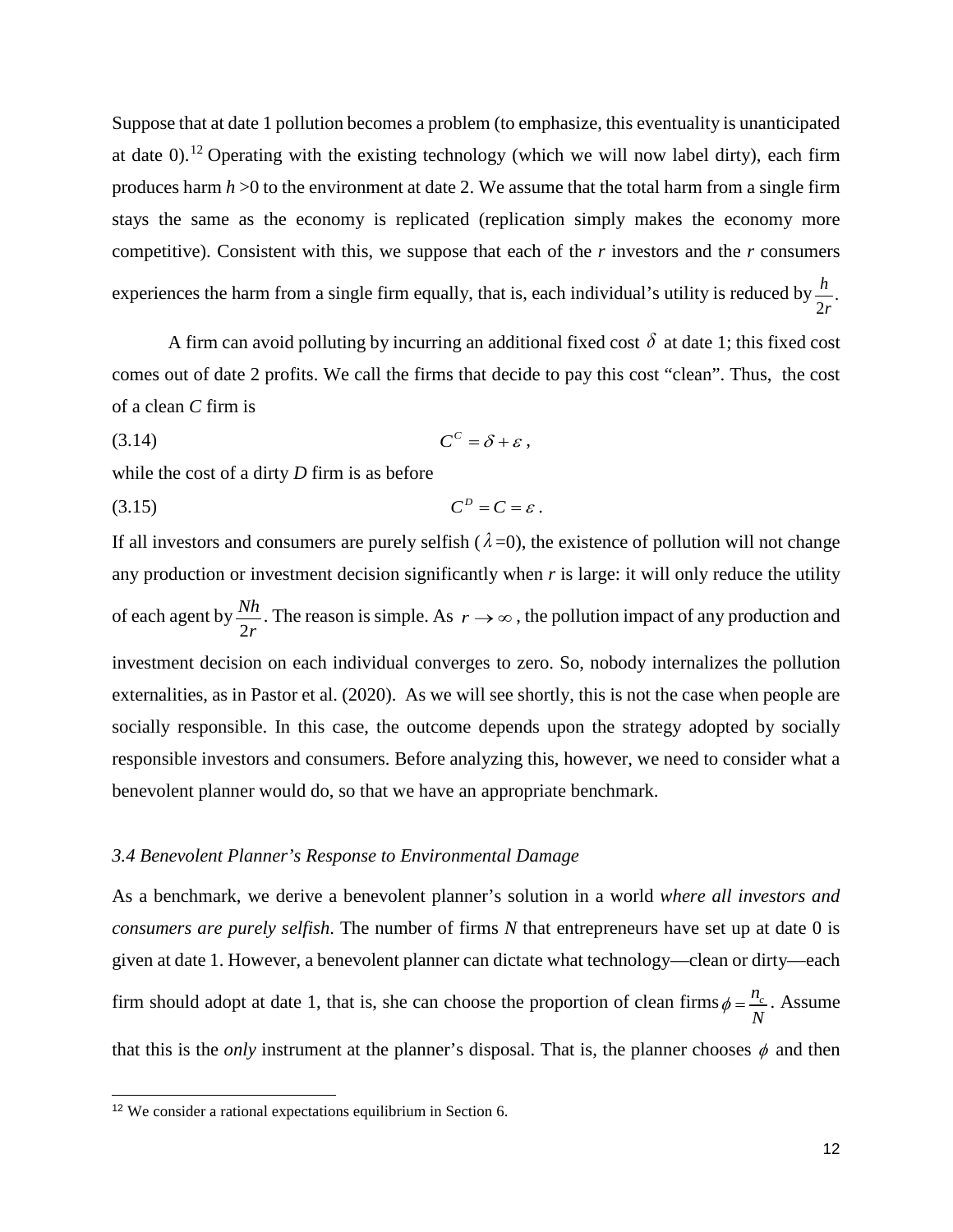Suppose that at date 1 pollution becomes a problem (to emphasize, this eventuality is unanticipated at date 0).[12] Operating with the existing technology (which we will now label dirty), each firm produces harm $h>0$ to the environment at date 2. We assume that the total harm from a single firm stays the same as the economy is replicated (replication simply makes the economy more competitive). Consistent with this, we suppose that each of the $r$ investors and the $r$ consumers experiences the harm from a single firm equally, that is, each individual's utility is reduced by $\frac{h}{2r}$.

A firm can avoid polluting by incurring an additional fixed cost $\delta$ at date 1; this fixed cost comes out of date 2 profits. We call the firms that decide to pay this cost "clean". Thus, the cost of a clean $C$ firm is

$$C^C = \delta + \varepsilon, \tag{3.14}$$

while the cost of a dirty $D$ firm is as before

$$C^D = C = \varepsilon. \tag{3.15}$$

If all investors and consumers are purely selfish ($\lambda=0$), the existence of pollution will not change any production or investment decision significantly when $r$ is large: it will only reduce the utility of each agent by $\frac{Nh}{2r}$. The reason is simple. As $r \to \infty$, the pollution impact of any production and investment decision on each individual converges to zero. So, nobody internalizes the pollution externalities, as in Pastor et al. (2020). As we will see shortly, this is not the case when people are socially responsible. In this case, the outcome depends upon the strategy adopted by socially responsible investors and consumers. Before analyzing this, however, we need to consider what a benevolent planner would do, so that we have an appropriate benchmark.

### *3.4 Benevolent Planner's Response to Environmental Damage*

As a benchmark, we derive a benevolent planner's solution in a world *where all investors and consumers are purely selfish*. The number of firms $N$ that entrepreneurs have set up at date 0 is given at date 1. However, a benevolent planner can dictate what technology—clean or dirty—each firm should adopt at date 1, that is, she can choose the proportion of clean firms $\phi = \frac{n_c}{N}$. Assume that this is the *only* instrument at the planner's disposal. That is, the planner chooses $\phi$ and then

[12] We consider a rational expectations equilibrium in Section 6.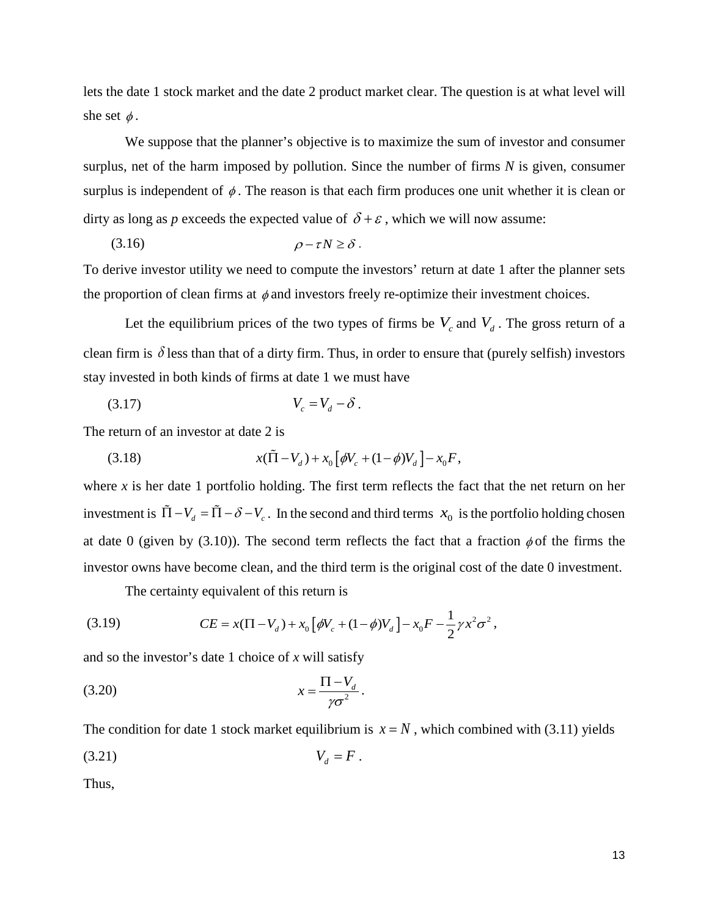lets the date 1 stock market and the date 2 product market clear. The question is at what level will she set $\phi$.

We suppose that the planner's objective is to maximize the sum of investor and consumer surplus, net of the harm imposed by pollution. Since the number of firms *N* is given, consumer surplus is independent of $\phi$. The reason is that each firm produces one unit whether it is clean or dirty as long as *p* exceeds the expected value of $\delta + \varepsilon$, which we will now assume:

$$\rho - \tau N \geq \delta \,. \tag{3.16}$$

To derive investor utility we need to compute the investors' return at date 1 after the planner sets the proportion of clean firms at $\phi$ and investors freely re-optimize their investment choices.

Let the equilibrium prices of the two types of firms be $V_c$ and $V_d$. The gross return of a clean firm is $\delta$ less than that of a dirty firm. Thus, in order to ensure that (purely selfish) investors stay invested in both kinds of firms at date 1 we must have

$$V_c = V_d - \delta \,. \tag{3.17}$$

The return of an investor at date 2 is

$$x(\tilde{\Pi} - V_d) + x_0\left[\phi V_c + (1-\phi)V_d\right] - x_0 F, \tag{3.18}$$

where *x* is her date 1 portfolio holding. The first term reflects the fact that the net return on her investment is $\tilde{\Pi} - V_d = \tilde{\Pi} - \delta - V_c$. In the second and third terms $x_0$ is the portfolio holding chosen at date 0 (given by (3.10)). The second term reflects the fact that a fraction $\phi$ of the firms the investor owns have become clean, and the third term is the original cost of the date 0 investment.

The certainty equivalent of this return is

$$CE = x(\Pi - V_d) + x_0\left[\phi V_c + (1-\phi)V_d\right] - x_0 F - \frac{1}{2}\gamma x^2 \sigma^2 \,, \tag{3.19}$$

and so the investor's date 1 choice of *x* will satisfy

$$x = \frac{\Pi - V_d}{\gamma \sigma^2} \,. \tag{3.20}$$

The condition for date 1 stock market equilibrium is $x = N$, which combined with (3.11) yields

$$V_d = F \,. \tag{3.21}$$

Thus,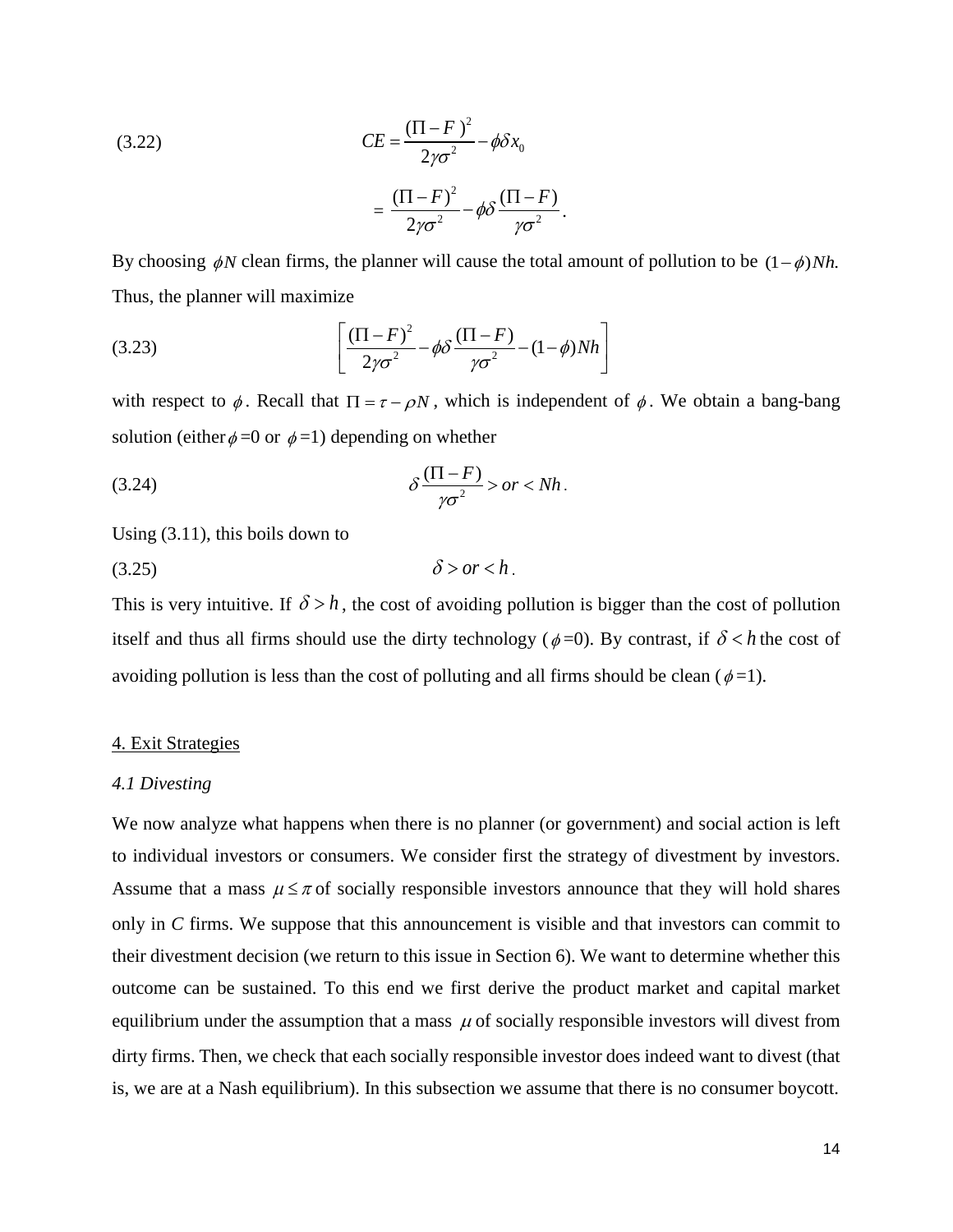$$
(3.22) \qquad CE = \frac{(\Pi - F)^2}{2\gamma\sigma^2} - \phi\delta x_0
$$

$$
= \frac{(\Pi - F)^2}{2\gamma\sigma^2} - \phi\delta\frac{(\Pi - F)}{\gamma\sigma^2}.
$$

By choosing $\phi N$ clean firms, the planner will cause the total amount of pollution to be $(1-\phi)Nh.$ Thus, the planner will maximize

$$
(3.23) \qquad \left[\frac{(\Pi - F)^2}{2\gamma\sigma^2} - \phi\delta\frac{(\Pi - F)}{\gamma\sigma^2} - (1-\phi)Nh\right]
$$

with respect to $\phi$. Recall that $\Pi = \tau - \rho N$, which is independent of $\phi$. We obtain a bang-bang solution (either $\phi$=0 or $\phi$=1) depending on whether

$$
(3.24) \qquad \delta\frac{(\Pi - F)}{\gamma\sigma^2} > or < Nh.
$$

Using (3.11), this boils down to

$$
(3.25) \qquad \delta > or < h.
$$

This is very intuitive. If $\delta > h$, the cost of avoiding pollution is bigger than the cost of pollution itself and thus all firms should use the dirty technology ($\phi$=0). By contrast, if $\delta < h$ the cost of avoiding pollution is less than the cost of polluting and all firms should be clean ($\phi$=1).

## 4. Exit Strategies

### *4.1 Divesting*

We now analyze what happens when there is no planner (or government) and social action is left to individual investors or consumers. We consider first the strategy of divestment by investors. Assume that a mass $\mu \le \pi$ of socially responsible investors announce that they will hold shares only in *C* firms. We suppose that this announcement is visible and that investors can commit to their divestment decision (we return to this issue in Section 6). We want to determine whether this outcome can be sustained. To this end we first derive the product market and capital market equilibrium under the assumption that a mass $\mu$ of socially responsible investors will divest from dirty firms. Then, we check that each socially responsible investor does indeed want to divest (that is, we are at a Nash equilibrium). In this subsection we assume that there is no consumer boycott.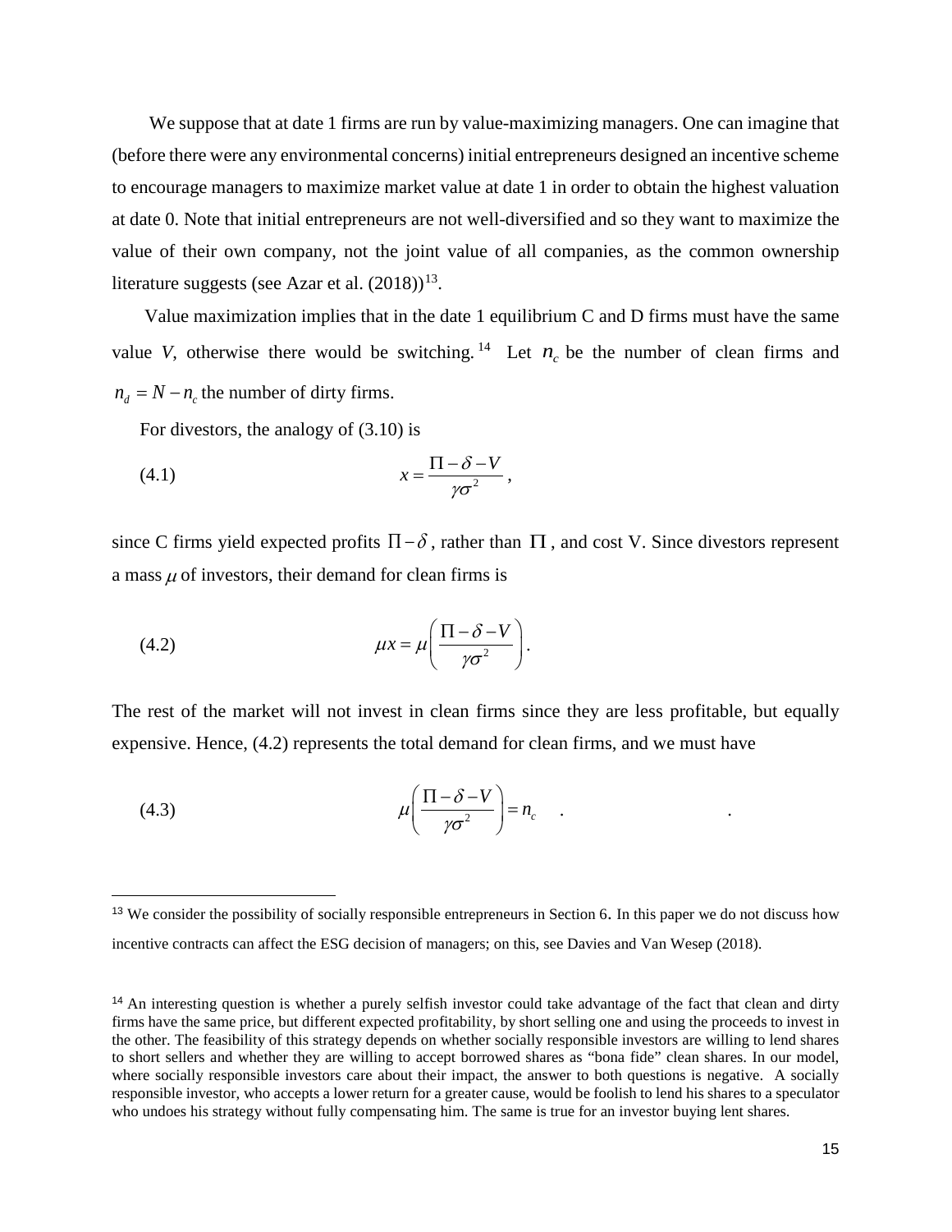We suppose that at date 1 firms are run by value-maximizing managers. One can imagine that (before there were any environmental concerns) initial entrepreneurs designed an incentive scheme to encourage managers to maximize market value at date 1 in order to obtain the highest valuation at date 0. Note that initial entrepreneurs are not well-diversified and so they want to maximize the value of their own company, not the joint value of all companies, as the common ownership literature suggests (see Azar et al. (2018))[13].

Value maximization implies that in the date 1 equilibrium C and D firms must have the same value *V*, otherwise there would be switching.[14] Let $n_c$ be the number of clean firms and $n_d = N - n_c$ the number of dirty firms.

For divestors, the analogy of (3.10) is

$$x = \frac{\Pi - \delta - V}{\gamma\sigma^2}, \tag{4.1}$$

since C firms yield expected profits $\Pi - \delta$, rather than $\Pi$, and cost V. Since divestors represent a mass $\mu$ of investors, their demand for clean firms is

$$\mu x = \mu\left(\frac{\Pi - \delta - V}{\gamma\sigma^2}\right). \tag{4.2}$$

The rest of the market will not invest in clean firms since they are less profitable, but equally expensive. Hence, (4.2) represents the total demand for clean firms, and we must have

$$\mu\left(\frac{\Pi - \delta - V}{\gamma\sigma^2}\right) = n_c \quad . \tag{4.3}$$

---

[13] We consider the possibility of socially responsible entrepreneurs in Section 6. In this paper we do not discuss how incentive contracts can affect the ESG decision of managers; on this, see Davies and Van Wesep (2018).

[14] An interesting question is whether a purely selfish investor could take advantage of the fact that clean and dirty firms have the same price, but different expected profitability, by short selling one and using the proceeds to invest in the other. The feasibility of this strategy depends on whether socially responsible investors are willing to lend shares to short sellers and whether they are willing to accept borrowed shares as "bona fide" clean shares. In our model, where socially responsible investors care about their impact, the answer to both questions is negative. A socially responsible investor, who accepts a lower return for a greater cause, would be foolish to lend his shares to a speculator who undoes his strategy without fully compensating him. The same is true for an investor buying lent shares.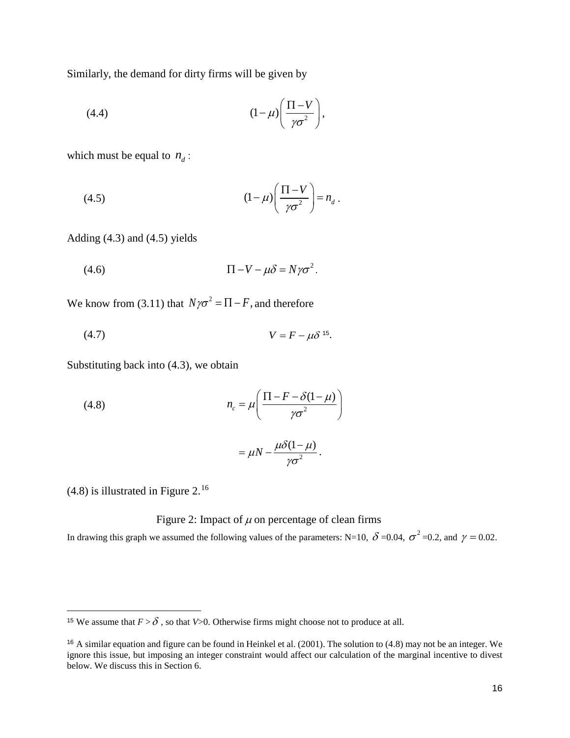Similarly, the demand for dirty firms will be given by

$$(4.4) \qquad (1-\mu)\left(\frac{\Pi - V}{\gamma\sigma^2}\right),$$

which must be equal to $n_d$:

$$(4.5) \qquad (1-\mu)\left(\frac{\Pi - V}{\gamma\sigma^2}\right) = n_d\,.$$

Adding (4.3) and (4.5) yields

$$(4.6) \qquad \Pi - V - \mu\delta = N\gamma\sigma^2\,.$$

We know from (3.11) that $N\gamma\sigma^2 = \Pi - F$, and therefore

$$(4.7) \qquad V = F - \mu\delta\,[15].$$

Substituting back into (4.3), we obtain

$$(4.8) \qquad n_c = \mu\left(\frac{\Pi - F - \delta(1-\mu)}{\gamma\sigma^2}\right)$$

$$= \mu N - \frac{\mu\delta(1-\mu)}{\gamma\sigma^2}\,.$$

(4.8) is illustrated in Figure 2.[16]

Figure 2: Impact of $\mu$ on percentage of clean firms

In drawing this graph we assumed the following values of the parameters: N=10, $\delta$ =0.04, $\sigma^2$ =0.2, and $\gamma = 0.02$.

---

[15] We assume that $F > \delta$, so that $V$>0. Otherwise firms might choose not to produce at all.

[16] A similar equation and figure can be found in Heinkel et al. (2001). The solution to (4.8) may not be an integer. We ignore this issue, but imposing an integer constraint would affect our calculation of the marginal incentive to divest below. We discuss this in Section 6.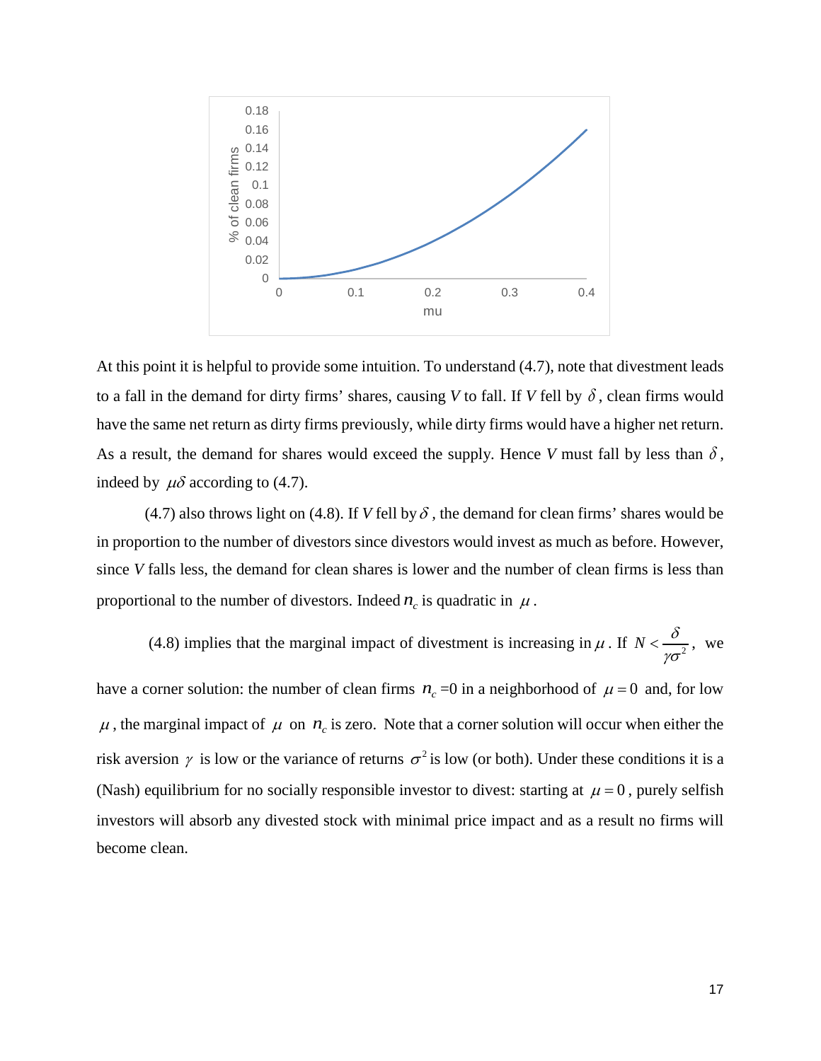At this point it is helpful to provide some intuition. To understand (4.7), note that divestment leads to a fall in the demand for dirty firms' shares, causing $V$ to fall. If $V$ fell by $\delta$, clean firms would have the same net return as dirty firms previously, while dirty firms would have a higher net return. As a result, the demand for shares would exceed the supply. Hence $V$ must fall by less than $\delta$, indeed by $\mu\delta$ according to (4.7).

(4.7) also throws light on (4.8). If $V$ fell by $\delta$, the demand for clean firms' shares would be in proportion to the number of divestors since divestors would invest as much as before. However, since $V$ falls less, the demand for clean shares is lower and the number of clean firms is less than proportional to the number of divestors. Indeed $n_c$ is quadratic in $\mu$.

(4.8) implies that the marginal impact of divestment is increasing in $\mu$. If $N < \dfrac{\delta}{\gamma\sigma^2}$, we have a corner solution: the number of clean firms $n_c = 0$ in a neighborhood of $\mu = 0$ and, for low $\mu$, the marginal impact of $\mu$ on $n_c$ is zero. Note that a corner solution will occur when either the risk aversion $\gamma$ is low or the variance of returns $\sigma^2$ is low (or both). Under these conditions it is a (Nash) equilibrium for no socially responsible investor to divest: starting at $\mu = 0$, purely selfish investors will absorb any divested stock with minimal price impact and as a result no firms will become clean.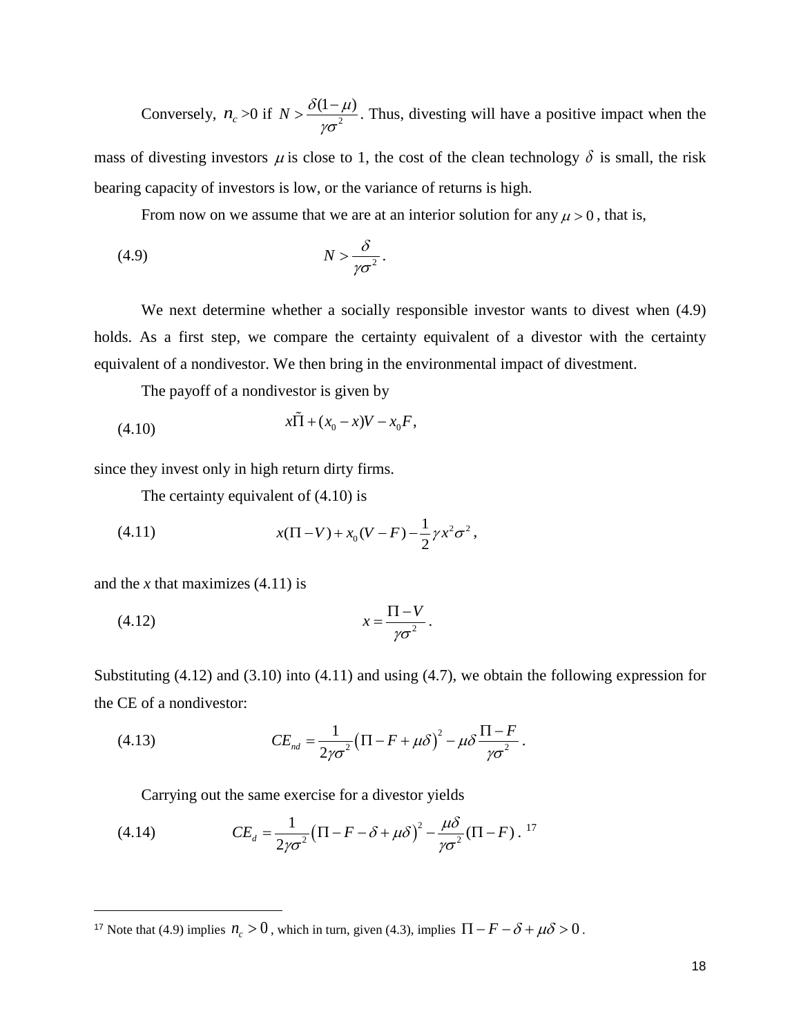Conversely, $n_c > 0$ if $N > \frac{\delta(1-\mu)}{\gamma\sigma^2}$. Thus, divesting will have a positive impact when the mass of divesting investors $\mu$ is close to 1, the cost of the clean technology $\delta$ is small, the risk bearing capacity of investors is low, or the variance of returns is high.

From now on we assume that we are at an interior solution for any $\mu > 0$, that is,

$$N > \frac{\delta}{\gamma\sigma^2}. \tag{4.9}$$

We next determine whether a socially responsible investor wants to divest when (4.9) holds. As a first step, we compare the certainty equivalent of a divestor with the certainty equivalent of a nondivestor. We then bring in the environmental impact of divestment.

The payoff of a nondivestor is given by

$$x\tilde{\Pi} + (x_0 - x)V - x_0 F, \tag{4.10}$$

since they invest only in high return dirty firms.

The certainty equivalent of (4.10) is

$$x(\Pi - V) + x_0(V - F) - \frac{1}{2}\gamma x^2 \sigma^2, \tag{4.11}$$

and the *x* that maximizes (4.11) is

$$x = \frac{\Pi - V}{\gamma\sigma^2}. \tag{4.12}$$

Substituting (4.12) and (3.10) into (4.11) and using (4.7), we obtain the following expression for the CE of a nondivestor:

$$CE_{nd} = \frac{1}{2\gamma\sigma^2}\left(\Pi - F + \mu\delta\right)^2 - \mu\delta\frac{\Pi - F}{\gamma\sigma^2}. \tag{4.13}$$

Carrying out the same exercise for a divestor yields

$$CE_d = \frac{1}{2\gamma\sigma^2}\left(\Pi - F - \delta + \mu\delta\right)^2 - \frac{\mu\delta}{\gamma\sigma^2}(\Pi - F). \tag{4.14}$$ [17]

[17] Note that (4.9) implies $n_c > 0$, which in turn, given (4.3), implies $\Pi - F - \delta + \mu\delta > 0$.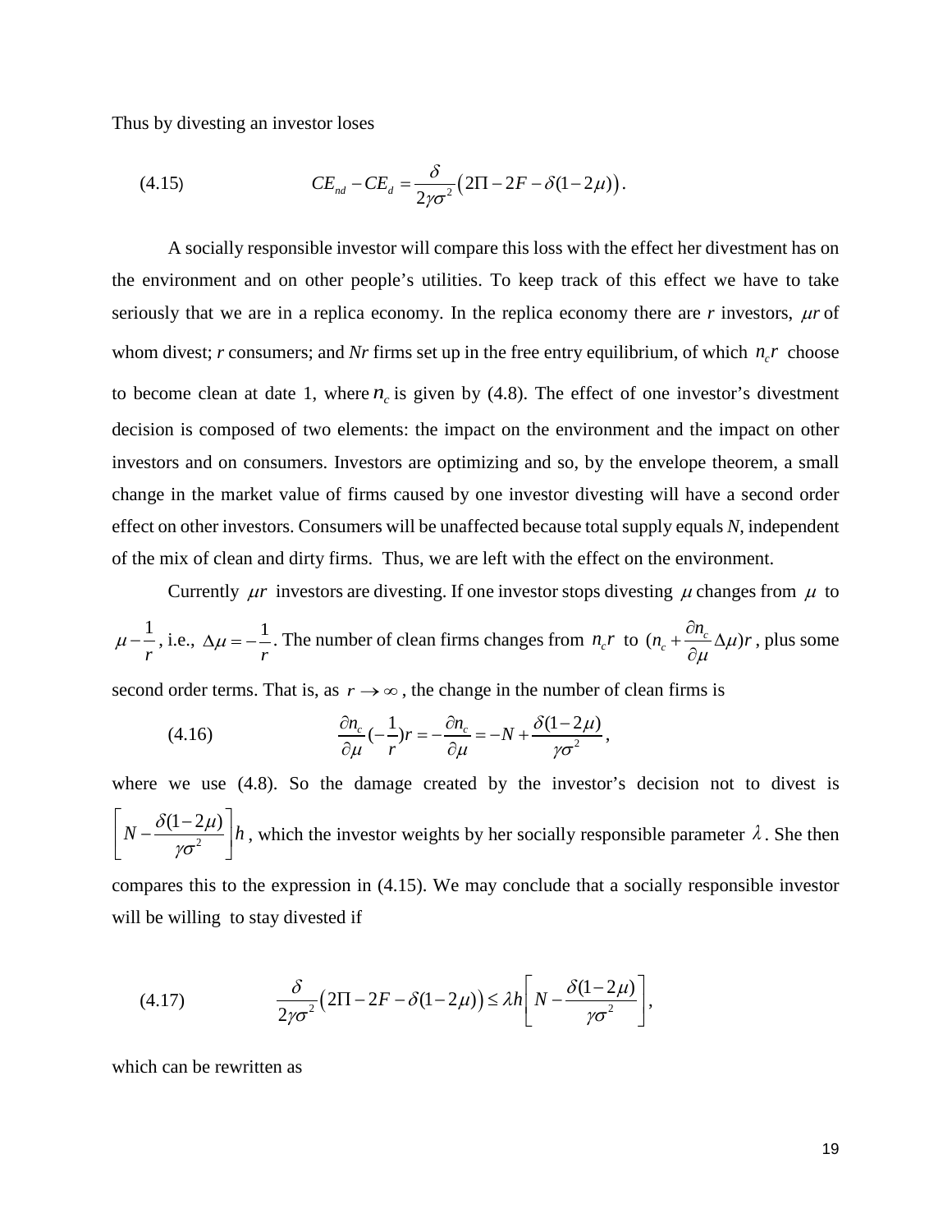Thus by divesting an investor loses

$$CE_{nd} - CE_d = \frac{\delta}{2\gamma\sigma^2}\left(2\Pi - 2F - \delta(1-2\mu)\right). \tag{4.15}$$

A socially responsible investor will compare this loss with the effect her divestment has on the environment and on other people's utilities. To keep track of this effect we have to take seriously that we are in a replica economy. In the replica economy there are *r* investors, $\mu r$ of whom divest; *r* consumers; and *Nr* firms set up in the free entry equilibrium, of which $n_c r$ choose to become clean at date 1, where $n_c$ is given by (4.8). The effect of one investor's divestment decision is composed of two elements: the impact on the environment and the impact on other investors and on consumers. Investors are optimizing and so, by the envelope theorem, a small change in the market value of firms caused by one investor divesting will have a second order effect on other investors. Consumers will be unaffected because total supply equals *N*, independent of the mix of clean and dirty firms. Thus, we are left with the effect on the environment.

Currently $\mu r$ investors are divesting. If one investor stops divesting $\mu$ changes from $\mu$ to $\mu - \frac{1}{r}$, i.e., $\Delta\mu = -\frac{1}{r}$. The number of clean firms changes from $n_c r$ to $(n_c + \frac{\partial n_c}{\partial \mu}\Delta\mu)r$, plus some second order terms. That is, as $r \to \infty$, the change in the number of clean firms is

$$\frac{\partial n_c}{\partial \mu}(-\frac{1}{r})r = -\frac{\partial n_c}{\partial \mu} = -N + \frac{\delta(1-2\mu)}{\gamma\sigma^2}, \tag{4.16}$$

where we use (4.8). So the damage created by the investor's decision not to divest is $\left[N - \frac{\delta(1-2\mu)}{\gamma\sigma^2}\right]h$, which the investor weights by her socially responsible parameter $\lambda$. She then compares this to the expression in (4.15). We may conclude that a socially responsible investor will be willing to stay divested if

$$\frac{\delta}{2\gamma\sigma^2}\left(2\Pi - 2F - \delta(1-2\mu)\right) \le \lambda h\left[N - \frac{\delta(1-2\mu)}{\gamma\sigma^2}\right], \tag{4.17}$$

which can be rewritten as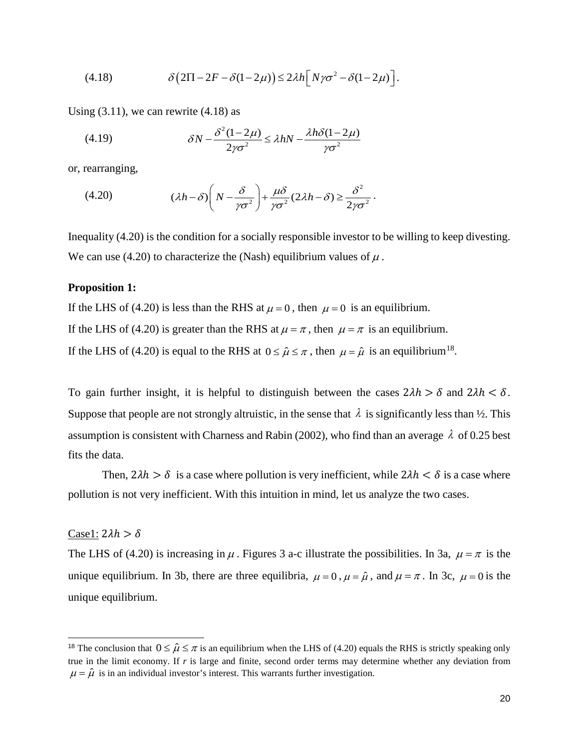$$(4.18) \qquad \delta\left(2\Pi - 2F - \delta(1-2\mu)\right) \le 2\lambda h\left[N\gamma\sigma^2 - \delta(1-2\mu)\right].$$

Using (3.11), we can rewrite (4.18) as

$$(4.19) \qquad \delta N - \frac{\delta^2(1-2\mu)}{2\gamma\sigma^2} \le \lambda h N - \frac{\lambda h \delta(1-2\mu)}{\gamma\sigma^2}$$

or, rearranging,

$$(4.20) \qquad (\lambda h - \delta)\left(N - \frac{\delta}{\gamma\sigma^2}\right) + \frac{\mu\delta}{\gamma\sigma^2}(2\lambda h - \delta) \ge \frac{\delta^2}{2\gamma\sigma^2}.$$

Inequality (4.20) is the condition for a socially responsible investor to be willing to keep divesting. We can use (4.20) to characterize the (Nash) equilibrium values of $\mu$.

**Proposition 1:**

If the LHS of (4.20) is less than the RHS at $\mu = 0$, then $\mu = 0$ is an equilibrium.
If the LHS of (4.20) is greater than the RHS at $\mu = \pi$, then $\mu = \pi$ is an equilibrium.
If the LHS of (4.20) is equal to the RHS at $0 \le \hat{\mu} \le \pi$, then $\mu = \hat{\mu}$ is an equilibrium[18].

To gain further insight, it is helpful to distinguish between the cases $2\lambda h > \delta$ and $2\lambda h < \delta$. Suppose that people are not strongly altruistic, in the sense that $\lambda$ is significantly less than ½. This assumption is consistent with Charness and Rabin (2002), who find than an average $\lambda$ of 0.25 best fits the data.

Then, $2\lambda h > \delta$ is a case where pollution is very inefficient, while $2\lambda h < \delta$ is a case where pollution is not very inefficient. With this intuition in mind, let us analyze the two cases.

Case1: $2\lambda h > \delta$

The LHS of (4.20) is increasing in $\mu$. Figures 3 a-c illustrate the possibilities. In 3a, $\mu = \pi$ is the unique equilibrium. In 3b, there are three equilibria, $\mu = 0$, $\mu = \hat{\mu}$, and $\mu = \pi$. In 3c, $\mu = 0$ is the unique equilibrium.

[18] The conclusion that $0 \le \hat{\mu} \le \pi$ is an equilibrium when the LHS of (4.20) equals the RHS is strictly speaking only true in the limit economy. If $r$ is large and finite, second order terms may determine whether any deviation from $\mu = \hat{\mu}$ is in an individual investor's interest. This warrants further investigation.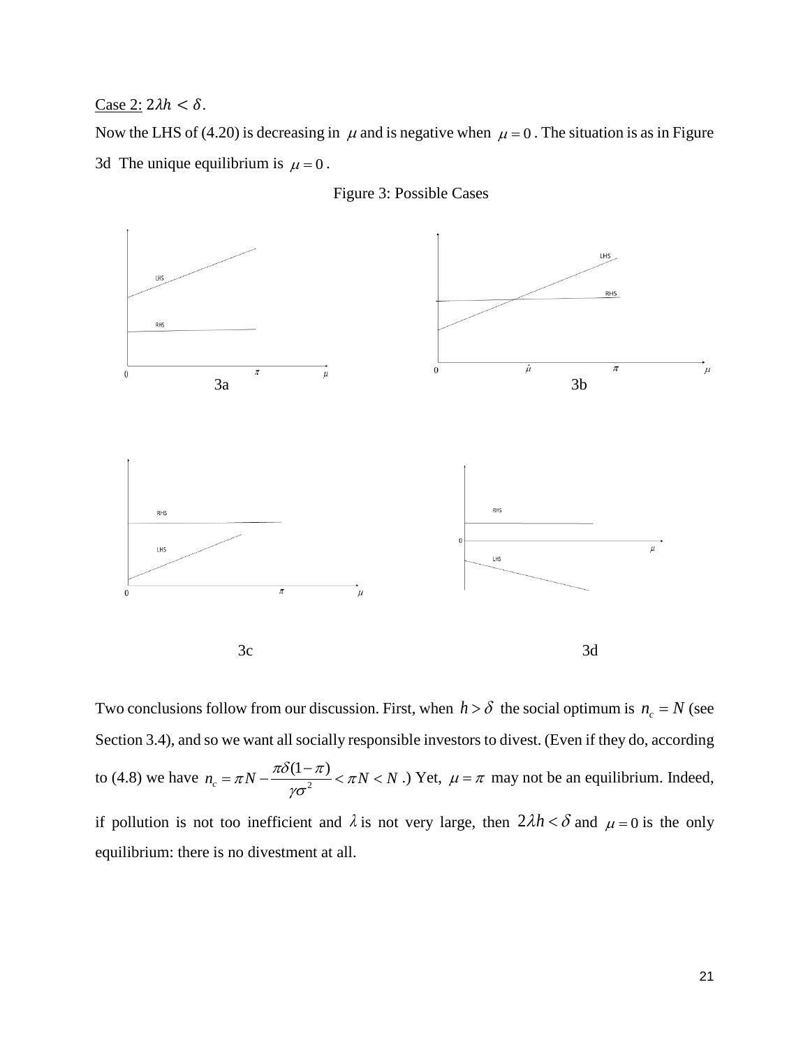Case 2: $2\lambda h < \delta$.

Now the LHS of (4.20) is decreasing in $\mu$ and is negative when $\mu = 0$. The situation is as in Figure 3d The unique equilibrium is $\mu = 0$.

Figure 3: Possible Cases

3a

3b

3c

3d

Two conclusions follow from our discussion. First, when $h > \delta$ the social optimum is $n_c = N$ (see Section 3.4), and so we want all socially responsible investors to divest. (Even if they do, according to (4.8) we have $n_c = \pi N - \frac{\pi\delta(1-\pi)}{\gamma\sigma^2} < \pi N < N$.) Yet, $\mu = \pi$ may not be an equilibrium. Indeed, if pollution is not too inefficient and $\lambda$ is not very large, then $2\lambda h < \delta$ and $\mu = 0$ is the only equilibrium: there is no divestment at all.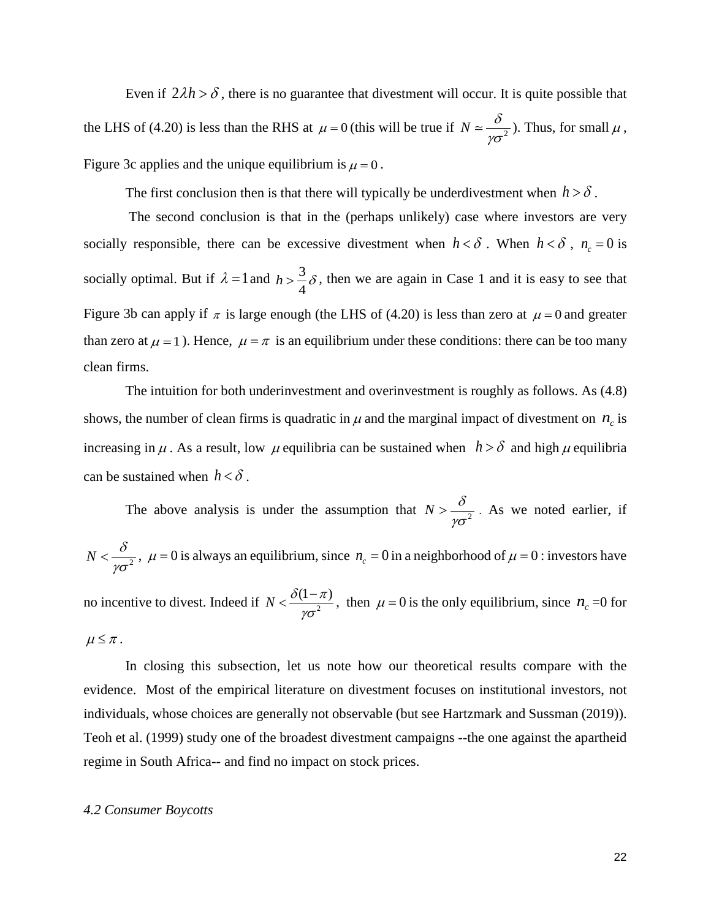Even if $2\lambda h > \delta$, there is no guarantee that divestment will occur. It is quite possible that the LHS of (4.20) is less than the RHS at $\mu = 0$ (this will be true if $N \simeq \frac{\delta}{\gamma\sigma^2}$). Thus, for small $\mu$, Figure 3c applies and the unique equilibrium is $\mu = 0$.

The first conclusion then is that there will typically be underdivestment when $h > \delta$.

The second conclusion is that in the (perhaps unlikely) case where investors are very socially responsible, there can be excessive divestment when $h < \delta$. When $h < \delta$, $n_c = 0$ is socially optimal. But if $\lambda = 1$ and $h > \frac{3}{4}\delta$, then we are again in Case 1 and it is easy to see that Figure 3b can apply if $\pi$ is large enough (the LHS of (4.20) is less than zero at $\mu = 0$ and greater than zero at $\mu = 1$). Hence, $\mu = \pi$ is an equilibrium under these conditions: there can be too many clean firms.

The intuition for both underinvestment and overinvestment is roughly as follows. As (4.8) shows, the number of clean firms is quadratic in $\mu$ and the marginal impact of divestment on $n_c$ is increasing in $\mu$. As a result, low $\mu$ equilibria can be sustained when $h > \delta$ and high $\mu$ equilibria can be sustained when $h < \delta$.

The above analysis is under the assumption that $N > \frac{\delta}{\gamma\sigma^2}$. As we noted earlier, if $N < \frac{\delta}{\gamma\sigma^2}$, $\mu = 0$ is always an equilibrium, since $n_c = 0$ in a neighborhood of $\mu = 0$: investors have no incentive to divest. Indeed if $N < \frac{\delta(1-\pi)}{\gamma\sigma^2}$, then $\mu = 0$ is the only equilibrium, since $n_c = 0$ for $\mu \leq \pi$.

In closing this subsection, let us note how our theoretical results compare with the evidence. Most of the empirical literature on divestment focuses on institutional investors, not individuals, whose choices are generally not observable (but see Hartzmark and Sussman (2019)). Teoh et al. (1999) study one of the broadest divestment campaigns --the one against the apartheid regime in South Africa-- and find no impact on stock prices.

*4.2 Consumer Boycotts*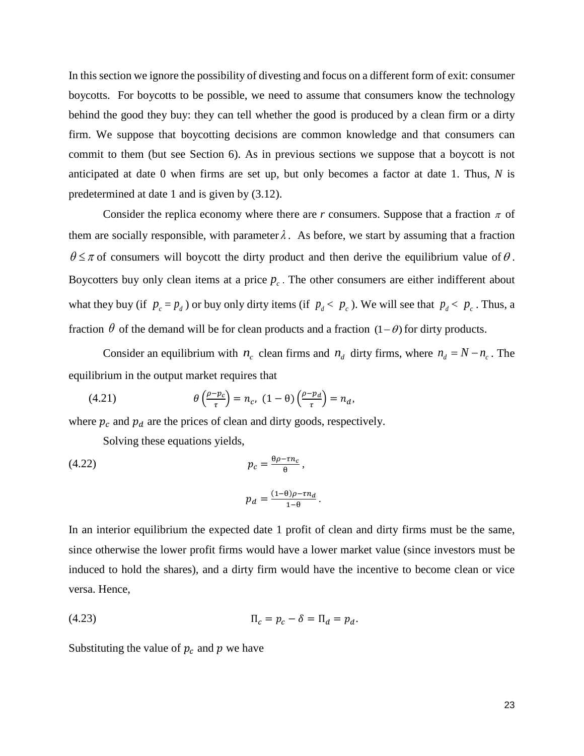In this section we ignore the possibility of divesting and focus on a different form of exit: consumer boycotts. For boycotts to be possible, we need to assume that consumers know the technology behind the good they buy: they can tell whether the good is produced by a clean firm or a dirty firm. We suppose that boycotting decisions are common knowledge and that consumers can commit to them (but see Section 6). As in previous sections we suppose that a boycott is not anticipated at date 0 when firms are set up, but only becomes a factor at date 1. Thus, *N* is predetermined at date 1 and is given by (3.12).

Consider the replica economy where there are *r* consumers. Suppose that a fraction $\pi$ of them are socially responsible, with parameter $\lambda$. As before, we start by assuming that a fraction $\theta \le \pi$ of consumers will boycott the dirty product and then derive the equilibrium value of $\theta$. Boycotters buy only clean items at a price $p_c$. The other consumers are either indifferent about what they buy (if $p_c = p_d$) or buy only dirty items (if $p_d < p_c$). We will see that $p_d < p_c$. Thus, a fraction $\theta$ of the demand will be for clean products and a fraction $(1-\theta)$ for dirty products.

Consider an equilibrium with $n_c$ clean firms and $n_d$ dirty firms, where $n_d = N - n_c$. The equilibrium in the output market requires that

$$\text{(4.21)} \qquad \theta\left(\frac{\rho - p_c}{\tau}\right) = n_c, \ (1-\theta)\left(\frac{\rho - p_d}{\tau}\right) = n_d,$$

where $p_c$ and $p_d$ are the prices of clean and dirty goods, respectively.

Solving these equations yields,

$$\text{(4.22)} \qquad p_c = \frac{\theta\rho - \tau n_c}{\theta},$$

$$p_d = \frac{(1-\theta)\rho - \tau n_d}{1-\theta}.$$

In an interior equilibrium the expected date 1 profit of clean and dirty firms must be the same, since otherwise the lower profit firms would have a lower market value (since investors must be induced to hold the shares), and a dirty firm would have the incentive to become clean or vice versa. Hence,

$$\text{(4.23)} \qquad \Pi_c = p_c - \delta = \Pi_d = p_d.$$

Substituting the value of $p_c$ and $p$ we have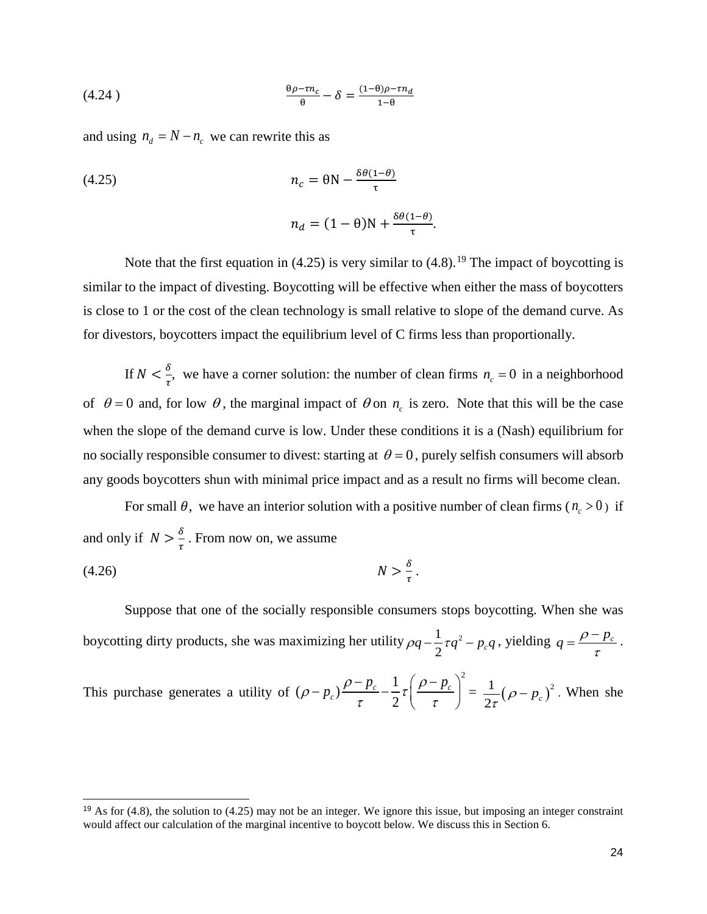$$\frac{\theta\rho - \tau n_c}{\theta} - \delta = \frac{(1-\theta)\rho - \tau n_d}{1-\theta} \tag{4.24}$$

and using $n_d = N - n_c$ we can rewrite this as

$$n_c = \theta N - \frac{\delta\theta(1-\theta)}{\tau} \tag{4.25}$$

$$n_d = (1-\theta)N + \frac{\delta\theta(1-\theta)}{\tau}.$$

Note that the first equation in (4.25) is very similar to (4.8).[19] The impact of boycotting is similar to the impact of divesting. Boycotting will be effective when either the mass of boycotters is close to 1 or the cost of the clean technology is small relative to slope of the demand curve. As for divestors, boycotters impact the equilibrium level of C firms less than proportionally.

If $N < \frac{\delta}{\tau}$, we have a corner solution: the number of clean firms $n_c = 0$ in a neighborhood of $\theta = 0$ and, for low $\theta$, the marginal impact of $\theta$ on $n_c$ is zero. Note that this will be the case when the slope of the demand curve is low. Under these conditions it is a (Nash) equilibrium for no socially responsible consumer to divest: starting at $\theta = 0$, purely selfish consumers will absorb any goods boycotters shun with minimal price impact and as a result no firms will become clean.

For small $\theta$, we have an interior solution with a positive number of clean firms ($n_c > 0$) if and only if $N > \frac{\delta}{\tau}$. From now on, we assume

$$N > \frac{\delta}{\tau}. \tag{4.26}$$

Suppose that one of the socially responsible consumers stops boycotting. When she was boycotting dirty products, she was maximizing her utility $\rho q - \frac{1}{2}\tau q^2 - p_c q$, yielding $q = \frac{\rho - p_c}{\tau}$. This purchase generates a utility of $(\rho - p_c)\frac{\rho - p_c}{\tau} - \frac{1}{2}\tau\left(\frac{\rho - p_c}{\tau}\right)^2 = \frac{1}{2\tau}(\rho - p_c)^2$. When she

[19] As for (4.8), the solution to (4.25) may not be an integer. We ignore this issue, but imposing an integer constraint would affect our calculation of the marginal incentive to boycott below. We discuss this in Section 6.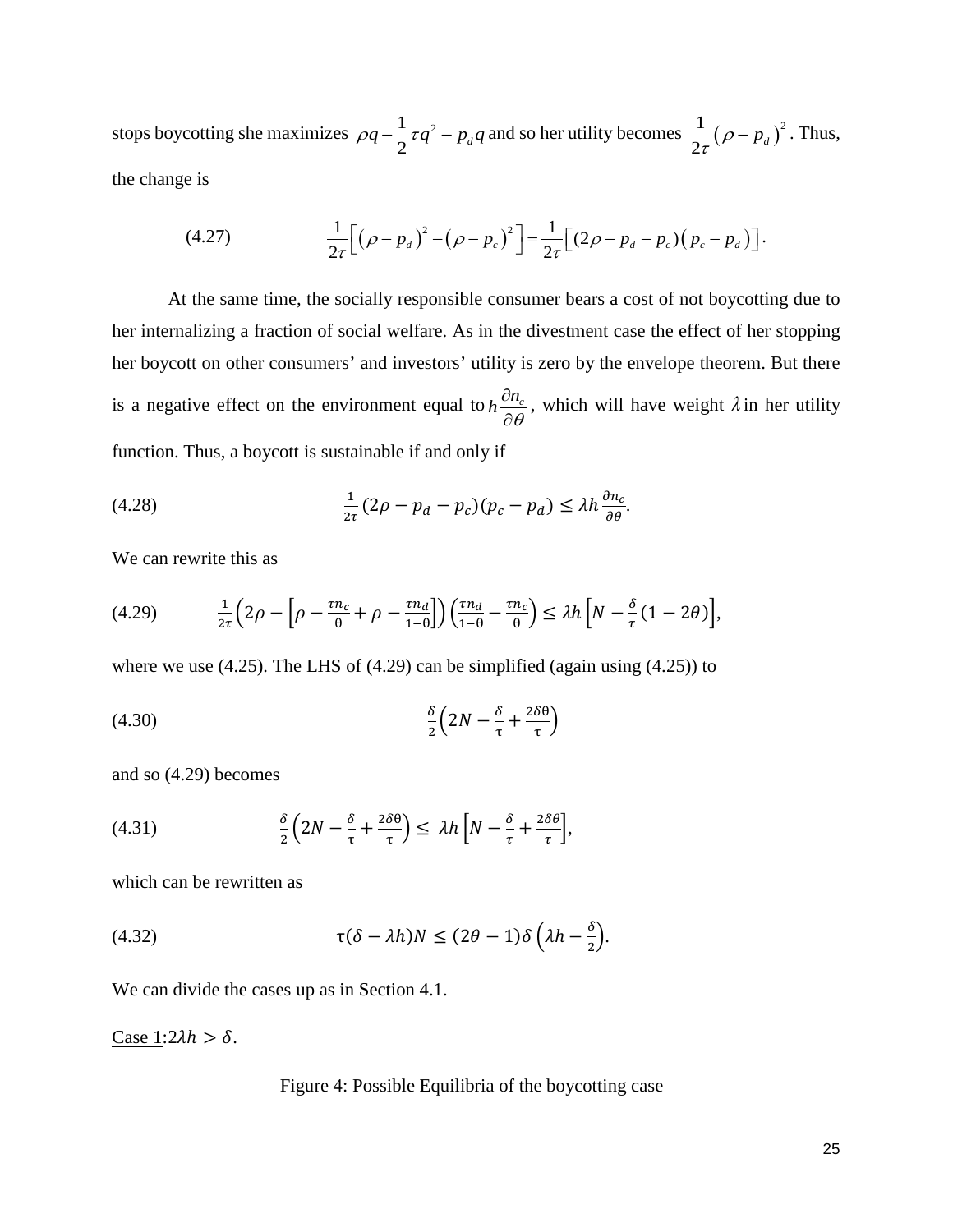stops boycotting she maximizes $\rho q - \frac{1}{2}\tau q^2 - p_d q$ and so her utility becomes $\frac{1}{2\tau}(\rho - p_d)^2$. Thus, the change is

$$\frac{1}{2\tau}\left[(\rho - p_d)^2 - (\rho - p_c)^2\right] = \frac{1}{2\tau}\left[(2\rho - p_d - p_c)(p_c - p_d)\right]. \tag{4.27}$$

At the same time, the socially responsible consumer bears a cost of not boycotting due to her internalizing a fraction of social welfare. As in the divestment case the effect of her stopping her boycott on other consumers' and investors' utility is zero by the envelope theorem. But there is a negative effect on the environment equal to $h\frac{\partial n_c}{\partial \theta}$, which will have weight $\lambda$ in her utility function. Thus, a boycott is sustainable if and only if

$$\frac{1}{2\tau}(2\rho - p_d - p_c)(p_c - p_d) \leq \lambda h \frac{\partial n_c}{\partial \theta}. \tag{4.28}$$

We can rewrite this as

$$\frac{1}{2\tau}\left(2\rho - \left[\rho - \frac{\tau n_c}{\theta} + \rho - \frac{\tau n_d}{1-\theta}\right]\right)\left(\frac{\tau n_d}{1-\theta} - \frac{\tau n_c}{\theta}\right) \leq \lambda h\left[N - \frac{\delta}{\tau}(1 - 2\theta)\right], \tag{4.29}$$

where we use (4.25). The LHS of (4.29) can be simplified (again using (4.25)) to

$$\frac{\delta}{2}\left(2N - \frac{\delta}{\tau} + \frac{2\delta\theta}{\tau}\right) \tag{4.30}$$

and so (4.29) becomes

$$\frac{\delta}{2}\left(2N - \frac{\delta}{\tau} + \frac{2\delta\theta}{\tau}\right) \leq \lambda h\left[N - \frac{\delta}{\tau} + \frac{2\delta\theta}{\tau}\right], \tag{4.31}$$

which can be rewritten as

$$\tau(\delta - \lambda h)N \leq (2\theta - 1)\delta\left(\lambda h - \frac{\delta}{2}\right). \tag{4.32}$$

We can divide the cases up as in Section 4.1.

Case 1: $2\lambda h > \delta$.

Figure 4: Possible Equilibria of the boycotting case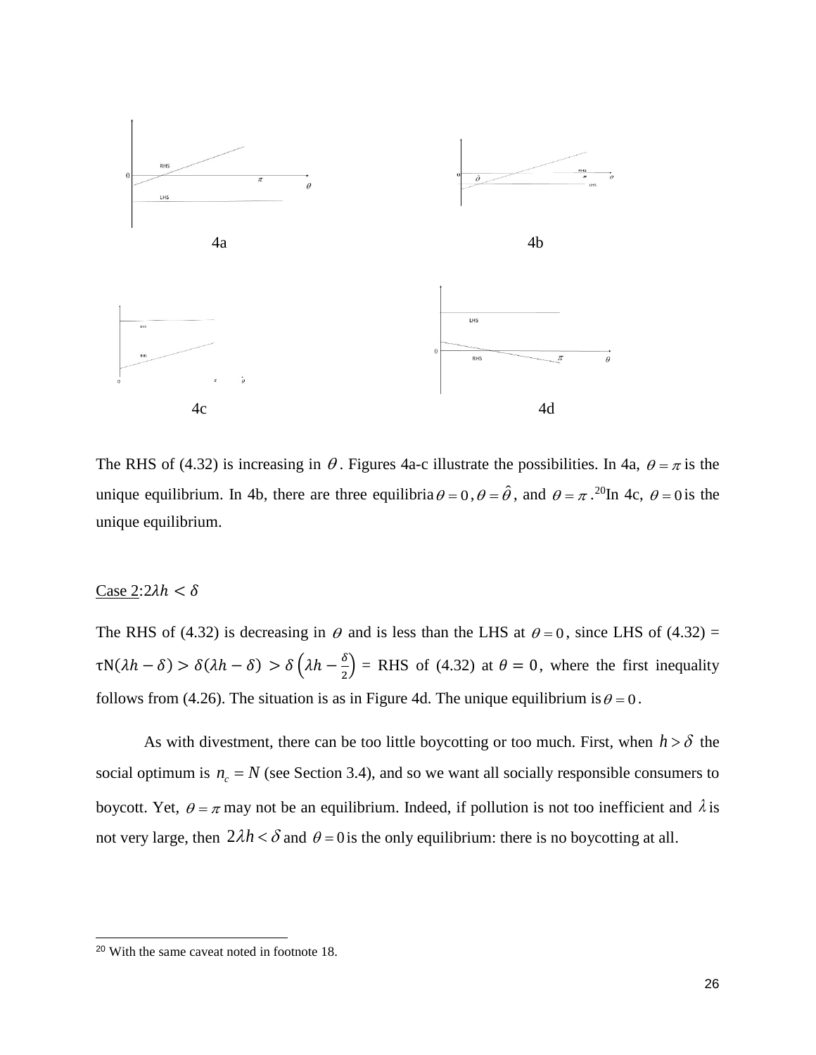4a

4b

4c

4d

The RHS of (4.32) is increasing in $\theta$. Figures 4a-c illustrate the possibilities. In 4a, $\theta = \pi$ is the unique equilibrium. In 4b, there are three equilibria $\theta = 0$, $\theta = \hat{\theta}$, and $\theta = \pi$.[20] In 4c, $\theta = 0$ is the unique equilibrium.

Case 2: $2\lambda h < \delta$

The RHS of (4.32) is decreasing in $\theta$ and is less than the LHS at $\theta = 0$, since LHS of (4.32) = $\tau N(\lambda h - \delta) > \delta(\lambda h - \delta) > \delta\left(\lambda h - \frac{\delta}{2}\right)$ = RHS of (4.32) at $\theta = 0$, where the first inequality follows from (4.26). The situation is as in Figure 4d. The unique equilibrium is $\theta = 0$.

As with divestment, there can be too little boycotting or too much. First, when $h > \delta$ the social optimum is $n_c = N$ (see Section 3.4), and so we want all socially responsible consumers to boycott. Yet, $\theta = \pi$ may not be an equilibrium. Indeed, if pollution is not too inefficient and $\lambda$ is not very large, then $2\lambda h < \delta$ and $\theta = 0$ is the only equilibrium: there is no boycotting at all.

[20] With the same caveat noted in footnote 18.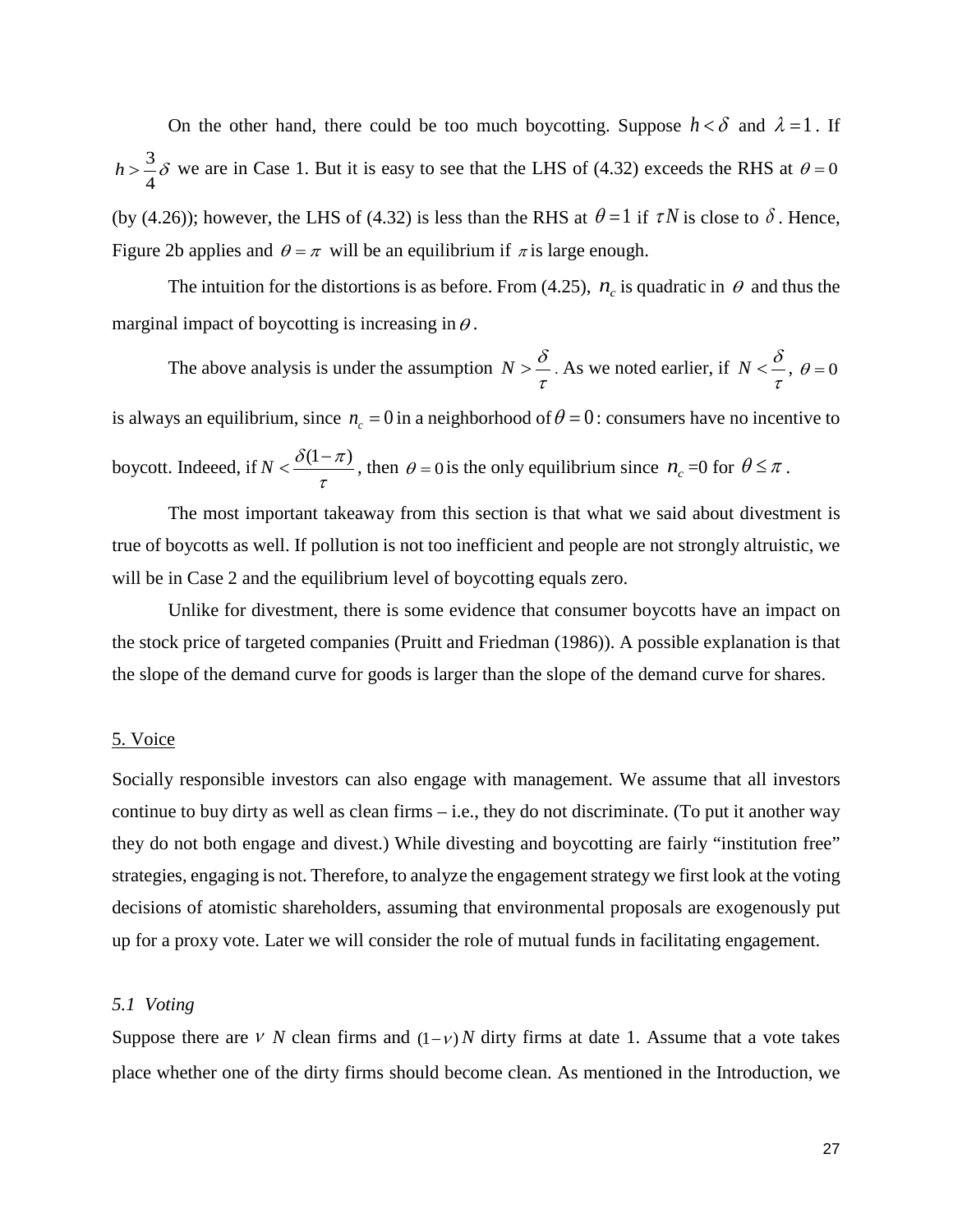On the other hand, there could be too much boycotting. Suppose $h < \delta$ and $\lambda = 1$. If $h > \frac{3}{4}\delta$ we are in Case 1. But it is easy to see that the LHS of (4.32) exceeds the RHS at $\theta = 0$ (by (4.26)); however, the LHS of (4.32) is less than the RHS at $\theta = 1$ if $\tau N$ is close to $\delta$. Hence, Figure 2b applies and $\theta = \pi$ will be an equilibrium if $\pi$ is large enough.

The intuition for the distortions is as before. From (4.25), $n_c$ is quadratic in $\theta$ and thus the marginal impact of boycotting is increasing in $\theta$.

The above analysis is under the assumption $N > \frac{\delta}{\tau}$. As we noted earlier, if $N < \frac{\delta}{\tau}$, $\theta = 0$ is always an equilibrium, since $n_c = 0$ in a neighborhood of $\theta = 0$: consumers have no incentive to boycott. Indeeed, if $N < \frac{\delta(1-\pi)}{\tau}$, then $\theta = 0$ is the only equilibrium since $n_c = 0$ for $\theta \leq \pi$.

The most important takeaway from this section is that what we said about divestment is true of boycotts as well. If pollution is not too inefficient and people are not strongly altruistic, we will be in Case 2 and the equilibrium level of boycotting equals zero.

Unlike for divestment, there is some evidence that consumer boycotts have an impact on the stock price of targeted companies (Pruitt and Friedman (1986)). A possible explanation is that the slope of the demand curve for goods is larger than the slope of the demand curve for shares.

## 5. Voice

Socially responsible investors can also engage with management. We assume that all investors continue to buy dirty as well as clean firms – i.e., they do not discriminate. (To put it another way they do not both engage and divest.) While divesting and boycotting are fairly "institution free" strategies, engaging is not. Therefore, to analyze the engagement strategy we first look at the voting decisions of atomistic shareholders, assuming that environmental proposals are exogenously put up for a proxy vote. Later we will consider the role of mutual funds in facilitating engagement.

### *5.1 Voting*

Suppose there are $\nu N$ clean firms and $(1-\nu)N$ dirty firms at date 1. Assume that a vote takes place whether one of the dirty firms should become clean. As mentioned in the Introduction, we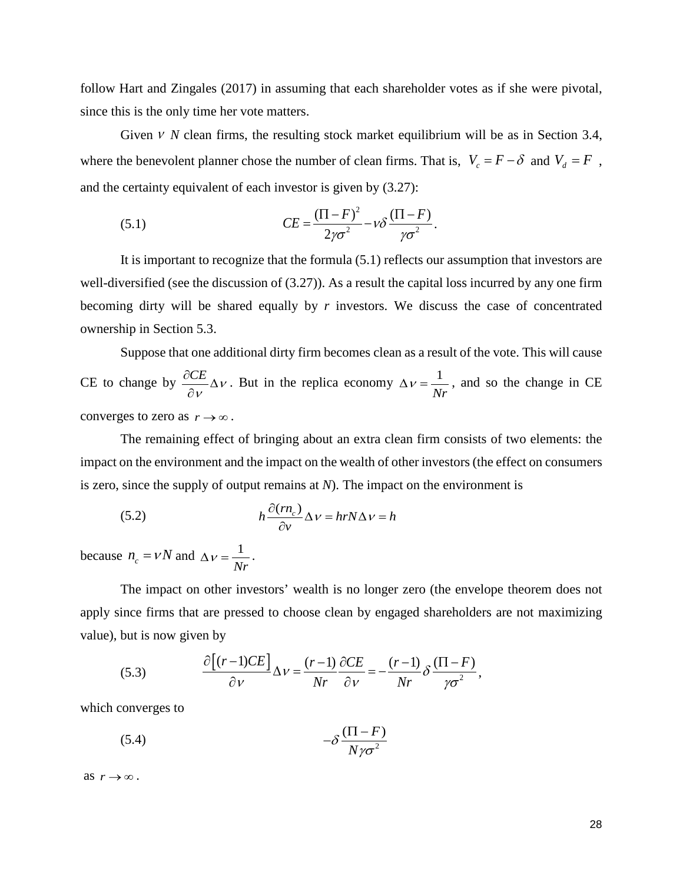follow Hart and Zingales (2017) in assuming that each shareholder votes as if she were pivotal, since this is the only time her vote matters.

Given $\nu N$ clean firms, the resulting stock market equilibrium will be as in Section 3.4, where the benevolent planner chose the number of clean firms. That is, $V_c = F - \delta$ and $V_d = F$, and the certainty equivalent of each investor is given by (3.27):

$$CE = \frac{(\Pi - F)^2}{2\gamma\sigma^2} - \nu\delta\frac{(\Pi - F)}{\gamma\sigma^2}. \tag{5.1}$$

It is important to recognize that the formula (5.1) reflects our assumption that investors are well-diversified (see the discussion of (3.27)). As a result the capital loss incurred by any one firm becoming dirty will be shared equally by *r* investors. We discuss the case of concentrated ownership in Section 5.3.

Suppose that one additional dirty firm becomes clean as a result of the vote. This will cause CE to change by $\frac{\partial CE}{\partial \nu}\Delta\nu$. But in the replica economy $\Delta\nu = \frac{1}{Nr}$, and so the change in CE converges to zero as $r \to \infty$.

The remaining effect of bringing about an extra clean firm consists of two elements: the impact on the environment and the impact on the wealth of other investors (the effect on consumers is zero, since the supply of output remains at *N*). The impact on the environment is

$$h\frac{\partial(rn_c)}{\partial \nu}\Delta\nu = hrN\Delta\nu = h \tag{5.2}$$

because $n_c = \nu N$ and $\Delta\nu = \frac{1}{Nr}$.

The impact on other investors' wealth is no longer zero (the envelope theorem does not apply since firms that are pressed to choose clean by engaged shareholders are not maximizing value), but is now given by

$$\frac{\partial\left[(r-1)CE\right]}{\partial \nu}\Delta\nu = \frac{(r-1)}{Nr}\frac{\partial CE}{\partial \nu} = -\frac{(r-1)}{Nr}\delta\frac{(\Pi - F)}{\gamma\sigma^2}, \tag{5.3}$$

which converges to

$$-\delta\frac{(\Pi - F)}{N\gamma\sigma^2} \tag{5.4}$$

as $r \to \infty$.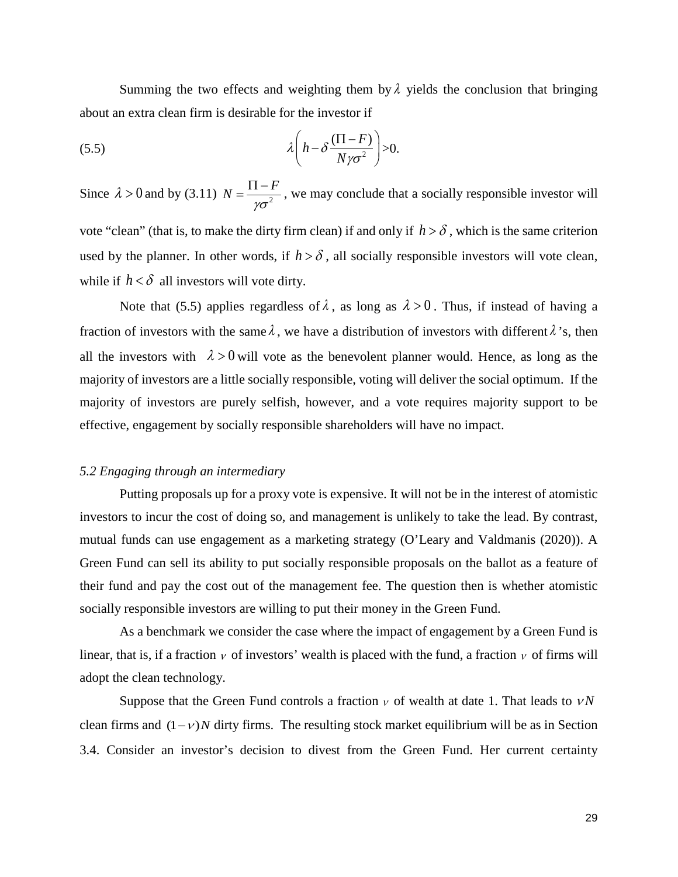Summing the two effects and weighting them by $\lambda$ yields the conclusion that bringing about an extra clean firm is desirable for the investor if

$$\lambda\left(h-\delta\frac{(\Pi-F)}{N\gamma\sigma^2}\right)>0. \tag{5.5}$$

Since $\lambda>0$ and by (3.11) $N=\frac{\Pi-F}{\gamma\sigma^2}$, we may conclude that a socially responsible investor will vote "clean" (that is, to make the dirty firm clean) if and only if $h>\delta$, which is the same criterion used by the planner. In other words, if $h>\delta$, all socially responsible investors will vote clean, while if $h<\delta$ all investors will vote dirty.

Note that (5.5) applies regardless of $\lambda$, as long as $\lambda>0$. Thus, if instead of having a fraction of investors with the same $\lambda$, we have a distribution of investors with different $\lambda$'s, then all the investors with $\lambda>0$ will vote as the benevolent planner would. Hence, as long as the majority of investors are a little socially responsible, voting will deliver the social optimum. If the majority of investors are purely selfish, however, and a vote requires majority support to be effective, engagement by socially responsible shareholders will have no impact.

### *5.2 Engaging through an intermediary*

Putting proposals up for a proxy vote is expensive. It will not be in the interest of atomistic investors to incur the cost of doing so, and management is unlikely to take the lead. By contrast, mutual funds can use engagement as a marketing strategy (O'Leary and Valdmanis (2020)). A Green Fund can sell its ability to put socially responsible proposals on the ballot as a feature of their fund and pay the cost out of the management fee. The question then is whether atomistic socially responsible investors are willing to put their money in the Green Fund.

As a benchmark we consider the case where the impact of engagement by a Green Fund is linear, that is, if a fraction $\nu$ of investors' wealth is placed with the fund, a fraction $\nu$ of firms will adopt the clean technology.

Suppose that the Green Fund controls a fraction $\nu$ of wealth at date 1. That leads to $\nu N$ clean firms and $(1-\nu)N$ dirty firms. The resulting stock market equilibrium will be as in Section 3.4. Consider an investor's decision to divest from the Green Fund. Her current certainty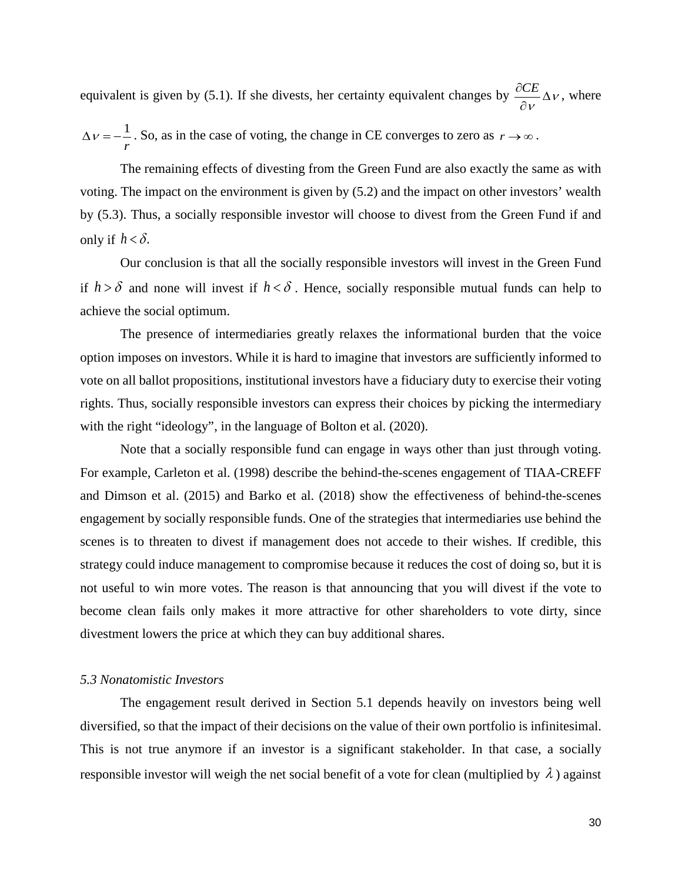equivalent is given by (5.1). If she divests, her certainty equivalent changes by $\frac{\partial CE}{\partial \nu}\Delta\nu$, where $\Delta\nu = -\frac{1}{r}$. So, as in the case of voting, the change in CE converges to zero as $r \to \infty$.

The remaining effects of divesting from the Green Fund are also exactly the same as with voting. The impact on the environment is given by (5.2) and the impact on other investors' wealth by (5.3). Thus, a socially responsible investor will choose to divest from the Green Fund if and only if $h < \delta$.

Our conclusion is that all the socially responsible investors will invest in the Green Fund if $h > \delta$ and none will invest if $h < \delta$. Hence, socially responsible mutual funds can help to achieve the social optimum.

The presence of intermediaries greatly relaxes the informational burden that the voice option imposes on investors. While it is hard to imagine that investors are sufficiently informed to vote on all ballot propositions, institutional investors have a fiduciary duty to exercise their voting rights. Thus, socially responsible investors can express their choices by picking the intermediary with the right "ideology", in the language of Bolton et al. (2020).

Note that a socially responsible fund can engage in ways other than just through voting. For example, Carleton et al. (1998) describe the behind-the-scenes engagement of TIAA-CREFF and Dimson et al. (2015) and Barko et al. (2018) show the effectiveness of behind-the-scenes engagement by socially responsible funds. One of the strategies that intermediaries use behind the scenes is to threaten to divest if management does not accede to their wishes. If credible, this strategy could induce management to compromise because it reduces the cost of doing so, but it is not useful to win more votes. The reason is that announcing that you will divest if the vote to become clean fails only makes it more attractive for other shareholders to vote dirty, since divestment lowers the price at which they can buy additional shares.

### *5.3 Nonatomistic Investors*

The engagement result derived in Section 5.1 depends heavily on investors being well diversified, so that the impact of their decisions on the value of their own portfolio is infinitesimal. This is not true anymore if an investor is a significant stakeholder. In that case, a socially responsible investor will weigh the net social benefit of a vote for clean (multiplied by $\lambda$) against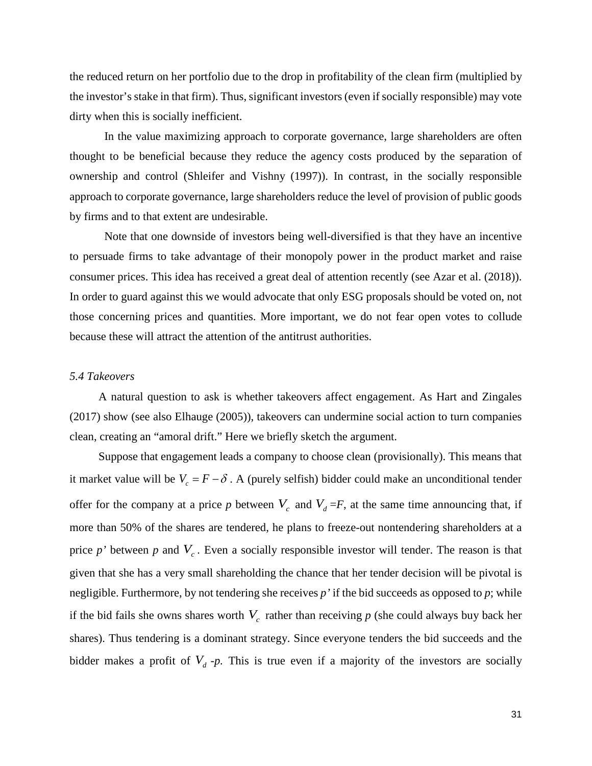the reduced return on her portfolio due to the drop in profitability of the clean firm (multiplied by the investor's stake in that firm). Thus, significant investors (even if socially responsible) may vote dirty when this is socially inefficient.

In the value maximizing approach to corporate governance, large shareholders are often thought to be beneficial because they reduce the agency costs produced by the separation of ownership and control (Shleifer and Vishny (1997)). In contrast, in the socially responsible approach to corporate governance, large shareholders reduce the level of provision of public goods by firms and to that extent are undesirable.

Note that one downside of investors being well-diversified is that they have an incentive to persuade firms to take advantage of their monopoly power in the product market and raise consumer prices. This idea has received a great deal of attention recently (see Azar et al. (2018)). In order to guard against this we would advocate that only ESG proposals should be voted on, not those concerning prices and quantities. More important, we do not fear open votes to collude because these will attract the attention of the antitrust authorities.

*5.4 Takeovers*

A natural question to ask is whether takeovers affect engagement. As Hart and Zingales (2017) show (see also Elhauge (2005)), takeovers can undermine social action to turn companies clean, creating an "amoral drift." Here we briefly sketch the argument.

Suppose that engagement leads a company to choose clean (provisionally). This means that it market value will be $V_c = F - \delta$ . A (purely selfish) bidder could make an unconditional tender offer for the company at a price *p* between $V_c$ and $V_d = F$, at the same time announcing that, if more than 50% of the shares are tendered, he plans to freeze-out nontendering shareholders at a price *p'* between *p* and $V_c$. Even a socially responsible investor will tender. The reason is that given that she has a very small shareholding the chance that her tender decision will be pivotal is negligible. Furthermore, by not tendering she receives *p'* if the bid succeeds as opposed to *p*; while if the bid fails she owns shares worth $V_c$ rather than receiving *p* (she could always buy back her shares). Thus tendering is a dominant strategy. Since everyone tenders the bid succeeds and the bidder makes a profit of $V_d - p$. This is true even if a majority of the investors are socially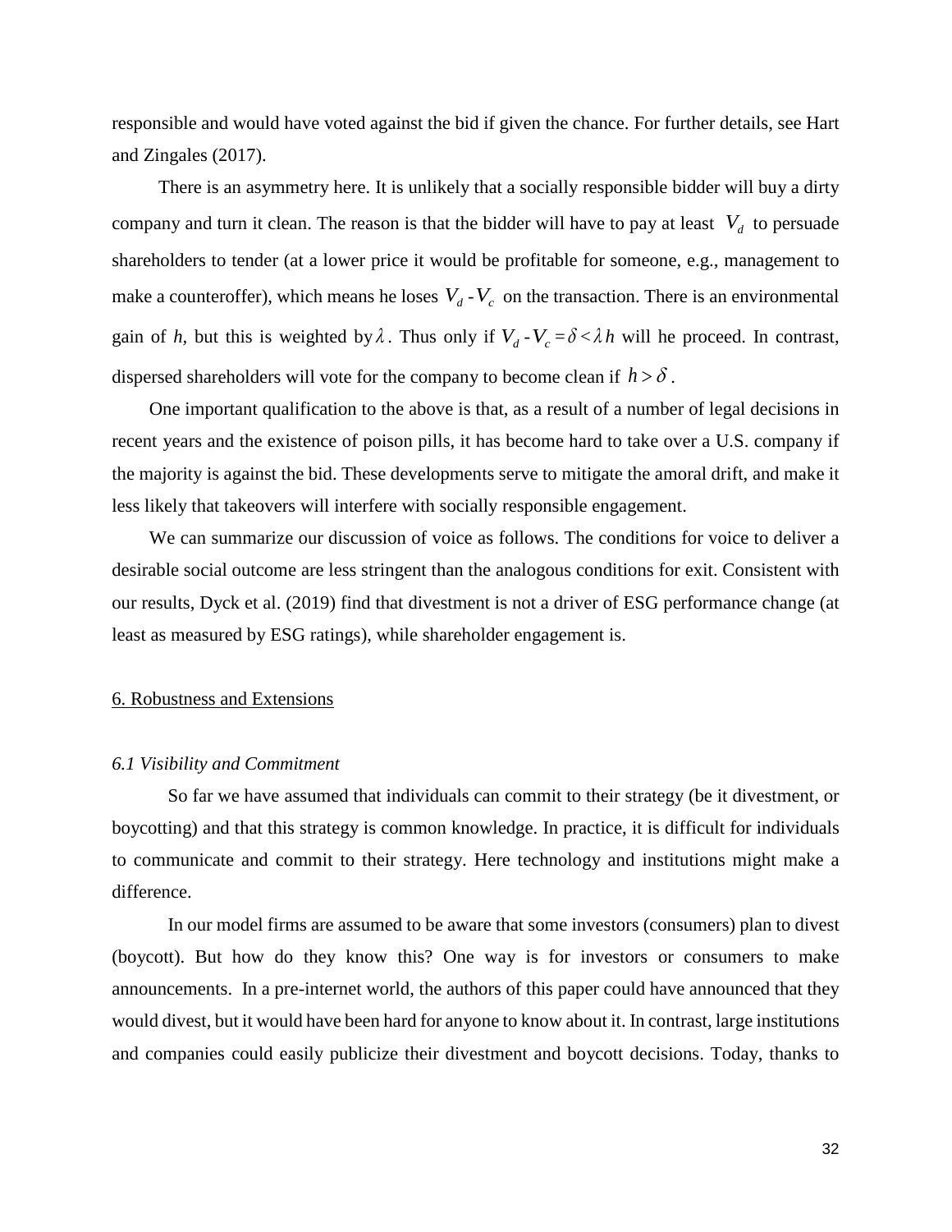responsible and would have voted against the bid if given the chance. For further details, see Hart and Zingales (2017).

There is an asymmetry here. It is unlikely that a socially responsible bidder will buy a dirty company and turn it clean. The reason is that the bidder will have to pay at least $V_d$ to persuade shareholders to tender (at a lower price it would be profitable for someone, e.g., management to make a counteroffer), which means he loses $V_d - V_c$ on the transaction. There is an environmental gain of *h*, but this is weighted by $\lambda$. Thus only if $V_d - V_c = \delta < \lambda h$ will he proceed. In contrast, dispersed shareholders will vote for the company to become clean if $h > \delta$.

One important qualification to the above is that, as a result of a number of legal decisions in recent years and the existence of poison pills, it has become hard to take over a U.S. company if the majority is against the bid. These developments serve to mitigate the amoral drift, and make it less likely that takeovers will interfere with socially responsible engagement.

We can summarize our discussion of voice as follows. The conditions for voice to deliver a desirable social outcome are less stringent than the analogous conditions for exit. Consistent with our results, Dyck et al. (2019) find that divestment is not a driver of ESG performance change (at least as measured by ESG ratings), while shareholder engagement is.

## 6. Robustness and Extensions

### *6.1 Visibility and Commitment*

So far we have assumed that individuals can commit to their strategy (be it divestment, or boycotting) and that this strategy is common knowledge. In practice, it is difficult for individuals to communicate and commit to their strategy. Here technology and institutions might make a difference.

In our model firms are assumed to be aware that some investors (consumers) plan to divest (boycott). But how do they know this? One way is for investors or consumers to make announcements. In a pre-internet world, the authors of this paper could have announced that they would divest, but it would have been hard for anyone to know about it. In contrast, large institutions and companies could easily publicize their divestment and boycott decisions. Today, thanks to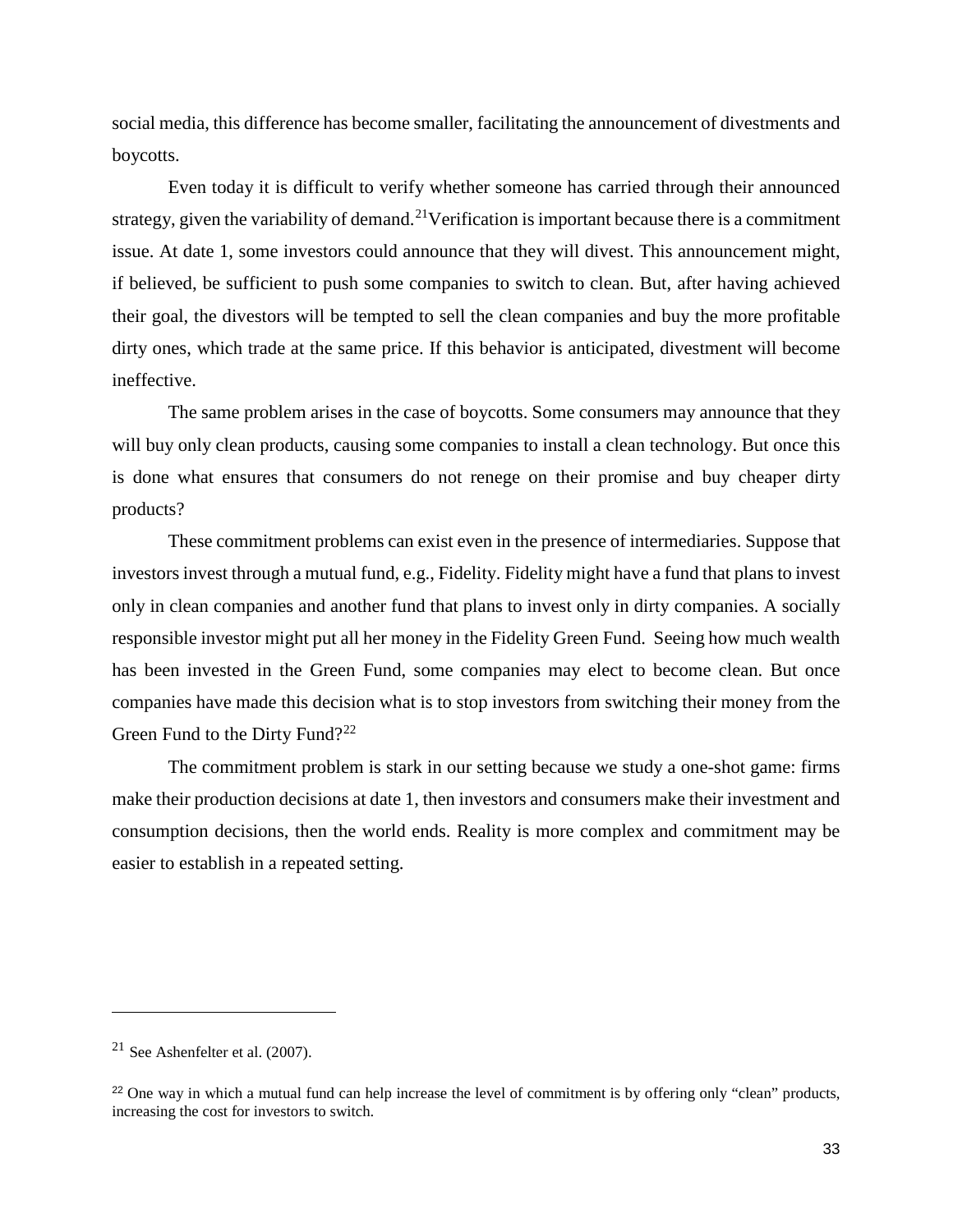social media, this difference has become smaller, facilitating the announcement of divestments and boycotts.

Even today it is difficult to verify whether someone has carried through their announced strategy, given the variability of demand.[21] Verification is important because there is a commitment issue. At date 1, some investors could announce that they will divest. This announcement might, if believed, be sufficient to push some companies to switch to clean. But, after having achieved their goal, the divestors will be tempted to sell the clean companies and buy the more profitable dirty ones, which trade at the same price. If this behavior is anticipated, divestment will become ineffective.

The same problem arises in the case of boycotts. Some consumers may announce that they will buy only clean products, causing some companies to install a clean technology. But once this is done what ensures that consumers do not renege on their promise and buy cheaper dirty products?

These commitment problems can exist even in the presence of intermediaries. Suppose that investors invest through a mutual fund, e.g., Fidelity. Fidelity might have a fund that plans to invest only in clean companies and another fund that plans to invest only in dirty companies. A socially responsible investor might put all her money in the Fidelity Green Fund. Seeing how much wealth has been invested in the Green Fund, some companies may elect to become clean. But once companies have made this decision what is to stop investors from switching their money from the Green Fund to the Dirty Fund?[22]

The commitment problem is stark in our setting because we study a one-shot game: firms make their production decisions at date 1, then investors and consumers make their investment and consumption decisions, then the world ends. Reality is more complex and commitment may be easier to establish in a repeated setting.

---

[21] See Ashenfelter et al. (2007).

[22] One way in which a mutual fund can help increase the level of commitment is by offering only "clean" products, increasing the cost for investors to switch.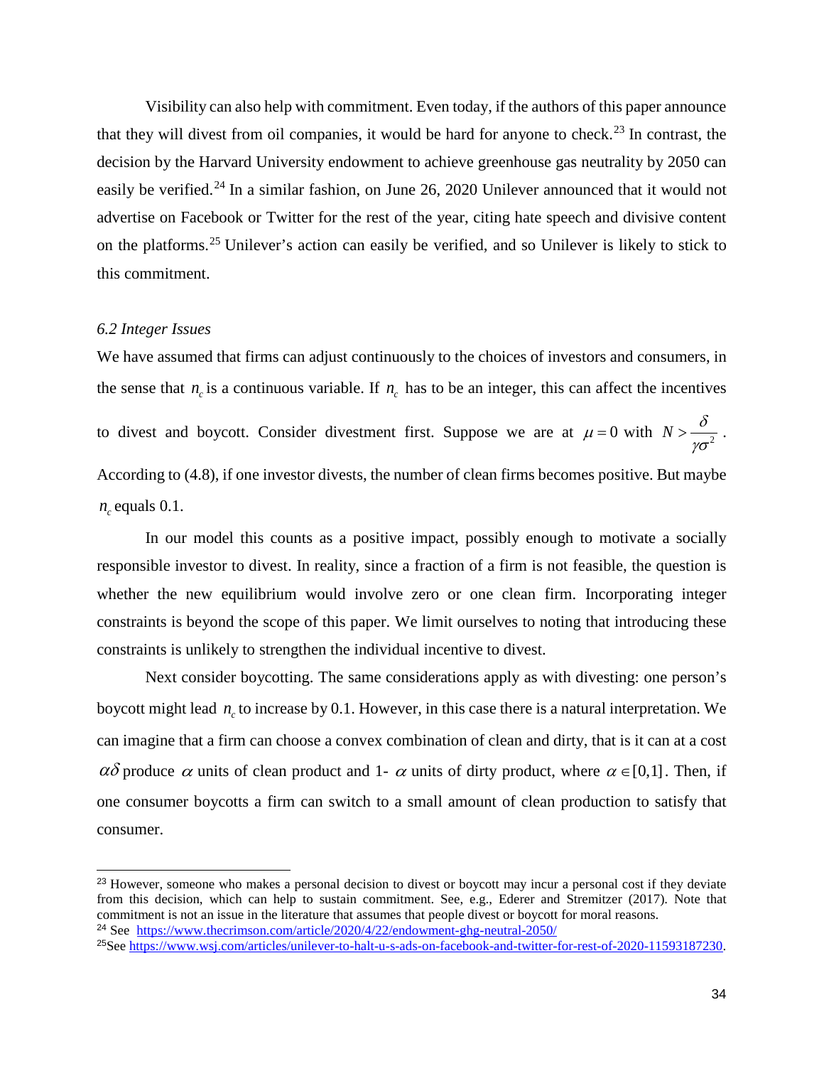Visibility can also help with commitment. Even today, if the authors of this paper announce that they will divest from oil companies, it would be hard for anyone to check.[23] In contrast, the decision by the Harvard University endowment to achieve greenhouse gas neutrality by 2050 can easily be verified.[24] In a similar fashion, on June 26, 2020 Unilever announced that it would not advertise on Facebook or Twitter for the rest of the year, citing hate speech and divisive content on the platforms.[25] Unilever's action can easily be verified, and so Unilever is likely to stick to this commitment.

### *6.2 Integer Issues*

We have assumed that firms can adjust continuously to the choices of investors and consumers, in the sense that $n_c$ is a continuous variable. If $n_c$ has to be an integer, this can affect the incentives to divest and boycott. Consider divestment first. Suppose we are at $\mu = 0$ with $N > \frac{\delta}{\gamma\sigma^2}$. According to (4.8), if one investor divests, the number of clean firms becomes positive. But maybe $n_c$ equals 0.1.

In our model this counts as a positive impact, possibly enough to motivate a socially responsible investor to divest. In reality, since a fraction of a firm is not feasible, the question is whether the new equilibrium would involve zero or one clean firm. Incorporating integer constraints is beyond the scope of this paper. We limit ourselves to noting that introducing these constraints is unlikely to strengthen the individual incentive to divest.

Next consider boycotting. The same considerations apply as with divesting: one person's boycott might lead $n_c$ to increase by 0.1. However, in this case there is a natural interpretation. We can imagine that a firm can choose a convex combination of clean and dirty, that is it can at a cost $\alpha\delta$ produce $\alpha$ units of clean product and 1- $\alpha$ units of dirty product, where $\alpha \in [0,1]$. Then, if one consumer boycotts a firm can switch to a small amount of clean production to satisfy that consumer.

---

[23] However, someone who makes a personal decision to divest or boycott may incur a personal cost if they deviate from this decision, which can help to sustain commitment. See, e.g., Ederer and Stremitzer (2017). Note that commitment is not an issue in the literature that assumes that people divest or boycott for moral reasons.

[24] See https://www.thecrimson.com/article/2020/4/22/endowment-ghg-neutral-2050/

[25] See https://www.wsj.com/articles/unilever-to-halt-u-s-ads-on-facebook-and-twitter-for-rest-of-2020-11593187230.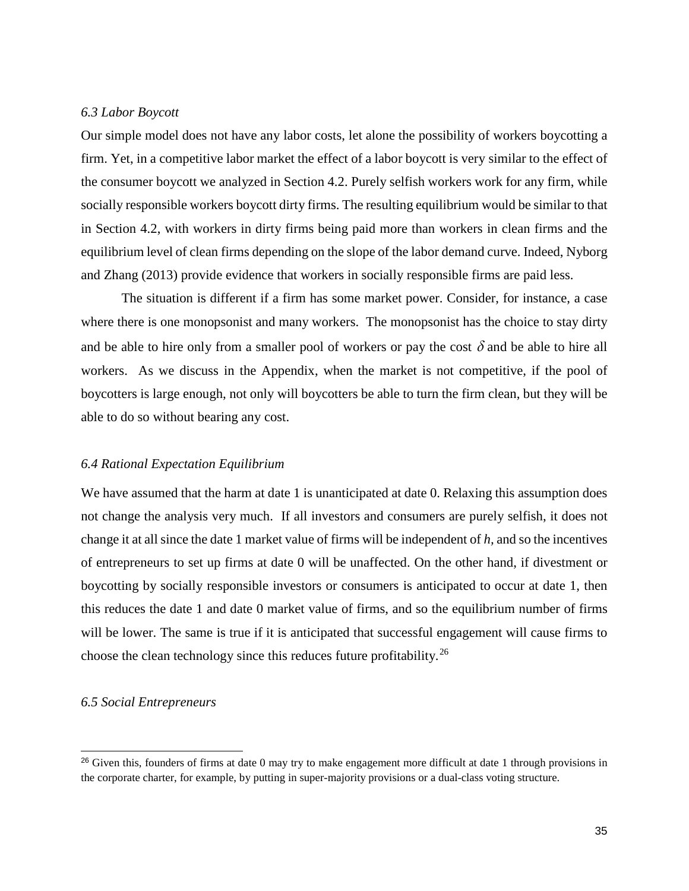### *6.3 Labor Boycott*

Our simple model does not have any labor costs, let alone the possibility of workers boycotting a firm. Yet, in a competitive labor market the effect of a labor boycott is very similar to the effect of the consumer boycott we analyzed in Section 4.2. Purely selfish workers work for any firm, while socially responsible workers boycott dirty firms. The resulting equilibrium would be similar to that in Section 4.2, with workers in dirty firms being paid more than workers in clean firms and the equilibrium level of clean firms depending on the slope of the labor demand curve. Indeed, Nyborg and Zhang (2013) provide evidence that workers in socially responsible firms are paid less.

The situation is different if a firm has some market power. Consider, for instance, a case where there is one monopsonist and many workers. The monopsonist has the choice to stay dirty and be able to hire only from a smaller pool of workers or pay the cost $\delta$ and be able to hire all workers. As we discuss in the Appendix, when the market is not competitive, if the pool of boycotters is large enough, not only will boycotters be able to turn the firm clean, but they will be able to do so without bearing any cost.

### *6.4 Rational Expectation Equilibrium*

We have assumed that the harm at date 1 is unanticipated at date 0. Relaxing this assumption does not change the analysis very much. If all investors and consumers are purely selfish, it does not change it at all since the date 1 market value of firms will be independent of $h$, and so the incentives of entrepreneurs to set up firms at date 0 will be unaffected. On the other hand, if divestment or boycotting by socially responsible investors or consumers is anticipated to occur at date 1, then this reduces the date 1 and date 0 market value of firms, and so the equilibrium number of firms will be lower. The same is true if it is anticipated that successful engagement will cause firms to choose the clean technology since this reduces future profitability.[26]

### *6.5 Social Entrepreneurs*

[26] Given this, founders of firms at date 0 may try to make engagement more difficult at date 1 through provisions in the corporate charter, for example, by putting in super-majority provisions or a dual-class voting structure.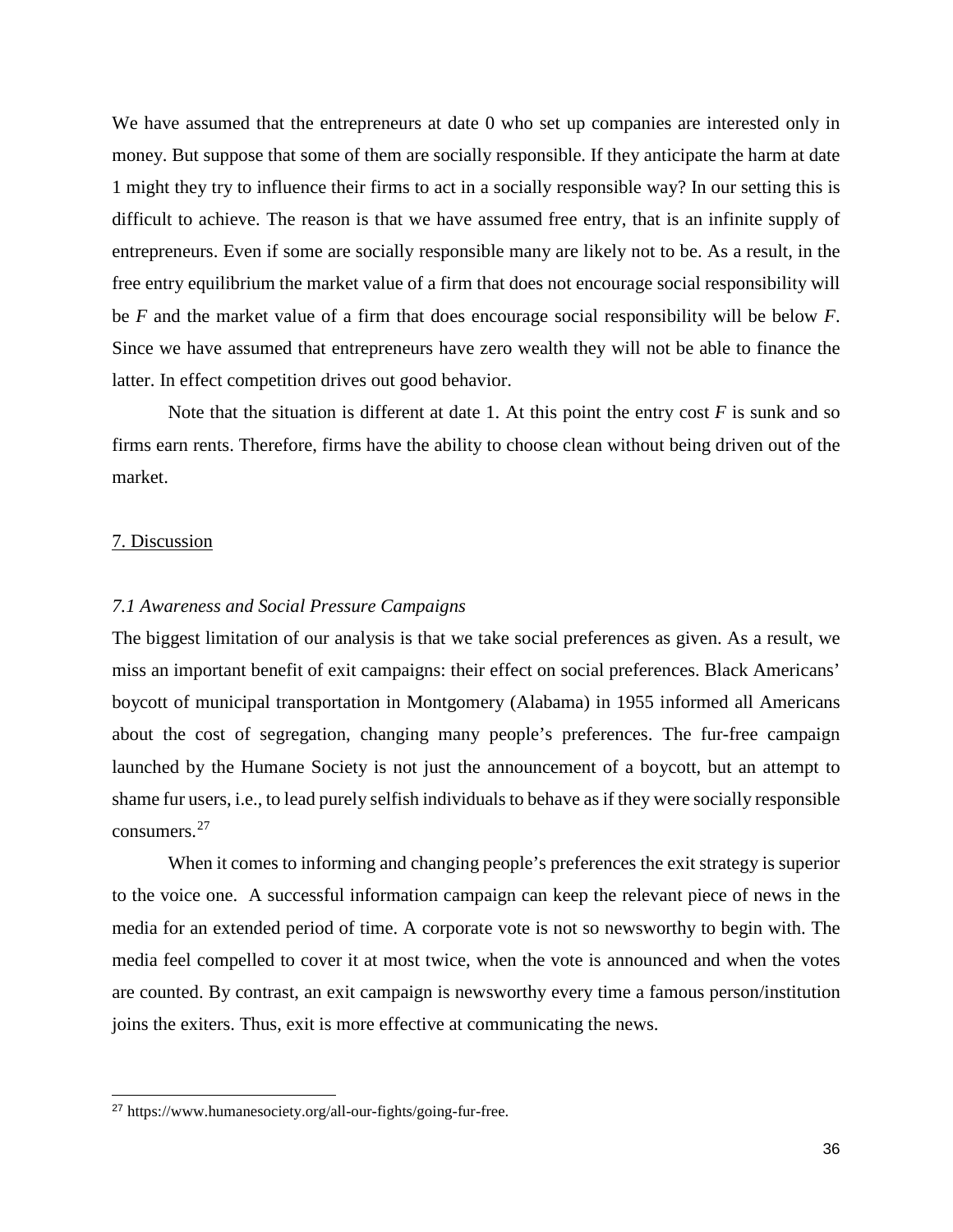We have assumed that the entrepreneurs at date 0 who set up companies are interested only in money. But suppose that some of them are socially responsible. If they anticipate the harm at date 1 might they try to influence their firms to act in a socially responsible way? In our setting this is difficult to achieve. The reason is that we have assumed free entry, that is an infinite supply of entrepreneurs. Even if some are socially responsible many are likely not to be. As a result, in the free entry equilibrium the market value of a firm that does not encourage social responsibility will be $F$ and the market value of a firm that does encourage social responsibility will be below $F$. Since we have assumed that entrepreneurs have zero wealth they will not be able to finance the latter. In effect competition drives out good behavior.

Note that the situation is different at date 1. At this point the entry cost $F$ is sunk and so firms earn rents. Therefore, firms have the ability to choose clean without being driven out of the market.

## 7. Discussion

### *7.1 Awareness and Social Pressure Campaigns*

The biggest limitation of our analysis is that we take social preferences as given. As a result, we miss an important benefit of exit campaigns: their effect on social preferences. Black Americans' boycott of municipal transportation in Montgomery (Alabama) in 1955 informed all Americans about the cost of segregation, changing many people's preferences. The fur-free campaign launched by the Humane Society is not just the announcement of a boycott, but an attempt to shame fur users, i.e., to lead purely selfish individuals to behave as if they were socially responsible consumers.[27]

When it comes to informing and changing people's preferences the exit strategy is superior to the voice one. A successful information campaign can keep the relevant piece of news in the media for an extended period of time. A corporate vote is not so newsworthy to begin with. The media feel compelled to cover it at most twice, when the vote is announced and when the votes are counted. By contrast, an exit campaign is newsworthy every time a famous person/institution joins the exiters. Thus, exit is more effective at communicating the news.

[27] https://www.humanesociety.org/all-our-fights/going-fur-free.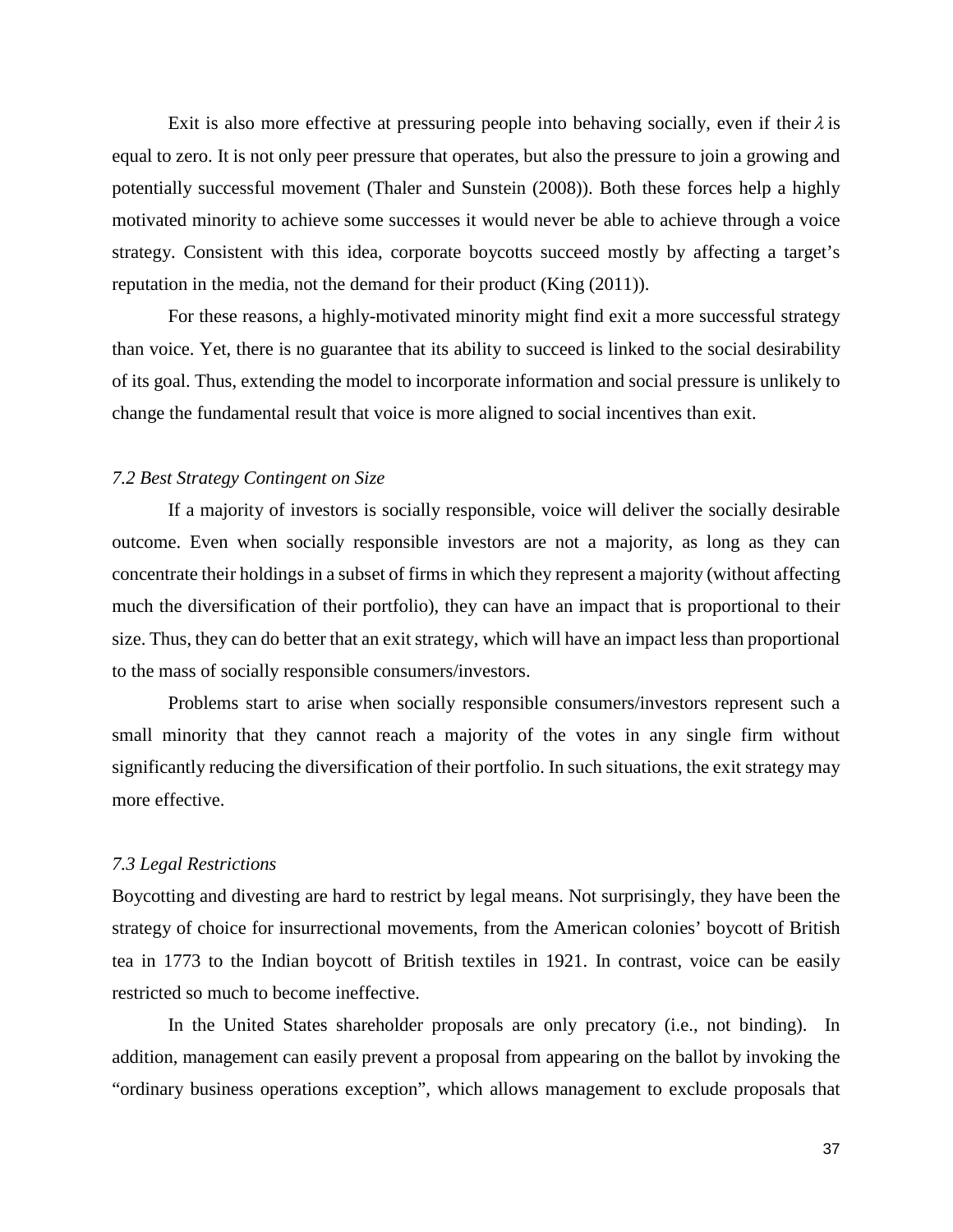Exit is also more effective at pressuring people into behaving socially, even if their $\lambda$ is equal to zero. It is not only peer pressure that operates, but also the pressure to join a growing and potentially successful movement (Thaler and Sunstein (2008)). Both these forces help a highly motivated minority to achieve some successes it would never be able to achieve through a voice strategy. Consistent with this idea, corporate boycotts succeed mostly by affecting a target's reputation in the media, not the demand for their product (King (2011)).

For these reasons, a highly-motivated minority might find exit a more successful strategy than voice. Yet, there is no guarantee that its ability to succeed is linked to the social desirability of its goal. Thus, extending the model to incorporate information and social pressure is unlikely to change the fundamental result that voice is more aligned to social incentives than exit.

### *7.2 Best Strategy Contingent on Size*

If a majority of investors is socially responsible, voice will deliver the socially desirable outcome. Even when socially responsible investors are not a majority, as long as they can concentrate their holdings in a subset of firms in which they represent a majority (without affecting much the diversification of their portfolio), they can have an impact that is proportional to their size. Thus, they can do better that an exit strategy, which will have an impact less than proportional to the mass of socially responsible consumers/investors.

Problems start to arise when socially responsible consumers/investors represent such a small minority that they cannot reach a majority of the votes in any single firm without significantly reducing the diversification of their portfolio. In such situations, the exit strategy may more effective.

### *7.3 Legal Restrictions*

Boycotting and divesting are hard to restrict by legal means. Not surprisingly, they have been the strategy of choice for insurrectional movements, from the American colonies' boycott of British tea in 1773 to the Indian boycott of British textiles in 1921. In contrast, voice can be easily restricted so much to become ineffective.

In the United States shareholder proposals are only precatory (i.e., not binding). In addition, management can easily prevent a proposal from appearing on the ballot by invoking the "ordinary business operations exception", which allows management to exclude proposals that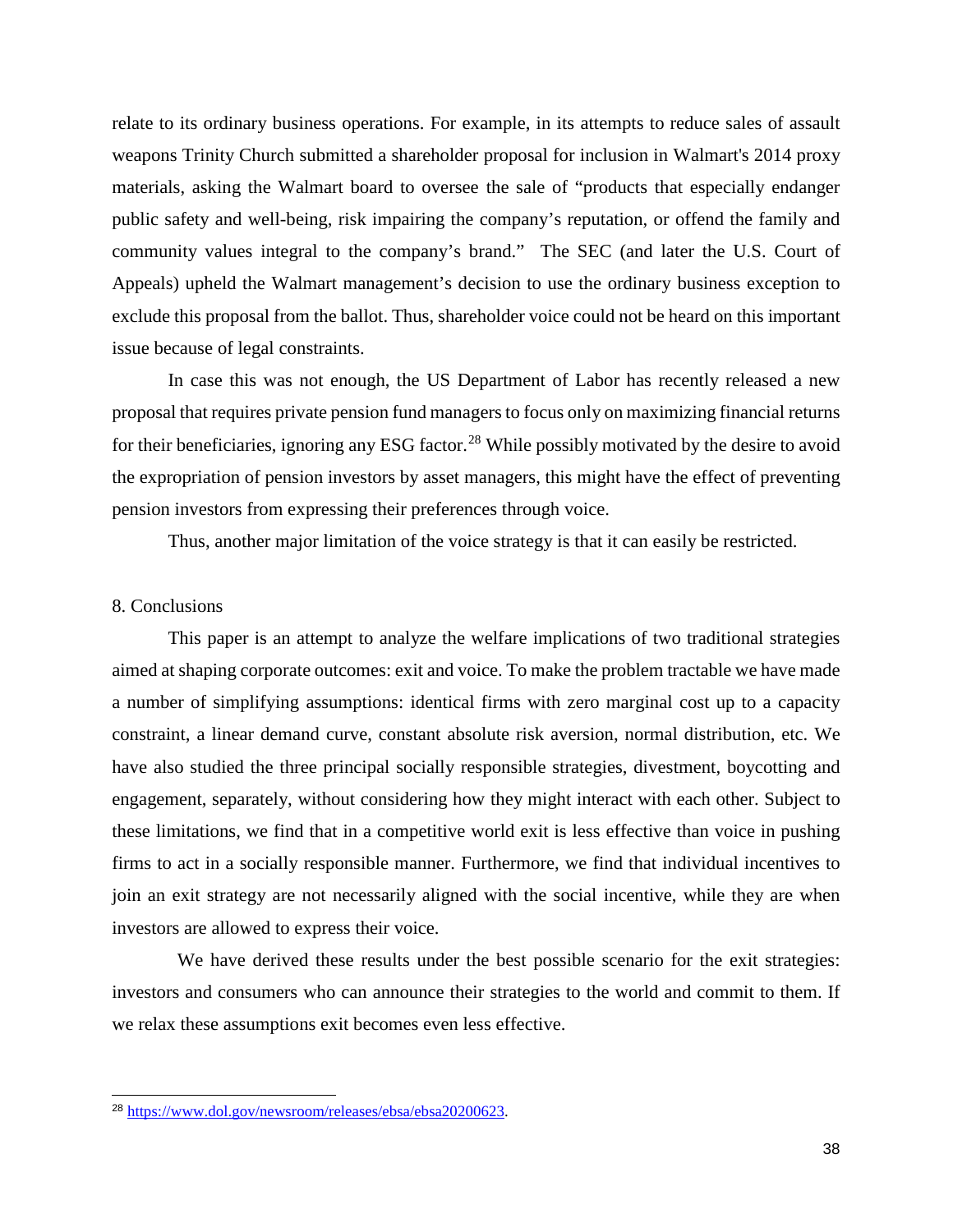relate to its ordinary business operations. For example, in its attempts to reduce sales of assault weapons Trinity Church submitted a shareholder proposal for inclusion in Walmart's 2014 proxy materials, asking the Walmart board to oversee the sale of "products that especially endanger public safety and well-being, risk impairing the company's reputation, or offend the family and community values integral to the company's brand." The SEC (and later the U.S. Court of Appeals) upheld the Walmart management's decision to use the ordinary business exception to exclude this proposal from the ballot. Thus, shareholder voice could not be heard on this important issue because of legal constraints.

In case this was not enough, the US Department of Labor has recently released a new proposal that requires private pension fund managers to focus only on maximizing financial returns for their beneficiaries, ignoring any ESG factor.[28] While possibly motivated by the desire to avoid the expropriation of pension investors by asset managers, this might have the effect of preventing pension investors from expressing their preferences through voice.

Thus, another major limitation of the voice strategy is that it can easily be restricted.

## 8. Conclusions

This paper is an attempt to analyze the welfare implications of two traditional strategies aimed at shaping corporate outcomes: exit and voice. To make the problem tractable we have made a number of simplifying assumptions: identical firms with zero marginal cost up to a capacity constraint, a linear demand curve, constant absolute risk aversion, normal distribution, etc. We have also studied the three principal socially responsible strategies, divestment, boycotting and engagement, separately, without considering how they might interact with each other. Subject to these limitations, we find that in a competitive world exit is less effective than voice in pushing firms to act in a socially responsible manner. Furthermore, we find that individual incentives to join an exit strategy are not necessarily aligned with the social incentive, while they are when investors are allowed to express their voice.

We have derived these results under the best possible scenario for the exit strategies: investors and consumers who can announce their strategies to the world and commit to them. If we relax these assumptions exit becomes even less effective.

[28] https://www.dol.gov/newsroom/releases/ebsa/ebsa20200623.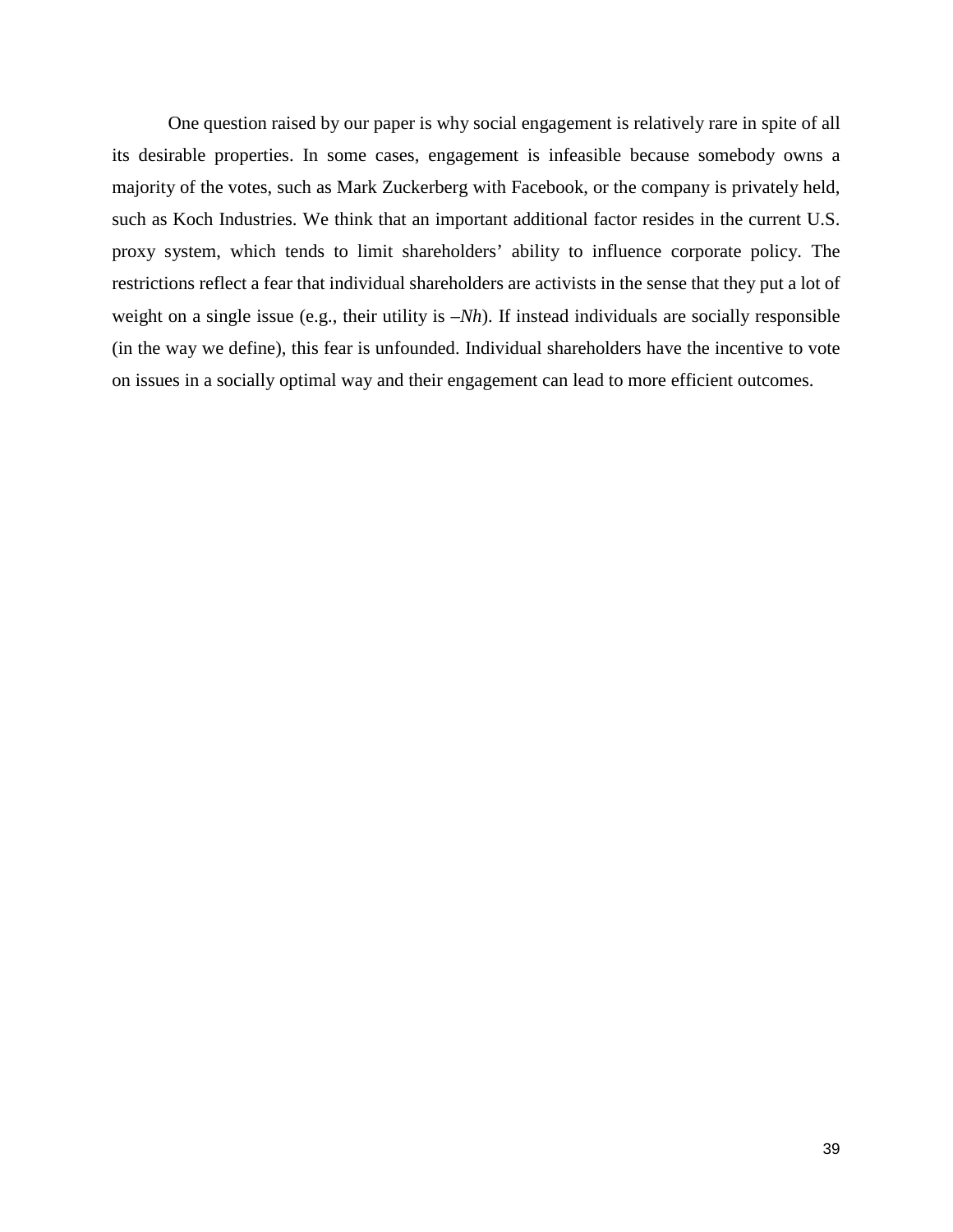One question raised by our paper is why social engagement is relatively rare in spite of all its desirable properties. In some cases, engagement is infeasible because somebody owns a majority of the votes, such as Mark Zuckerberg with Facebook, or the company is privately held, such as Koch Industries. We think that an important additional factor resides in the current U.S. proxy system, which tends to limit shareholders' ability to influence corporate policy. The restrictions reflect a fear that individual shareholders are activists in the sense that they put a lot of weight on a single issue (e.g., their utility is $-Nh$). If instead individuals are socially responsible (in the way we define), this fear is unfounded. Individual shareholders have the incentive to vote on issues in a socially optimal way and their engagement can lead to more efficient outcomes.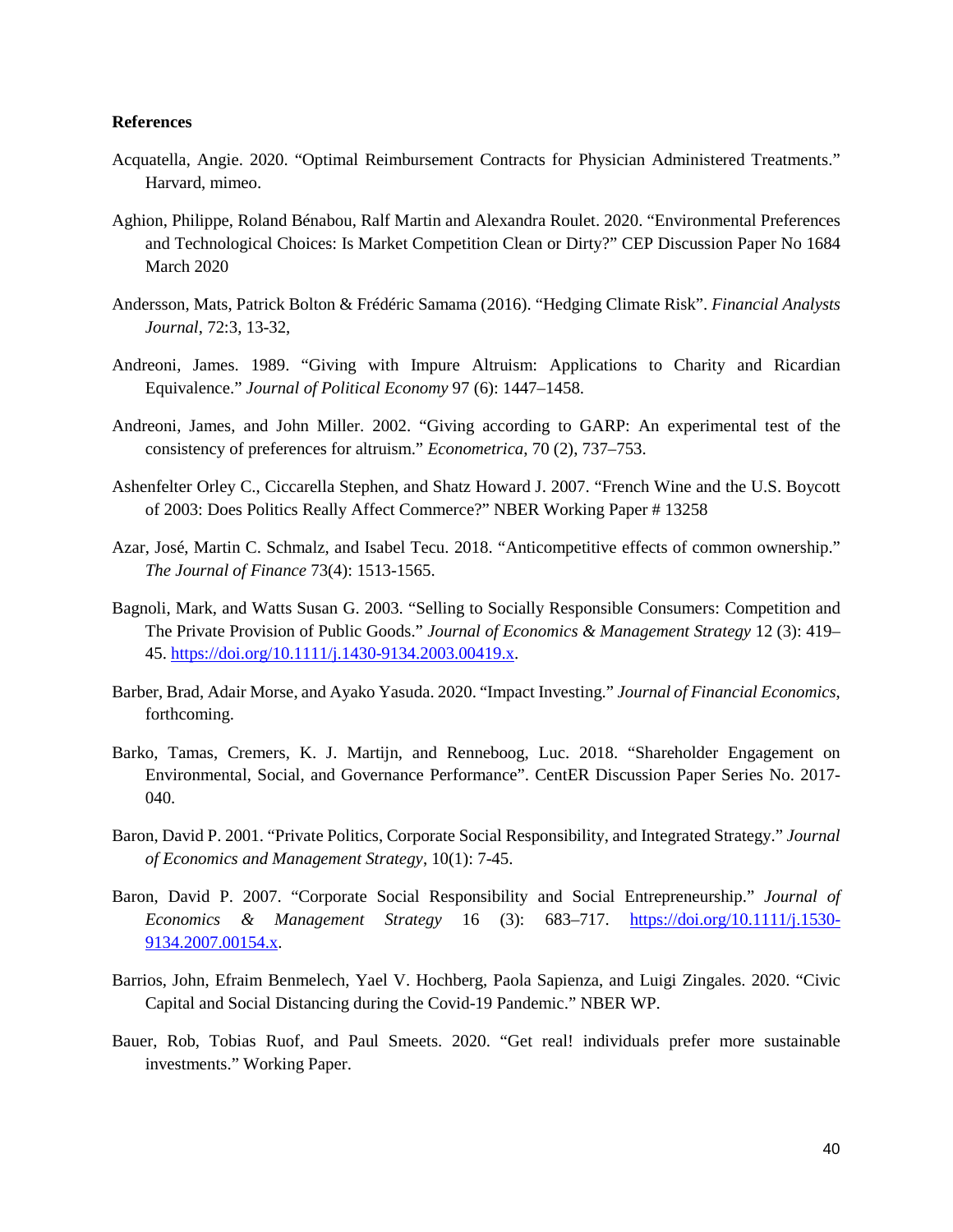**References**

Acquatella, Angie. 2020. "Optimal Reimbursement Contracts for Physician Administered Treatments." Harvard, mimeo.

Aghion, Philippe, Roland Bénabou, Ralf Martin and Alexandra Roulet. 2020. "Environmental Preferences and Technological Choices: Is Market Competition Clean or Dirty?" CEP Discussion Paper No 1684 March 2020

Andersson, Mats, Patrick Bolton & Frédéric Samama (2016). "Hedging Climate Risk". *Financial Analysts Journal*, 72:3, 13-32,

Andreoni, James. 1989. "Giving with Impure Altruism: Applications to Charity and Ricardian Equivalence." *Journal of Political Economy* 97 (6): 1447–1458.

Andreoni, James, and John Miller. 2002. "Giving according to GARP: An experimental test of the consistency of preferences for altruism." *Econometrica*, 70 (2), 737–753.

Ashenfelter Orley C., Ciccarella Stephen, and Shatz Howard J. 2007. "French Wine and the U.S. Boycott of 2003: Does Politics Really Affect Commerce?" NBER Working Paper # 13258

Azar, José, Martin C. Schmalz, and Isabel Tecu. 2018. "Anticompetitive effects of common ownership." *The Journal of Finance* 73(4): 1513-1565.

Bagnoli, Mark, and Watts Susan G. 2003. "Selling to Socially Responsible Consumers: Competition and The Private Provision of Public Goods." *Journal of Economics & Management Strategy* 12 (3): 419–45. https://doi.org/10.1111/j.1430-9134.2003.00419.x.

Barber, Brad, Adair Morse, and Ayako Yasuda. 2020. "Impact Investing." *Journal of Financial Economics*, forthcoming.

Barko, Tamas, Cremers, K. J. Martijn, and Renneboog, Luc. 2018. "Shareholder Engagement on Environmental, Social, and Governance Performance". CentER Discussion Paper Series No. 2017-040.

Baron, David P. 2001. "Private Politics, Corporate Social Responsibility, and Integrated Strategy." *Journal of Economics and Management Strategy*, 10(1): 7-45.

Baron, David P. 2007. "Corporate Social Responsibility and Social Entrepreneurship." *Journal of Economics & Management Strategy* 16 (3): 683–717. https://doi.org/10.1111/j.1530-9134.2007.00154.x.

Barrios, John, Efraim Benmelech, Yael V. Hochberg, Paola Sapienza, and Luigi Zingales. 2020. "Civic Capital and Social Distancing during the Covid-19 Pandemic." NBER WP.

Bauer, Rob, Tobias Ruof, and Paul Smeets. 2020. "Get real! individuals prefer more sustainable investments." Working Paper.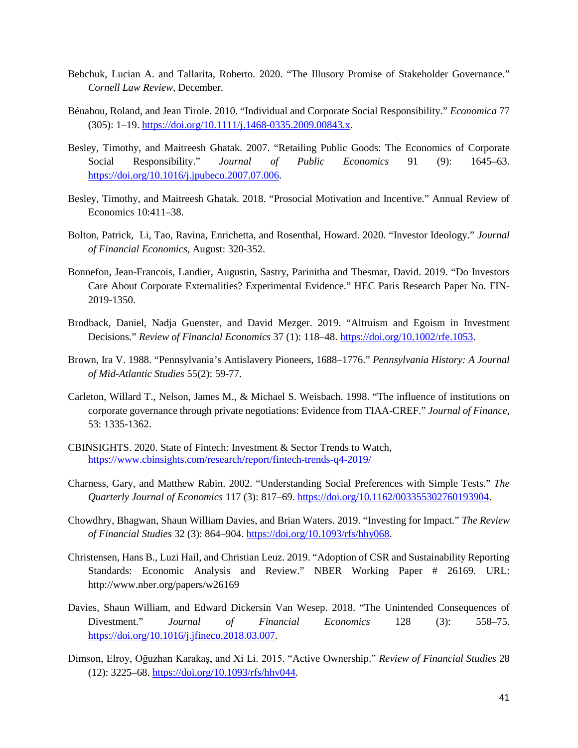Bebchuk, Lucian A. and Tallarita, Roberto. 2020. "The Illusory Promise of Stakeholder Governance." *Cornell Law Review*, December.

Bénabou, Roland, and Jean Tirole. 2010. "Individual and Corporate Social Responsibility." *Economica* 77 (305): 1–19. https://doi.org/10.1111/j.1468-0335.2009.00843.x.

Besley, Timothy, and Maitreesh Ghatak. 2007. "Retailing Public Goods: The Economics of Corporate Social Responsibility." *Journal of Public Economics* 91 (9): 1645–63. https://doi.org/10.1016/j.jpubeco.2007.07.006.

Besley, Timothy, and Maitreesh Ghatak. 2018. "Prosocial Motivation and Incentive." Annual Review of Economics 10:411–38.

Bolton, Patrick, Li, Tao, Ravina, Enrichetta, and Rosenthal, Howard. 2020. "Investor Ideology." *Journal of Financial Economics*, August: 320-352.

Bonnefon, Jean-Francois, Landier, Augustin, Sastry, Parinitha and Thesmar, David. 2019. "Do Investors Care About Corporate Externalities? Experimental Evidence." HEC Paris Research Paper No. FIN-2019-1350.

Brodback, Daniel, Nadja Guenster, and David Mezger. 2019. "Altruism and Egoism in Investment Decisions." *Review of Financial Economics* 37 (1): 118–48. https://doi.org/10.1002/rfe.1053.

Brown, Ira V. 1988. "Pennsylvania's Antislavery Pioneers, 1688–1776." *Pennsylvania History: A Journal of Mid-Atlantic Studies* 55(2): 59-77.

Carleton, Willard T., Nelson, James M., & Michael S. Weisbach. 1998. "The influence of institutions on corporate governance through private negotiations: Evidence from TIAA-CREF." *Journal of Finance*, 53: 1335-1362.

CBINSIGHTS. 2020. State of Fintech: Investment & Sector Trends to Watch, https://www.cbinsights.com/research/report/fintech-trends-q4-2019/

Charness, Gary, and Matthew Rabin. 2002. "Understanding Social Preferences with Simple Tests." *The Quarterly Journal of Economics* 117 (3): 817–69. https://doi.org/10.1162/003355302760193904.

Chowdhry, Bhagwan, Shaun William Davies, and Brian Waters. 2019. "Investing for Impact." *The Review of Financial Studies* 32 (3): 864–904. https://doi.org/10.1093/rfs/hhy068.

Christensen, Hans B., Luzi Hail, and Christian Leuz. 2019. "Adoption of CSR and Sustainability Reporting Standards: Economic Analysis and Review." NBER Working Paper # 26169. URL: http://www.nber.org/papers/w26169

Davies, Shaun William, and Edward Dickersin Van Wesep. 2018. "The Unintended Consequences of Divestment." *Journal of Financial Economics* 128 (3): 558–75. https://doi.org/10.1016/j.jfineco.2018.03.007.

Dimson, Elroy, Oğuzhan Karakaş, and Xi Li. 2015. "Active Ownership." *Review of Financial Studies* 28 (12): 3225–68. https://doi.org/10.1093/rfs/hhv044.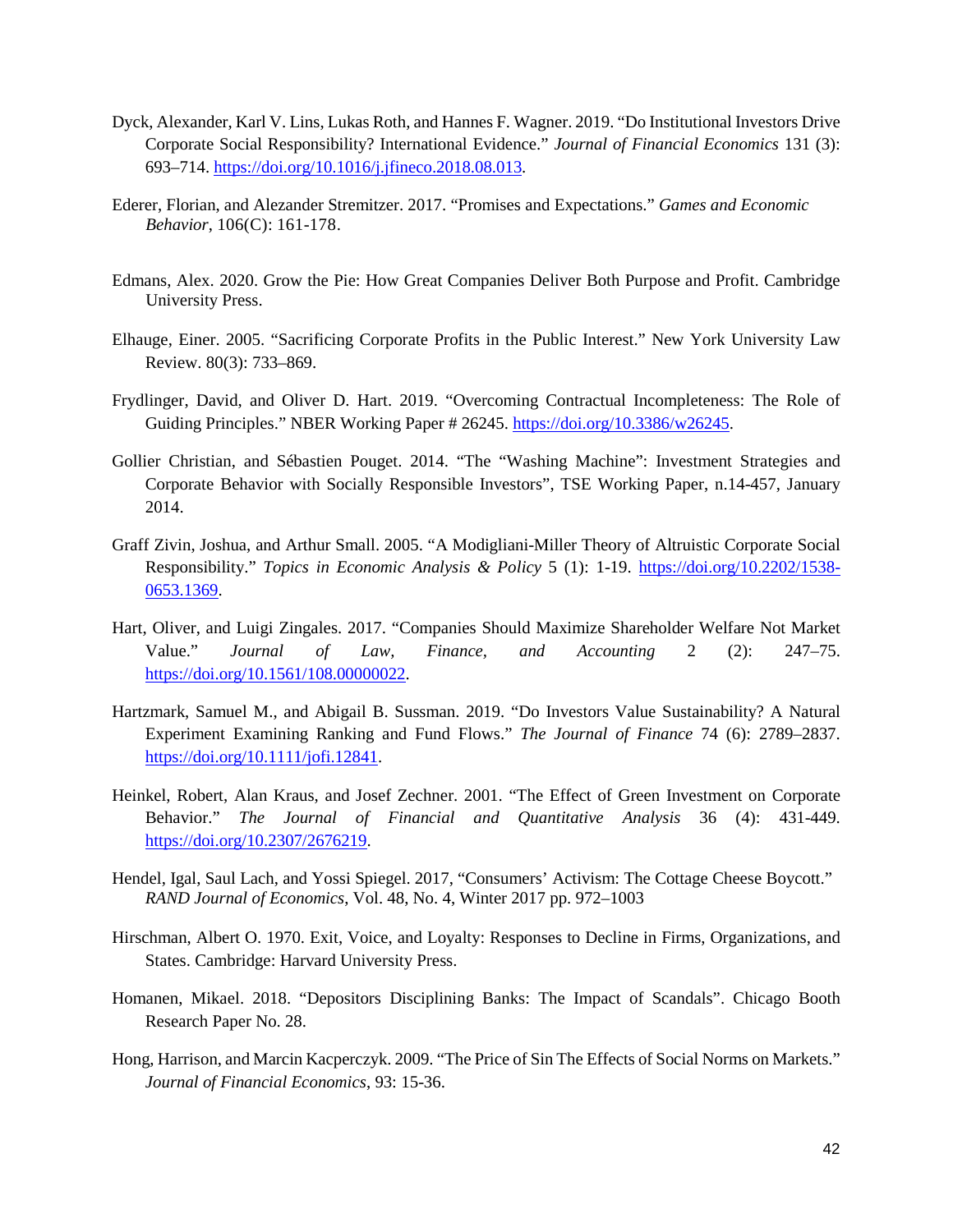Dyck, Alexander, Karl V. Lins, Lukas Roth, and Hannes F. Wagner. 2019. "Do Institutional Investors Drive Corporate Social Responsibility? International Evidence." *Journal of Financial Economics* 131 (3): 693–714. https://doi.org/10.1016/j.jfineco.2018.08.013.

Ederer, Florian, and Alezander Stremitzer. 2017. "Promises and Expectations." *Games and Economic Behavior*, 106(C): 161-178.

Edmans, Alex. 2020. Grow the Pie: How Great Companies Deliver Both Purpose and Profit. Cambridge University Press.

Elhauge, Einer. 2005. "Sacrificing Corporate Profits in the Public Interest." New York University Law Review. 80(3): 733–869.

Frydlinger, David, and Oliver D. Hart. 2019. "Overcoming Contractual Incompleteness: The Role of Guiding Principles." NBER Working Paper # 26245. https://doi.org/10.3386/w26245.

Gollier Christian, and Sébastien Pouget. 2014. "The "Washing Machine": Investment Strategies and Corporate Behavior with Socially Responsible Investors", TSE Working Paper, n.14-457, January 2014.

Graff Zivin, Joshua, and Arthur Small. 2005. "A Modigliani-Miller Theory of Altruistic Corporate Social Responsibility." *Topics in Economic Analysis & Policy* 5 (1): 1-19. https://doi.org/10.2202/1538-0653.1369.

Hart, Oliver, and Luigi Zingales. 2017. "Companies Should Maximize Shareholder Welfare Not Market Value." *Journal of Law, Finance, and Accounting* 2 (2): 247–75. https://doi.org/10.1561/108.00000022.

Hartzmark, Samuel M., and Abigail B. Sussman. 2019. "Do Investors Value Sustainability? A Natural Experiment Examining Ranking and Fund Flows." *The Journal of Finance* 74 (6): 2789–2837. https://doi.org/10.1111/jofi.12841.

Heinkel, Robert, Alan Kraus, and Josef Zechner. 2001. "The Effect of Green Investment on Corporate Behavior." *The Journal of Financial and Quantitative Analysis* 36 (4): 431-449. https://doi.org/10.2307/2676219.

Hendel, Igal, Saul Lach, and Yossi Spiegel. 2017, "Consumers' Activism: The Cottage Cheese Boycott." *RAND Journal of Economics*, Vol. 48, No. 4, Winter 2017 pp. 972–1003

Hirschman, Albert O. 1970. Exit, Voice, and Loyalty: Responses to Decline in Firms, Organizations, and States. Cambridge: Harvard University Press.

Homanen, Mikael. 2018. "Depositors Disciplining Banks: The Impact of Scandals". Chicago Booth Research Paper No. 28.

Hong, Harrison, and Marcin Kacperczyk. 2009. "The Price of Sin The Effects of Social Norms on Markets." *Journal of Financial Economics*, 93: 15-36.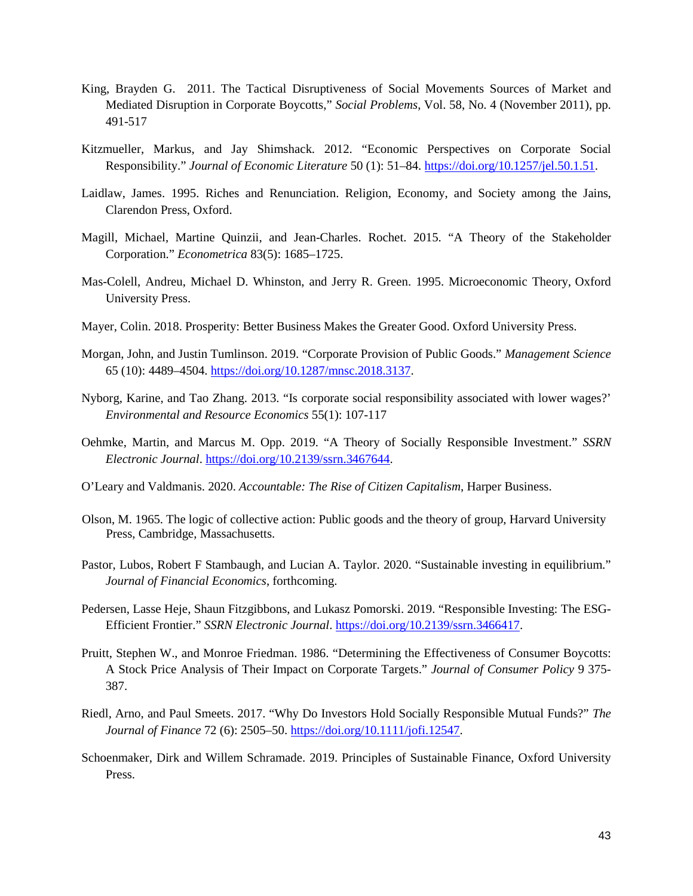King, Brayden G. 2011. The Tactical Disruptiveness of Social Movements Sources of Market and Mediated Disruption in Corporate Boycotts," *Social Problems*, Vol. 58, No. 4 (November 2011), pp. 491-517

Kitzmueller, Markus, and Jay Shimshack. 2012. "Economic Perspectives on Corporate Social Responsibility." *Journal of Economic Literature* 50 (1): 51–84. https://doi.org/10.1257/jel.50.1.51.

Laidlaw, James. 1995. Riches and Renunciation. Religion, Economy, and Society among the Jains, Clarendon Press, Oxford.

Magill, Michael, Martine Quinzii, and Jean-Charles. Rochet. 2015. "A Theory of the Stakeholder Corporation." *Econometrica* 83(5): 1685–1725.

Mas-Colell, Andreu, Michael D. Whinston, and Jerry R. Green. 1995. Microeconomic Theory, Oxford University Press.

Mayer, Colin. 2018. Prosperity: Better Business Makes the Greater Good. Oxford University Press.

Morgan, John, and Justin Tumlinson. 2019. "Corporate Provision of Public Goods." *Management Science* 65 (10): 4489–4504. https://doi.org/10.1287/mnsc.2018.3137.

Nyborg, Karine, and Tao Zhang. 2013. "Is corporate social responsibility associated with lower wages?' *Environmental and Resource Economics* 55(1): 107-117

Oehmke, Martin, and Marcus M. Opp. 2019. "A Theory of Socially Responsible Investment." *SSRN Electronic Journal*. https://doi.org/10.2139/ssrn.3467644.

O'Leary and Valdmanis. 2020. *Accountable: The Rise of Citizen Capitalism*, Harper Business.

Olson, M. 1965. The logic of collective action: Public goods and the theory of group, Harvard University Press, Cambridge, Massachusetts.

Pastor, Lubos, Robert F Stambaugh, and Lucian A. Taylor. 2020. "Sustainable investing in equilibrium." *Journal of Financial Economics*, forthcoming.

Pedersen, Lasse Heje, Shaun Fitzgibbons, and Lukasz Pomorski. 2019. "Responsible Investing: The ESG-Efficient Frontier." *SSRN Electronic Journal*. https://doi.org/10.2139/ssrn.3466417.

Pruitt, Stephen W., and Monroe Friedman. 1986. "Determining the Effectiveness of Consumer Boycotts: A Stock Price Analysis of Their Impact on Corporate Targets." *Journal of Consumer Policy* 9 375-387.

Riedl, Arno, and Paul Smeets. 2017. "Why Do Investors Hold Socially Responsible Mutual Funds?" *The Journal of Finance* 72 (6): 2505–50. https://doi.org/10.1111/jofi.12547.

Schoenmaker, Dirk and Willem Schramade. 2019. Principles of Sustainable Finance, Oxford University Press.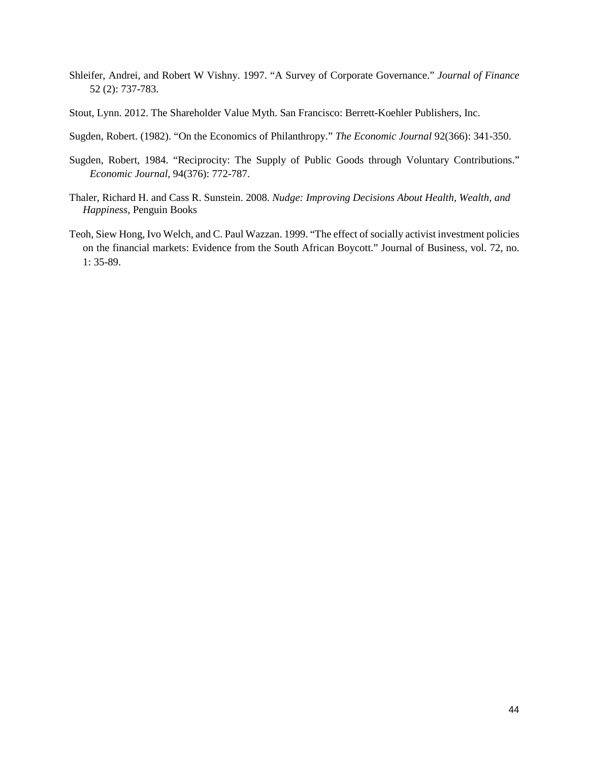Shleifer, Andrei, and Robert W Vishny. 1997. “A Survey of Corporate Governance.” *Journal of Finance* 52 (2): 737-783.

Stout, Lynn. 2012. The Shareholder Value Myth. San Francisco: Berrett-Koehler Publishers, Inc.

Sugden, Robert. (1982). “On the Economics of Philanthropy.” *The Economic Journal* 92(366): 341-350.

Sugden, Robert, 1984. “Reciprocity: The Supply of Public Goods through Voluntary Contributions.” *Economic Journal*, 94(376): 772-787.

Thaler, Richard H. and Cass R. Sunstein. 2008. *Nudge: Improving Decisions About Health, Wealth, and Happiness*, Penguin Books

Teoh, Siew Hong, Ivo Welch, and C. Paul Wazzan. 1999. “The effect of socially activist investment policies on the financial markets: Evidence from the South African Boycott.” Journal of Business, vol. 72, no. 1: 35-89.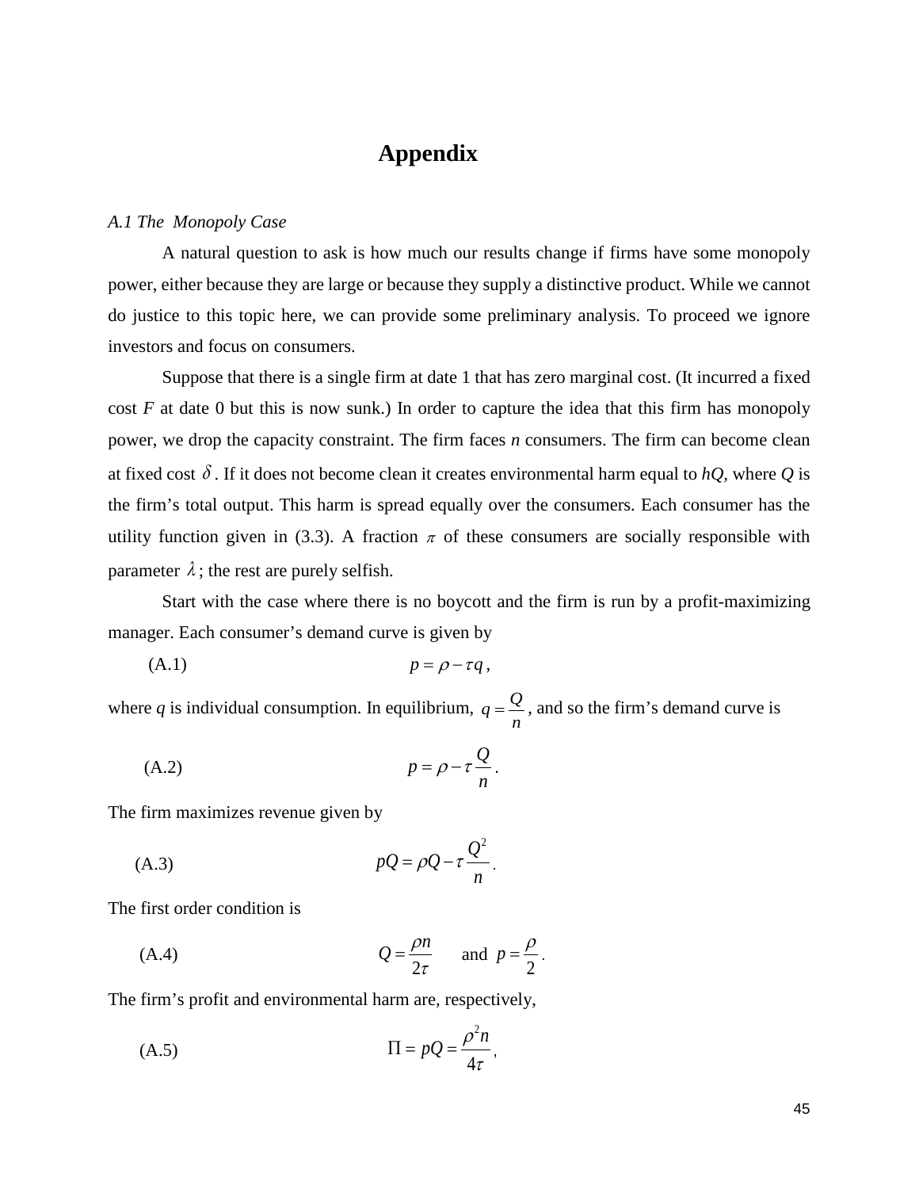# Appendix

*A.1 The Monopoly Case*

A natural question to ask is how much our results change if firms have some monopoly power, either because they are large or because they supply a distinctive product. While we cannot do justice to this topic here, we can provide some preliminary analysis. To proceed we ignore investors and focus on consumers.

Suppose that there is a single firm at date 1 that has zero marginal cost. (It incurred a fixed cost $F$ at date 0 but this is now sunk.) In order to capture the idea that this firm has monopoly power, we drop the capacity constraint. The firm faces $n$ consumers. The firm can become clean at fixed cost $\delta$. If it does not become clean it creates environmental harm equal to $hQ$, where $Q$ is the firm's total output. This harm is spread equally over the consumers. Each consumer has the utility function given in (3.3). A fraction $\pi$ of these consumers are socially responsible with parameter $\lambda$; the rest are purely selfish.

Start with the case where there is no boycott and the firm is run by a profit-maximizing manager. Each consumer's demand curve is given by

$$\text{(A.1)} \qquad p = \rho - \tau q,$$

where $q$ is individual consumption. In equilibrium, $q = \frac{Q}{n}$, and so the firm's demand curve is

$$\text{(A.2)} \qquad p = \rho - \tau \frac{Q}{n}.$$

The firm maximizes revenue given by

$$\text{(A.3)} \qquad pQ = \rho Q - \tau \frac{Q^2}{n}.$$

The first order condition is

$$\text{(A.4)} \qquad Q = \frac{\rho n}{2\tau} \quad \text{and} \quad p = \frac{\rho}{2}.$$

The firm's profit and environmental harm are, respectively,

$$\text{(A.5)} \qquad \Pi = pQ = \frac{\rho^2 n}{4\tau},$$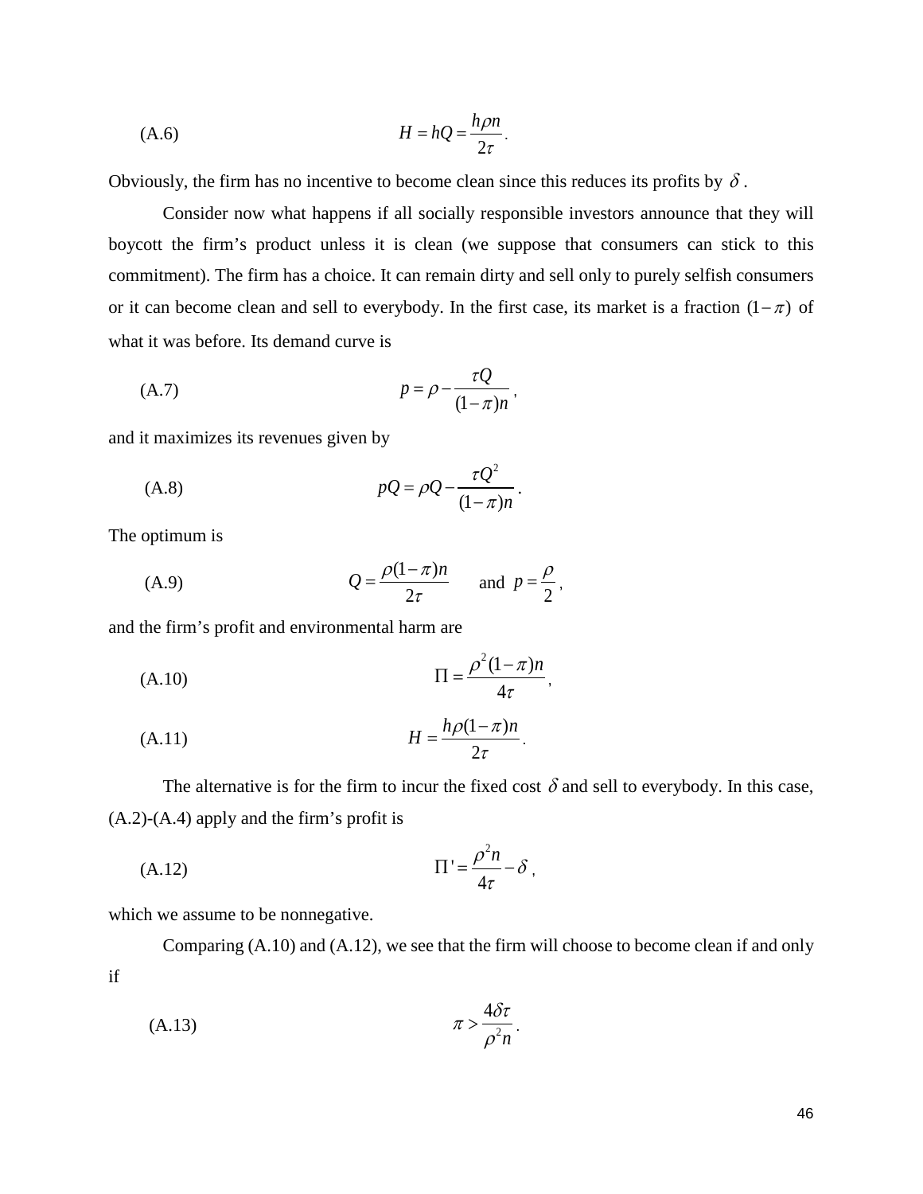$$H = hQ = \frac{h\rho n}{2\tau}. \tag{A.6}$$

Obviously, the firm has no incentive to become clean since this reduces its profits by $\delta$.

Consider now what happens if all socially responsible investors announce that they will boycott the firm's product unless it is clean (we suppose that consumers can stick to this commitment). The firm has a choice. It can remain dirty and sell only to purely selfish consumers or it can become clean and sell to everybody. In the first case, its market is a fraction $(1-\pi)$ of what it was before. Its demand curve is

$$p = \rho - \frac{\tau Q}{(1-\pi)n}, \tag{A.7}$$

and it maximizes its revenues given by

$$pQ = \rho Q - \frac{\tau Q^2}{(1-\pi)n}. \tag{A.8}$$

The optimum is

$$Q = \frac{\rho(1-\pi)n}{2\tau} \quad \text{and} \quad p = \frac{\rho}{2}, \tag{A.9}$$

and the firm's profit and environmental harm are

$$\Pi = \frac{\rho^2(1-\pi)n}{4\tau}, \tag{A.10}$$

$$H = \frac{h\rho(1-\pi)n}{2\tau}. \tag{A.11}$$

The alternative is for the firm to incur the fixed cost $\delta$ and sell to everybody. In this case, (A.2)-(A.4) apply and the firm's profit is

$$\Pi' = \frac{\rho^2 n}{4\tau} - \delta, \tag{A.12}$$

which we assume to be nonnegative.

Comparing (A.10) and (A.12), we see that the firm will choose to become clean if and only if

$$\pi > \frac{4\delta\tau}{\rho^2 n}. \tag{A.13}$$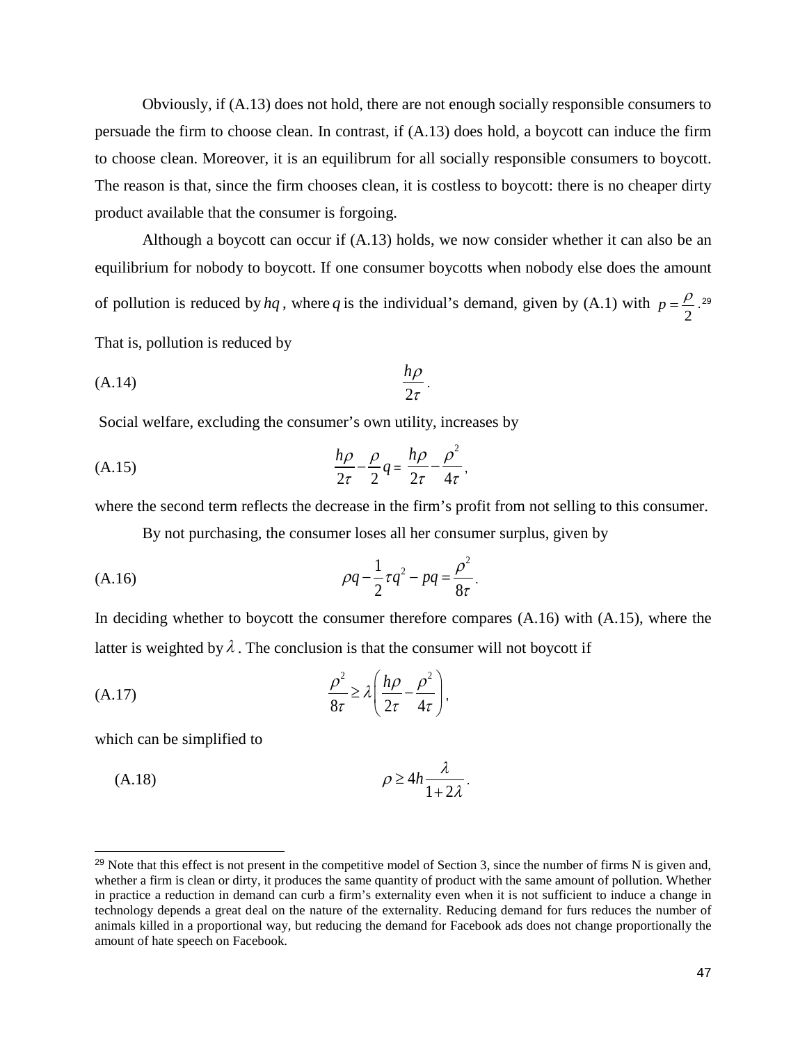Obviously, if (A.13) does not hold, there are not enough socially responsible consumers to persuade the firm to choose clean. In contrast, if (A.13) does hold, a boycott can induce the firm to choose clean. Moreover, it is an equilibrum for all socially responsible consumers to boycott. The reason is that, since the firm chooses clean, it is costless to boycott: there is no cheaper dirty product available that the consumer is forgoing.

Although a boycott can occur if (A.13) holds, we now consider whether it can also be an equilibrium for nobody to boycott. If one consumer boycotts when nobody else does the amount of pollution is reduced by $hq$, where $q$ is the individual's demand, given by (A.1) with $p = \frac{\rho}{2}$.[29] That is, pollution is reduced by

$$\text{(A.14)} \qquad \frac{h\rho}{2\tau}.$$

Social welfare, excluding the consumer's own utility, increases by

$$\text{(A.15)} \qquad \frac{h\rho}{2\tau} - \frac{\rho}{2}q = \frac{h\rho}{2\tau} - \frac{\rho^2}{4\tau},$$

where the second term reflects the decrease in the firm's profit from not selling to this consumer.

By not purchasing, the consumer loses all her consumer surplus, given by

$$\text{(A.16)} \qquad \rho q - \frac{1}{2}\tau q^2 - pq = \frac{\rho^2}{8\tau}.$$

In deciding whether to boycott the consumer therefore compares (A.16) with (A.15), where the latter is weighted by $\lambda$. The conclusion is that the consumer will not boycott if

$$\text{(A.17)} \qquad \frac{\rho^2}{8\tau} \geq \lambda\left(\frac{h\rho}{2\tau} - \frac{\rho^2}{4\tau}\right),$$

which can be simplified to

$$\text{(A.18)} \qquad \rho \geq 4h\frac{\lambda}{1+2\lambda}.$$

[29] Note that this effect is not present in the competitive model of Section 3, since the number of firms N is given and, whether a firm is clean or dirty, it produces the same quantity of product with the same amount of pollution. Whether in practice a reduction in demand can curb a firm's externality even when it is not sufficient to induce a change in technology depends a great deal on the nature of the externality. Reducing demand for furs reduces the number of animals killed in a proportional way, but reducing the demand for Facebook ads does not change proportionally the amount of hate speech on Facebook.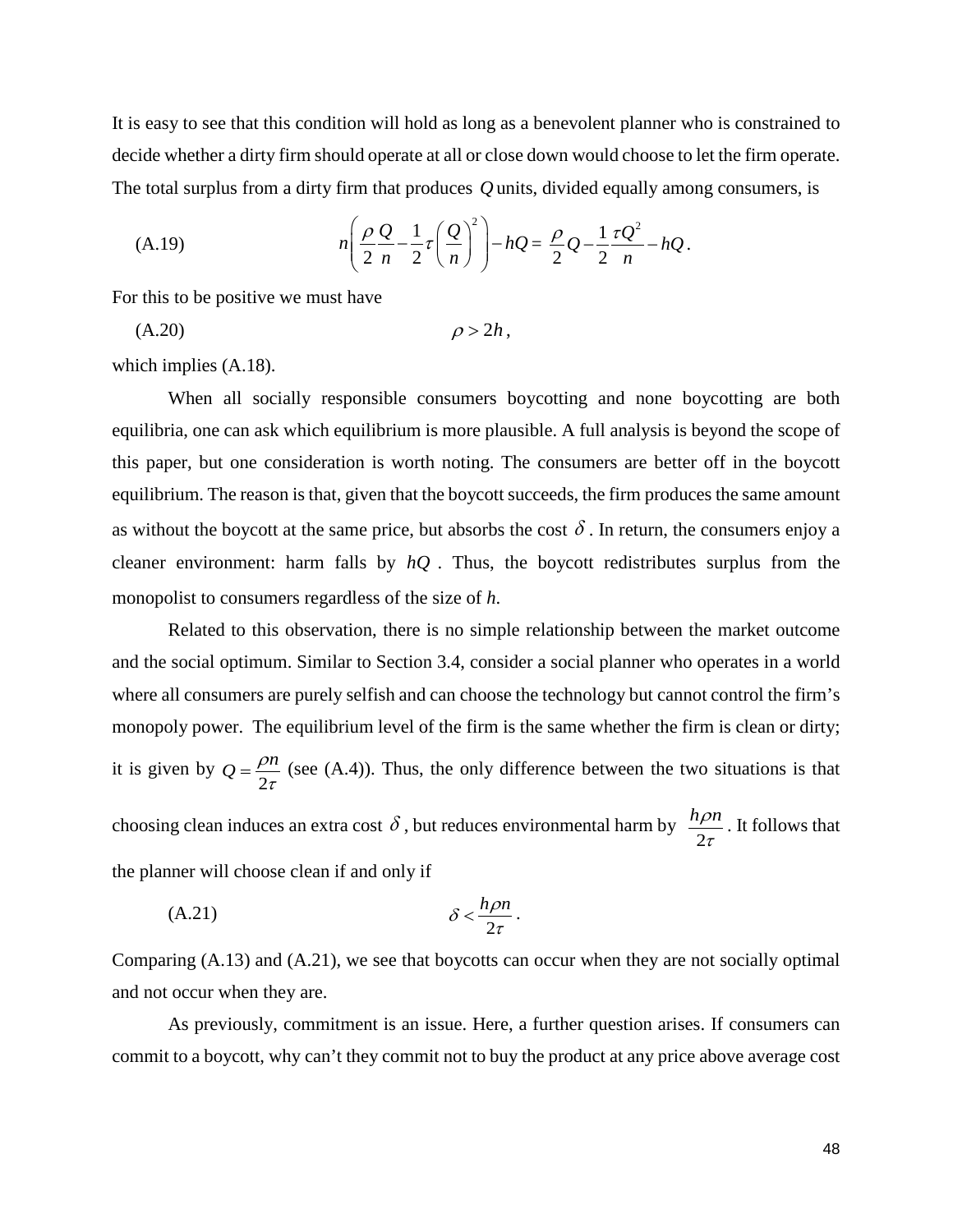It is easy to see that this condition will hold as long as a benevolent planner who is constrained to decide whether a dirty firm should operate at all or close down would choose to let the firm operate. The total surplus from a dirty firm that produces $Q$ units, divided equally among consumers, is

$$n\left(\frac{\rho}{2}\frac{Q}{n}-\frac{1}{2}\tau\left(\frac{Q}{n}\right)^{2}\right)-hQ=\frac{\rho}{2}Q-\frac{1}{2}\frac{\tau Q^{2}}{n}-hQ. \tag{A.19}$$

For this to be positive we must have

$$\rho > 2h, \tag{A.20}$$

which implies (A.18).

When all socially responsible consumers boycotting and none boycotting are both equilibria, one can ask which equilibrium is more plausible. A full analysis is beyond the scope of this paper, but one consideration is worth noting. The consumers are better off in the boycott equilibrium. The reason is that, given that the boycott succeeds, the firm produces the same amount as without the boycott at the same price, but absorbs the cost $\delta$. In return, the consumers enjoy a cleaner environment: harm falls by $hQ$. Thus, the boycott redistributes surplus from the monopolist to consumers regardless of the size of *h*.

Related to this observation, there is no simple relationship between the market outcome and the social optimum. Similar to Section 3.4, consider a social planner who operates in a world where all consumers are purely selfish and can choose the technology but cannot control the firm's monopoly power. The equilibrium level of the firm is the same whether the firm is clean or dirty; it is given by $Q=\frac{\rho n}{2\tau}$ (see (A.4)). Thus, the only difference between the two situations is that choosing clean induces an extra cost $\delta$, but reduces environmental harm by $\frac{h\rho n}{2\tau}$. It follows that the planner will choose clean if and only if

$$\delta < \frac{h\rho n}{2\tau}. \tag{A.21}$$

Comparing (A.13) and (A.21), we see that boycotts can occur when they are not socially optimal and not occur when they are.

As previously, commitment is an issue. Here, a further question arises. If consumers can commit to a boycott, why can't they commit not to buy the product at any price above average cost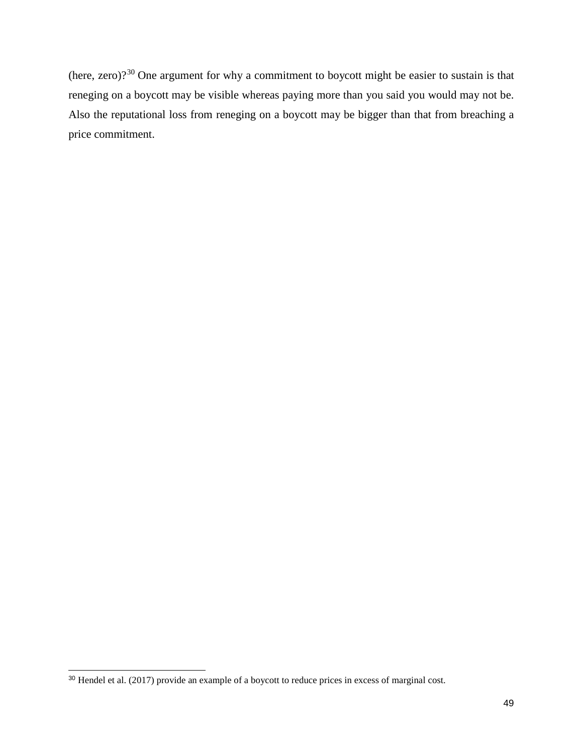(here, zero)?[30] One argument for why a commitment to boycott might be easier to sustain is that reneging on a boycott may be visible whereas paying more than you said you would may not be. Also the reputational loss from reneging on a boycott may be bigger than that from breaching a price commitment.

[30] Hendel et al. (2017) provide an example of a boycott to reduce prices in excess of marginal cost.